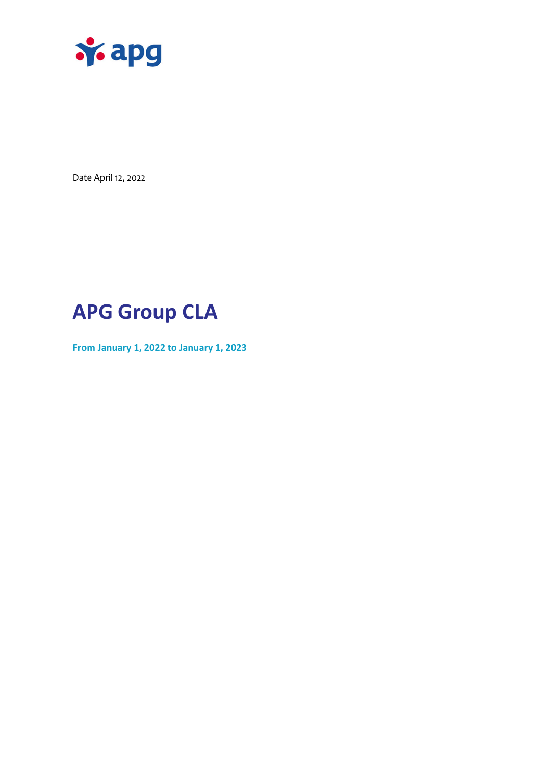apg

Date April 12, 2022

# APG Group CLA

**From January 1, 2022 to January 1, 2023**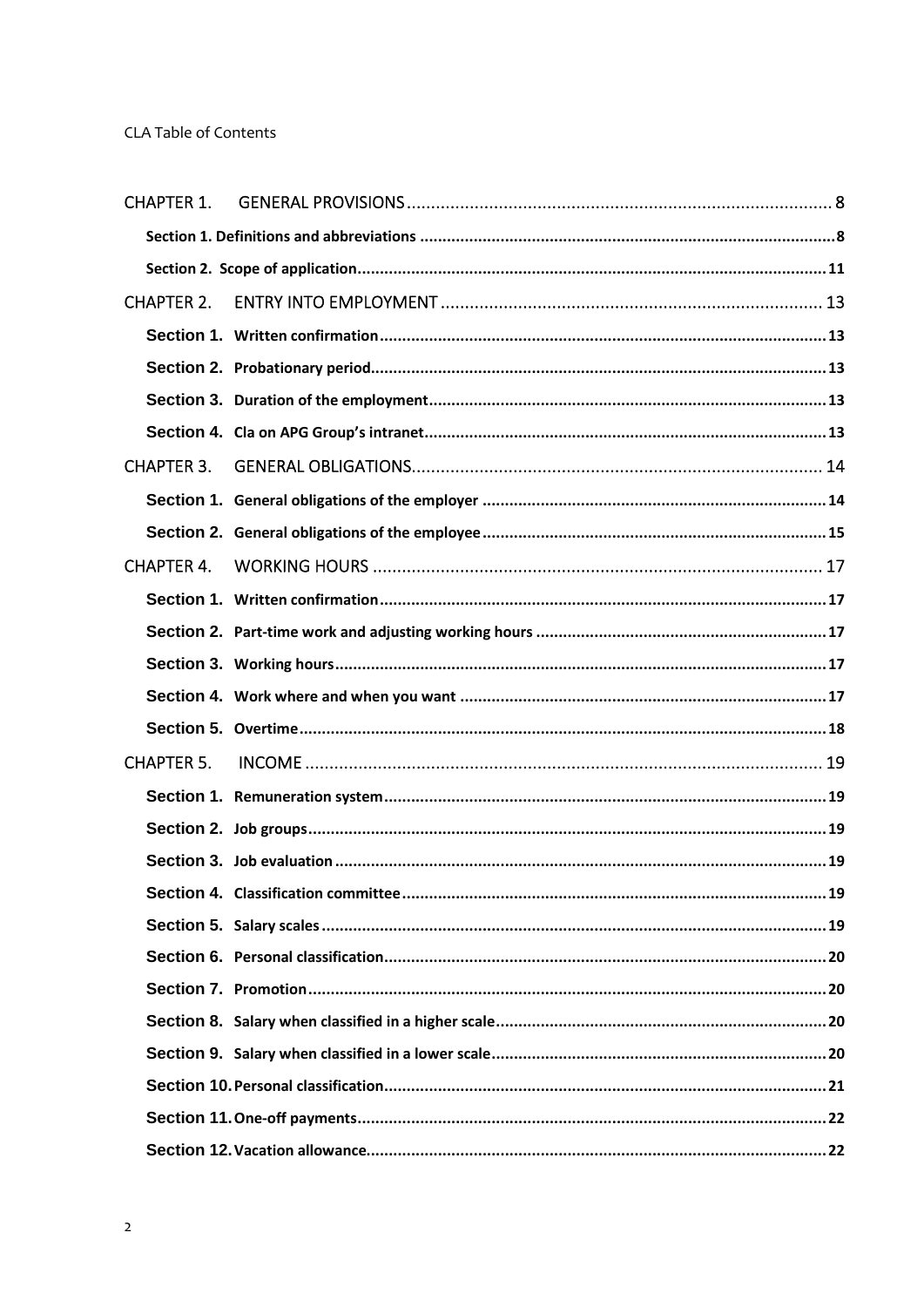CLA Table of Contents

CHAPTER 1. GENERAL PROVISIONS ........................................................................................ 8

Section 1. Definitions and abbreviations ............................................................................................ 8

Section 2. Scope of application........................................................................................................ 11

CHAPTER 2. ENTRY INTO EMPLOYMENT .............................................................................. 13

Section 1. Written confirmation .................................................................................................... 13

Section 2. Probationary period...................................................................................................... 13

Section 3. Duration of the employment......................................................................................... 13

Section 4. Cla on APG Group's intranet.......................................................................................... 13

CHAPTER 3. GENERAL OBLIGATIONS.................................................................................... 14

Section 1. General obligations of the employer ............................................................................. 14

Section 2. General obligations of the employee ............................................................................. 15

CHAPTER 4. WORKING HOURS ............................................................................................ 17

Section 1. Written confirmation .................................................................................................... 17

Section 2. Part-time work and adjusting working hours ................................................................. 17

Section 3. Working hours .............................................................................................................. 17

Section 4. Work where and when you want ................................................................................. 17

Section 5. Overtime ....................................................................................................................... 18

CHAPTER 5. INCOME ........................................................................................................... 19

Section 1. Remuneration system ................................................................................................... 19

Section 2. Job groups .................................................................................................................... 19

Section 3. Job evaluation .............................................................................................................. 19

Section 4. Classification committee .............................................................................................. 19

Section 5. Salary scales ................................................................................................................. 19

Section 6. Personal classification................................................................................................... 20

Section 7. Promotion ..................................................................................................................... 20

Section 8. Salary when classified in a higher scale.......................................................................... 20

Section 9. Salary when classified in a lower scale........................................................................... 20

Section 10. Personal classification.................................................................................................. 21

Section 11. One-off payments......................................................................................................... 22

Section 12. Vacation allowance...................................................................................................... 22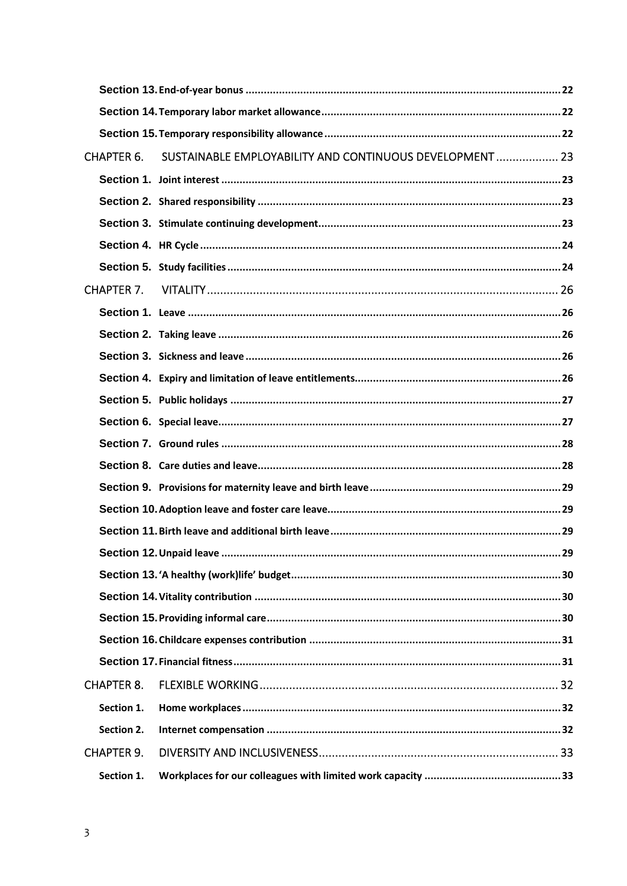Section 13. End-of-year bonus ..... 22

Section 14. Temporary labor market allowance ..... 22

Section 15. Temporary responsibility allowance ..... 22

CHAPTER 6. SUSTAINABLE EMPLOYABILITY AND CONTINUOUS DEVELOPMENT ..... 23

Section 1. Joint interest ..... 23

Section 2. Shared responsibility ..... 23

Section 3. Stimulate continuing development ..... 23

Section 4. HR Cycle ..... 24

Section 5. Study facilities ..... 24

CHAPTER 7. VITALITY ..... 26

Section 1. Leave ..... 26

Section 2. Taking leave ..... 26

Section 3. Sickness and leave ..... 26

Section 4. Expiry and limitation of leave entitlements ..... 26

Section 5. Public holidays ..... 27

Section 6. Special leave ..... 27

Section 7. Ground rules ..... 28

Section 8. Care duties and leave ..... 28

Section 9. Provisions for maternity leave and birth leave ..... 29

Section 10. Adoption leave and foster care leave ..... 29

Section 11. Birth leave and additional birth leave ..... 29

Section 12. Unpaid leave ..... 29

Section 13. 'A healthy (work)life' budget ..... 30

Section 14. Vitality contribution ..... 30

Section 15. Providing informal care ..... 30

Section 16. Childcare expenses contribution ..... 31

Section 17. Financial fitness ..... 31

CHAPTER 8. FLEXIBLE WORKING ..... 32

Section 1. Home workplaces ..... 32

Section 2. Internet compensation ..... 32

CHAPTER 9. DIVERSITY AND INCLUSIVENESS ..... 33

Section 1. Workplaces for our colleagues with limited work capacity ..... 33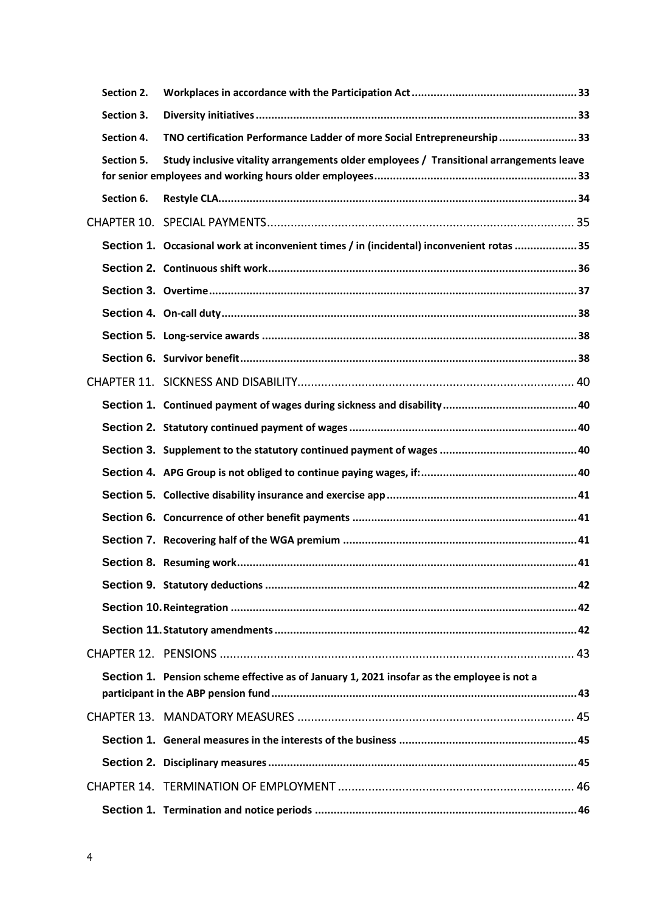Section 2. Workplaces in accordance with the Participation Act .... 33

Section 3. Diversity initiatives .... 33

Section 4. TNO certification Performance Ladder of more Social Entrepreneurship .... 33

Section 5. Study inclusive vitality arrangements older employees / Transitional arrangements leave for senior employees and working hours older employees .... 33

Section 6. Restyle CLA .... 34

CHAPTER 10. SPECIAL PAYMENTS .... 35

Section 1. Occasional work at inconvenient times / in (incidental) inconvenient rotas .... 35

Section 2. Continuous shift work .... 36

Section 3. Overtime .... 37

Section 4. On-call duty .... 38

Section 5. Long-service awards .... 38

Section 6. Survivor benefit .... 38

CHAPTER 11. SICKNESS AND DISABILITY .... 40

Section 1. Continued payment of wages during sickness and disability .... 40

Section 2. Statutory continued payment of wages .... 40

Section 3. Supplement to the statutory continued payment of wages .... 40

Section 4. APG Group is not obliged to continue paying wages, if: .... 40

Section 5. Collective disability insurance and exercise app .... 41

Section 6. Concurrence of other benefit payments .... 41

Section 7. Recovering half of the WGA premium .... 41

Section 8. Resuming work .... 41

Section 9. Statutory deductions .... 42

Section 10. Reintegration .... 42

Section 11. Statutory amendments .... 42

CHAPTER 12. PENSIONS .... 43

Section 1. Pension scheme effective as of January 1, 2021 insofar as the employee is not a participant in the ABP pension fund .... 43

CHAPTER 13. MANDATORY MEASURES .... 45

Section 1. General measures in the interests of the business .... 45

Section 2. Disciplinary measures .... 45

CHAPTER 14. TERMINATION OF EMPLOYMENT .... 46

Section 1. Termination and notice periods .... 46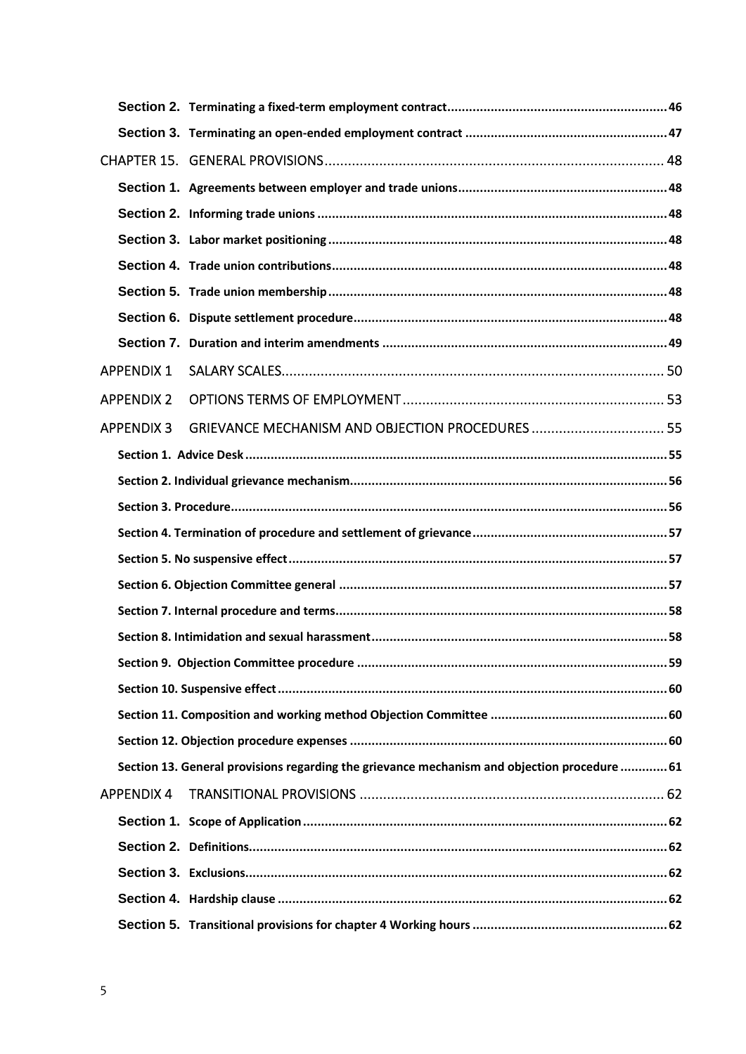Section 2. Terminating a fixed-term employment contract ........ 46

Section 3. Terminating an open-ended employment contract ........ 47

CHAPTER 15. GENERAL PROVISIONS ........ 48

Section 1. Agreements between employer and trade unions ........ 48

Section 2. Informing trade unions ........ 48

Section 3. Labor market positioning ........ 48

Section 4. Trade union contributions ........ 48

Section 5. Trade union membership ........ 48

Section 6. Dispute settlement procedure ........ 48

Section 7. Duration and interim amendments ........ 49

APPENDIX 1 SALARY SCALES ........ 50

APPENDIX 2 OPTIONS TERMS OF EMPLOYMENT ........ 53

APPENDIX 3 GRIEVANCE MECHANISM AND OBJECTION PROCEDURES ........ 55

Section 1. Advice Desk ........ 55

Section 2. Individual grievance mechanism ........ 56

Section 3. Procedure ........ 56

Section 4. Termination of procedure and settlement of grievance ........ 57

Section 5. No suspensive effect ........ 57

Section 6. Objection Committee general ........ 57

Section 7. Internal procedure and terms ........ 58

Section 8. Intimidation and sexual harassment ........ 58

Section 9. Objection Committee procedure ........ 59

Section 10. Suspensive effect ........ 60

Section 11. Composition and working method Objection Committee ........ 60

Section 12. Objection procedure expenses ........ 60

Section 13. General provisions regarding the grievance mechanism and objection procedure ........ 61

APPENDIX 4 TRANSITIONAL PROVISIONS ........ 62

Section 1. Scope of Application ........ 62

Section 2. Definitions ........ 62

Section 3. Exclusions ........ 62

Section 4. Hardship clause ........ 62

Section 5. Transitional provisions for chapter 4 Working hours ........ 62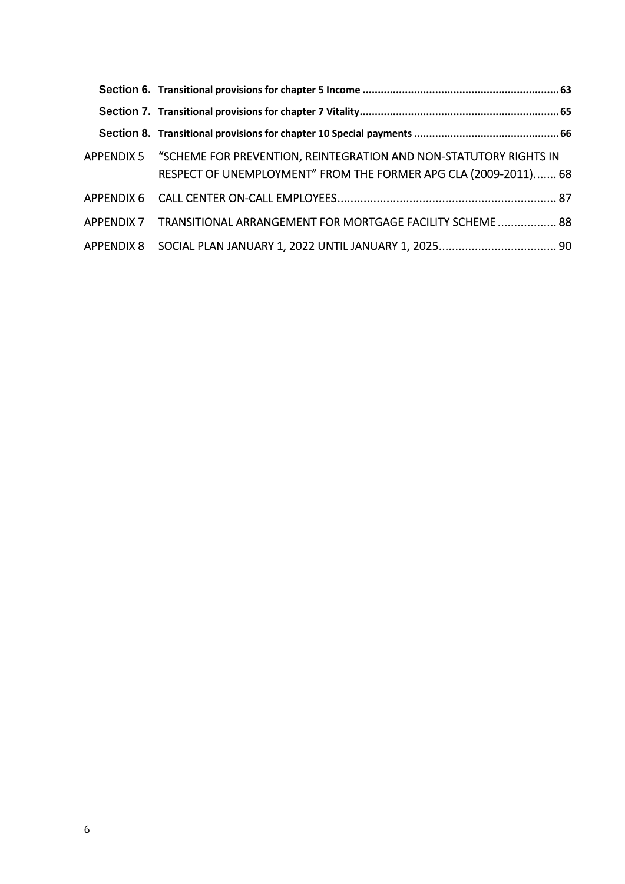Section 6. **Transitional provisions for chapter 5 Income** ........................................................ 63

Section 7. **Transitional provisions for chapter 7 Vitality** ........................................................ 65

Section 8. **Transitional provisions for chapter 10 Special payments** ........................................ 66

APPENDIX 5 "SCHEME FOR PREVENTION, REINTEGRATION AND NON-STATUTORY RIGHTS IN RESPECT OF UNEMPLOYMENT" FROM THE FORMER APG CLA (2009-2011)....... 68

APPENDIX 6 CALL CENTER ON-CALL EMPLOYEES.................................................................. 87

APPENDIX 7 TRANSITIONAL ARRANGEMENT FOR MORTGAGE FACILITY SCHEME ................. 88

APPENDIX 8 SOCIAL PLAN JANUARY 1, 2022 UNTIL JANUARY 1, 2025................................... 90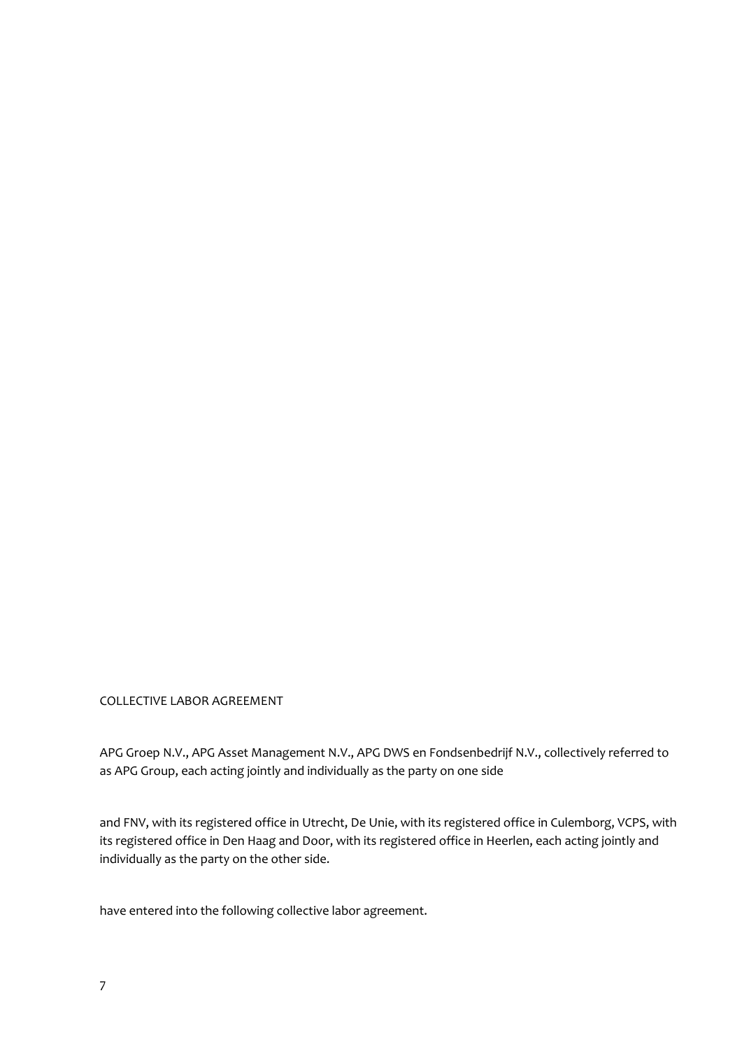COLLECTIVE LABOR AGREEMENT

APG Groep N.V., APG Asset Management N.V., APG DWS en Fondsenbedrijf N.V., collectively referred to as APG Group, each acting jointly and individually as the party on one side

and FNV, with its registered office in Utrecht, De Unie, with its registered office in Culemborg, VCPS, with its registered office in Den Haag and Door, with its registered office in Heerlen, each acting jointly and individually as the party on the other side.

have entered into the following collective labor agreement.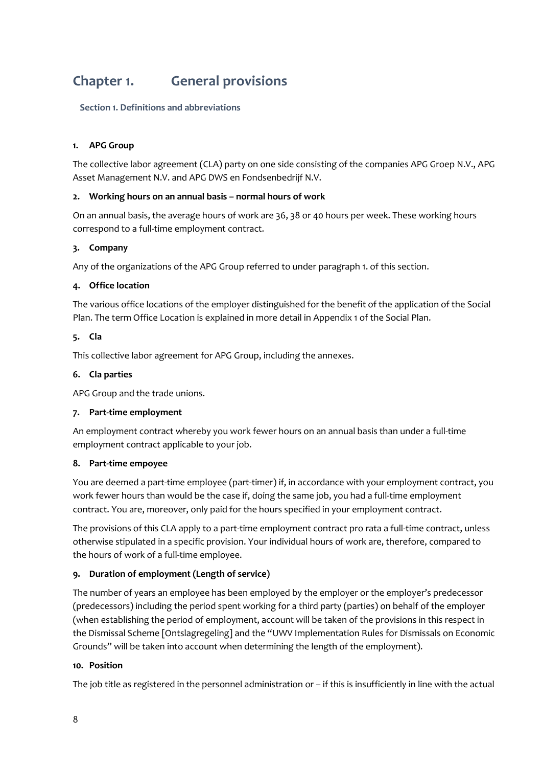# Chapter 1. General provisions

## Section 1. Definitions and abbreviations

#### 1. APG Group

The collective labor agreement (CLA) party on one side consisting of the companies APG Groep N.V., APG Asset Management N.V. and APG DWS en Fondsenbedrijf N.V.

#### 2. Working hours on an annual basis – normal hours of work

On an annual basis, the average hours of work are 36, 38 or 40 hours per week. These working hours correspond to a full-time employment contract.

#### 3. Company

Any of the organizations of the APG Group referred to under paragraph 1. of this section.

#### 4. Office location

The various office locations of the employer distinguished for the benefit of the application of the Social Plan. The term Office Location is explained in more detail in Appendix 1 of the Social Plan.

#### 5. Cla

This collective labor agreement for APG Group, including the annexes.

#### 6. Cla parties

APG Group and the trade unions.

#### 7. Part-time employment

An employment contract whereby you work fewer hours on an annual basis than under a full-time employment contract applicable to your job.

#### 8. Part-time empoyee

You are deemed a part-time employee (part-timer) if, in accordance with your employment contract, you work fewer hours than would be the case if, doing the same job, you had a full-time employment contract. You are, moreover, only paid for the hours specified in your employment contract.

The provisions of this CLA apply to a part-time employment contract pro rata a full-time contract, unless otherwise stipulated in a specific provision. Your individual hours of work are, therefore, compared to the hours of work of a full-time employee.

#### 9. Duration of employment (Length of service)

The number of years an employee has been employed by the employer or the employer's predecessor (predecessors) including the period spent working for a third party (parties) on behalf of the employer (when establishing the period of employment, account will be taken of the provisions in this respect in the Dismissal Scheme [Ontslagregeling] and the "UWV Implementation Rules for Dismissals on Economic Grounds" will be taken into account when determining the length of the employment).

#### 10. Position

The job title as registered in the personnel administration or – if this is insufficiently in line with the actual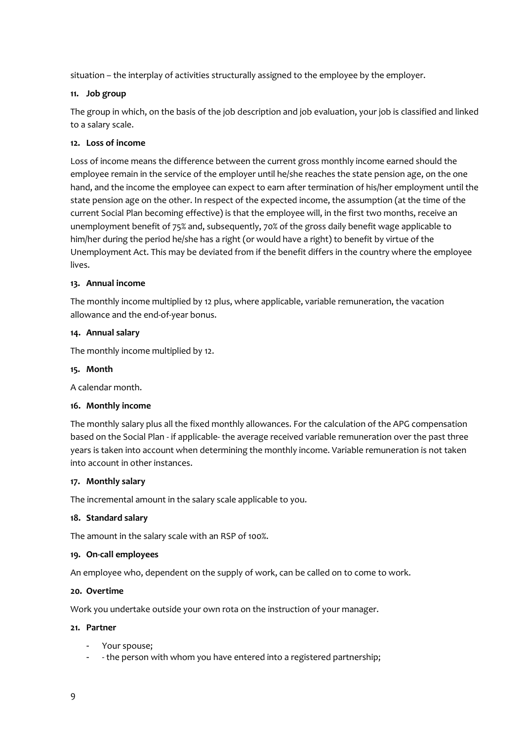situation – the interplay of activities structurally assigned to the employee by the employer.

**11. Job group**

The group in which, on the basis of the job description and job evaluation, your job is classified and linked to a salary scale.

**12. Loss of income**

Loss of income means the difference between the current gross monthly income earned should the employee remain in the service of the employer until he/she reaches the state pension age, on the one hand, and the income the employee can expect to earn after termination of his/her employment until the state pension age on the other. In respect of the expected income, the assumption (at the time of the current Social Plan becoming effective) is that the employee will, in the first two months, receive an unemployment benefit of 75% and, subsequently, 70% of the gross daily benefit wage applicable to him/her during the period he/she has a right (or would have a right) to benefit by virtue of the Unemployment Act. This may be deviated from if the benefit differs in the country where the employee lives.

**13. Annual income**

The monthly income multiplied by 12 plus, where applicable, variable remuneration, the vacation allowance and the end-of-year bonus.

**14. Annual salary**

The monthly income multiplied by 12.

**15. Month**

A calendar month.

**16. Monthly income**

The monthly salary plus all the fixed monthly allowances. For the calculation of the APG compensation based on the Social Plan - if applicable- the average received variable remuneration over the past three years is taken into account when determining the monthly income. Variable remuneration is not taken into account in other instances.

**17. Monthly salary**

The incremental amount in the salary scale applicable to you.

**18. Standard salary**

The amount in the salary scale with an RSP of 100%.

**19. On-call employees**

An employee who, dependent on the supply of work, can be called on to come to work.

**20. Overtime**

Work you undertake outside your own rota on the instruction of your manager.

**21. Partner**

- Your spouse;
- - the person with whom you have entered into a registered partnership;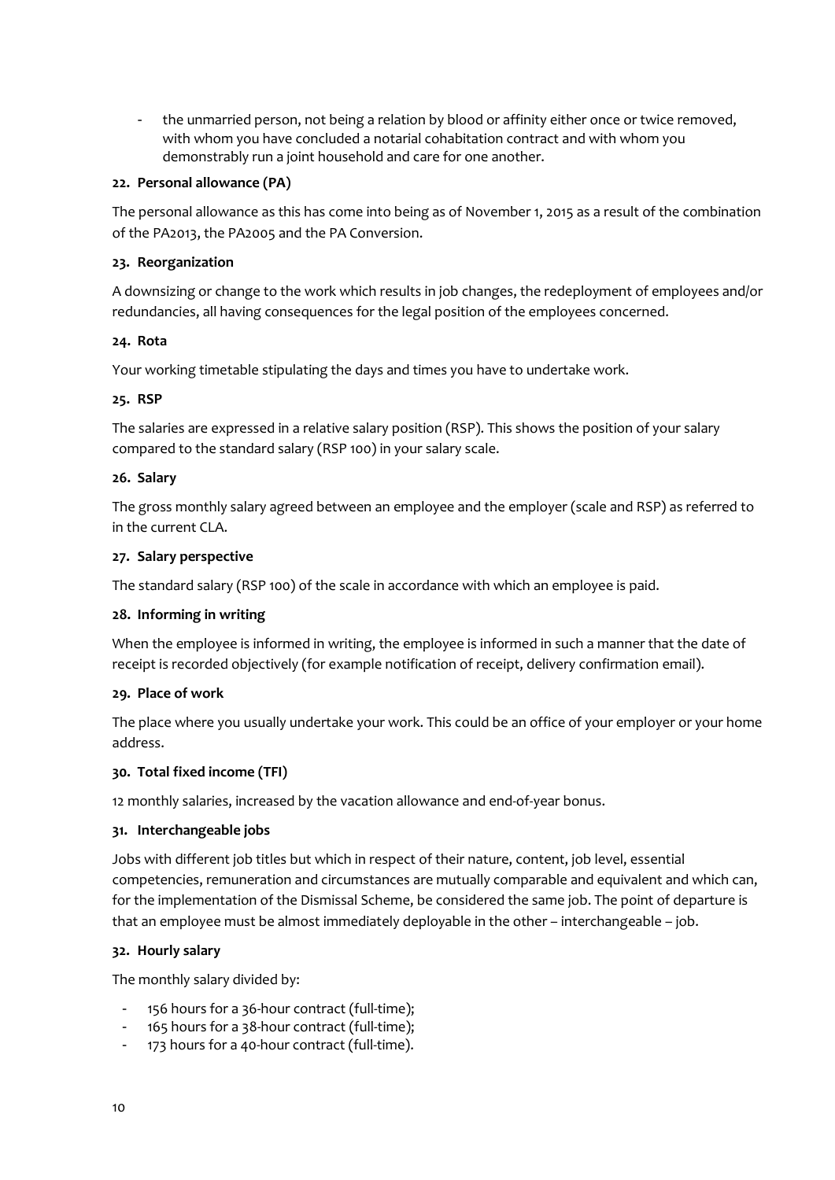- the unmarried person, not being a relation by blood or affinity either once or twice removed, with whom you have concluded a notarial cohabitation contract and with whom you demonstrably run a joint household and care for one another.

**22. Personal allowance (PA)**

The personal allowance as this has come into being as of November 1, 2015 as a result of the combination of the PA2013, the PA2005 and the PA Conversion.

**23. Reorganization**

A downsizing or change to the work which results in job changes, the redeployment of employees and/or redundancies, all having consequences for the legal position of the employees concerned.

**24. Rota**

Your working timetable stipulating the days and times you have to undertake work.

**25. RSP**

The salaries are expressed in a relative salary position (RSP). This shows the position of your salary compared to the standard salary (RSP 100) in your salary scale.

**26. Salary**

The gross monthly salary agreed between an employee and the employer (scale and RSP) as referred to in the current CLA.

**27. Salary perspective**

The standard salary (RSP 100) of the scale in accordance with which an employee is paid.

**28. Informing in writing**

When the employee is informed in writing, the employee is informed in such a manner that the date of receipt is recorded objectively (for example notification of receipt, delivery confirmation email).

**29. Place of work**

The place where you usually undertake your work. This could be an office of your employer or your home address.

**30. Total fixed income (TFI)**

12 monthly salaries, increased by the vacation allowance and end-of-year bonus.

**31. Interchangeable jobs**

Jobs with different job titles but which in respect of their nature, content, job level, essential competencies, remuneration and circumstances are mutually comparable and equivalent and which can, for the implementation of the Dismissal Scheme, be considered the same job. The point of departure is that an employee must be almost immediately deployable in the other – interchangeable – job.

**32. Hourly salary**

The monthly salary divided by:

- 156 hours for a 36-hour contract (full-time);
- 165 hours for a 38-hour contract (full-time);
- 173 hours for a 40-hour contract (full-time).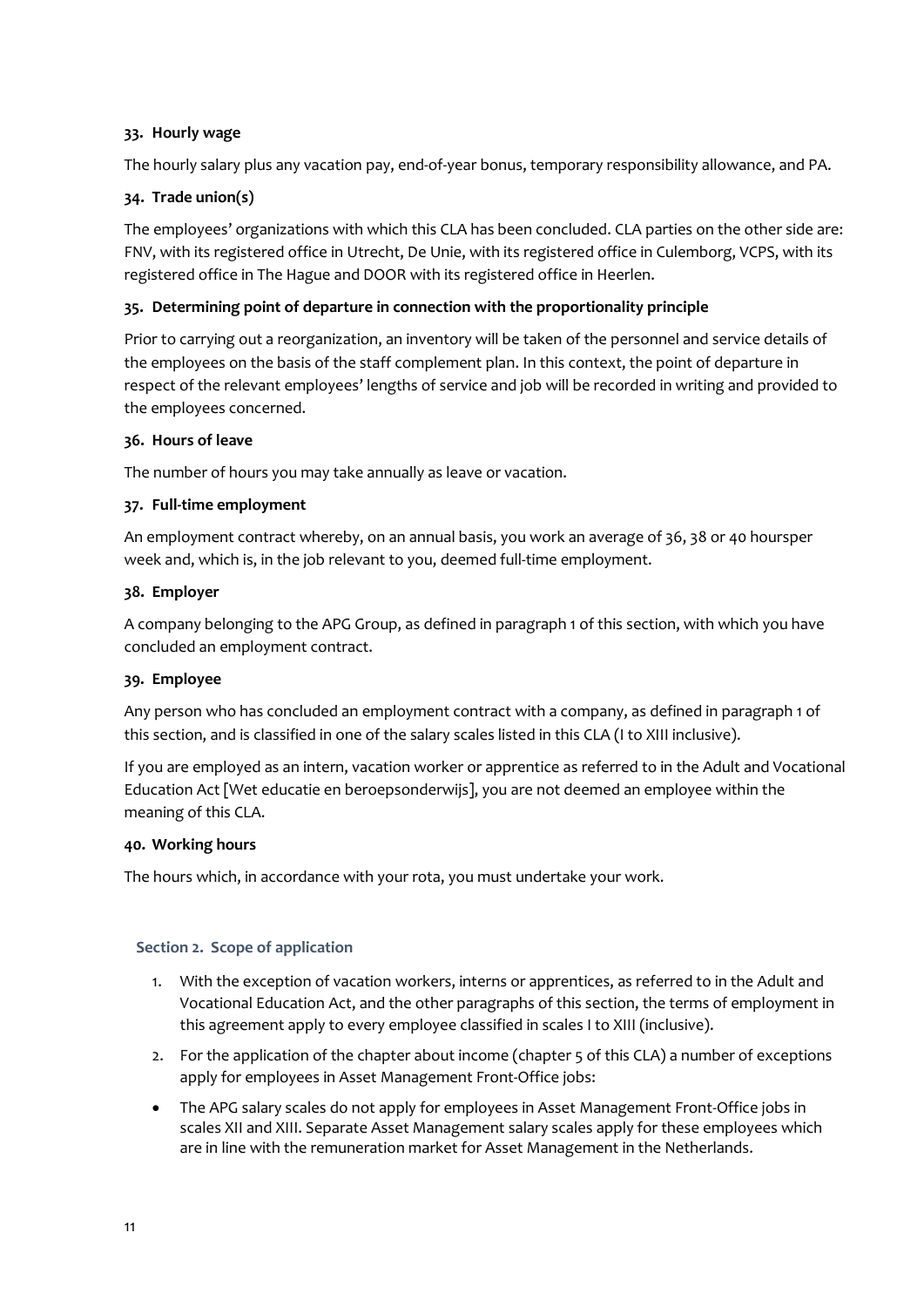### 33. Hourly wage

The hourly salary plus any vacation pay, end-of-year bonus, temporary responsibility allowance, and PA.

### 34. Trade union(s)

The employees' organizations with which this CLA has been concluded. CLA parties on the other side are: FNV, with its registered office in Utrecht, De Unie, with its registered office in Culemborg, VCPS, with its registered office in The Hague and DOOR with its registered office in Heerlen.

### 35. Determining point of departure in connection with the proportionality principle

Prior to carrying out a reorganization, an inventory will be taken of the personnel and service details of the employees on the basis of the staff complement plan. In this context, the point of departure in respect of the relevant employees' lengths of service and job will be recorded in writing and provided to the employees concerned.

### 36. Hours of leave

The number of hours you may take annually as leave or vacation.

### 37. Full-time employment

An employment contract whereby, on an annual basis, you work an average of 36, 38 or 40 hoursper week and, which is, in the job relevant to you, deemed full-time employment.

### 38. Employer

A company belonging to the APG Group, as defined in paragraph 1 of this section, with which you have concluded an employment contract.

### 39. Employee

Any person who has concluded an employment contract with a company, as defined in paragraph 1 of this section, and is classified in one of the salary scales listed in this CLA (I to XIII inclusive).

If you are employed as an intern, vacation worker or apprentice as referred to in the Adult and Vocational Education Act [Wet educatie en beroepsonderwijs], you are not deemed an employee within the meaning of this CLA.

### 40. Working hours

The hours which, in accordance with your rota, you must undertake your work.

## Section 2. Scope of application

1. With the exception of vacation workers, interns or apprentices, as referred to in the Adult and Vocational Education Act, and the other paragraphs of this section, the terms of employment in this agreement apply to every employee classified in scales I to XIII (inclusive).
2. For the application of the chapter about income (chapter 5 of this CLA) a number of exceptions apply for employees in Asset Management Front-Office jobs:

- The APG salary scales do not apply for employees in Asset Management Front-Office jobs in scales XII and XIII. Separate Asset Management salary scales apply for these employees which are in line with the remuneration market for Asset Management in the Netherlands.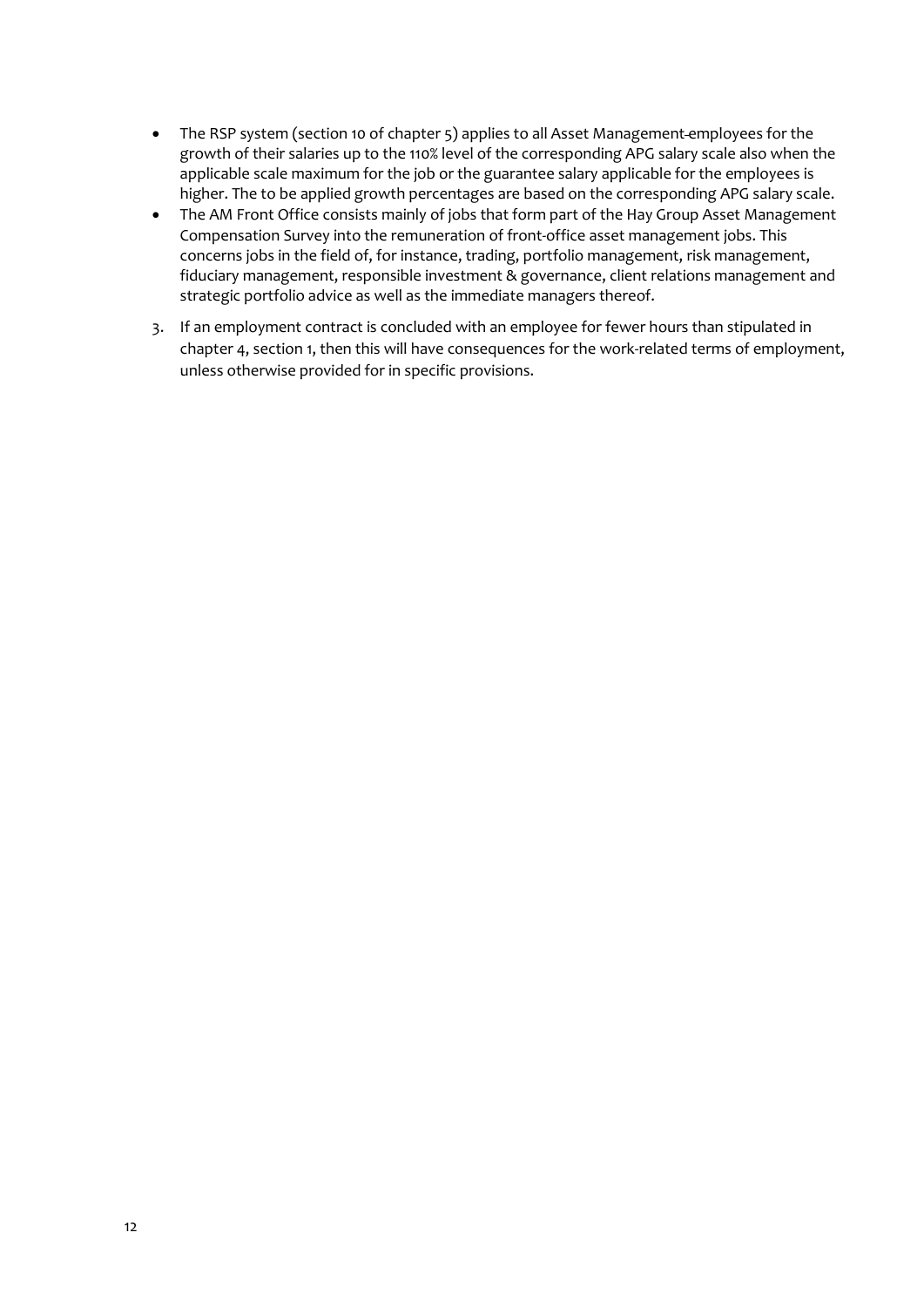- The RSP system (section 10 of chapter 5) applies to all Asset Management employees for the growth of their salaries up to the 110% level of the corresponding APG salary scale also when the applicable scale maximum for the job or the guarantee salary applicable for the employees is higher. The to be applied growth percentages are based on the corresponding APG salary scale.
- The AM Front Office consists mainly of jobs that form part of the Hay Group Asset Management Compensation Survey into the remuneration of front-office asset management jobs. This concerns jobs in the field of, for instance, trading, portfolio management, risk management, fiduciary management, responsible investment & governance, client relations management and strategic portfolio advice as well as the immediate managers thereof.

3. If an employment contract is concluded with an employee for fewer hours than stipulated in chapter 4, section 1, then this will have consequences for the work-related terms of employment, unless otherwise provided for in specific provisions.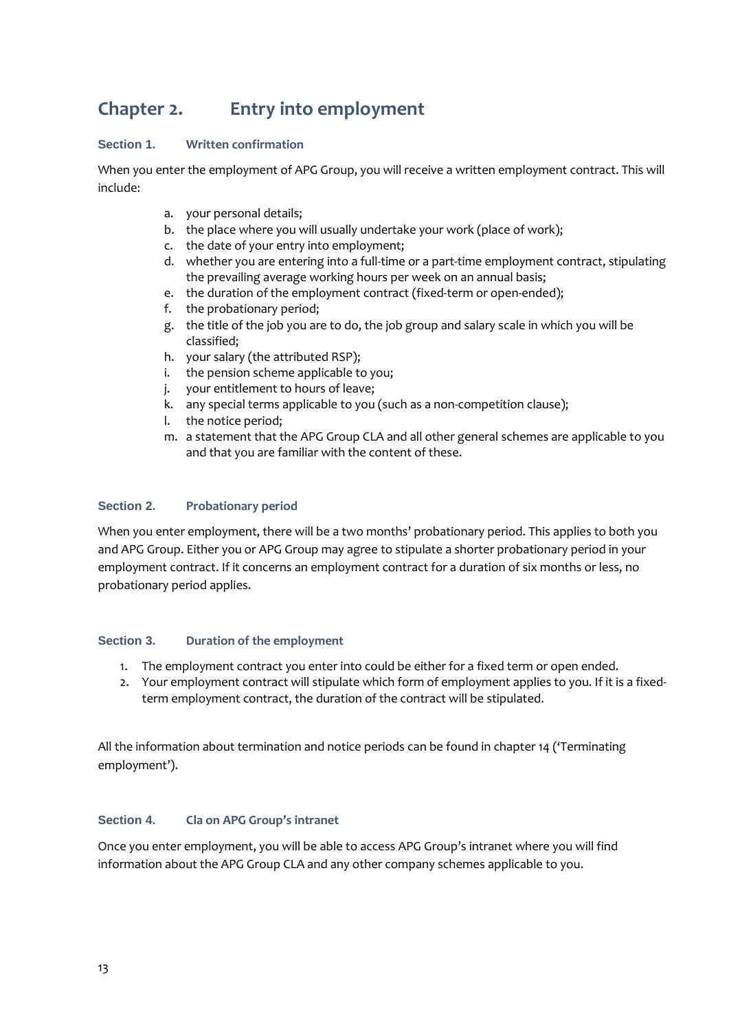# Chapter 2. Entry into employment

### Section 1. Written confirmation

When you enter the employment of APG Group, you will receive a written employment contract. This will include:

a. your personal details;
b. the place where you will usually undertake your work (place of work);
c. the date of your entry into employment;
d. whether you are entering into a full-time or a part-time employment contract, stipulating the prevailing average working hours per week on an annual basis;
e. the duration of the employment contract (fixed-term or open-ended);
f. the probationary period;
g. the title of the job you are to do, the job group and salary scale in which you will be classified;
h. your salary (the attributed RSP);
i. the pension scheme applicable to you;
j. your entitlement to hours of leave;
k. any special terms applicable to you (such as a non-competition clause);
l. the notice period;
m. a statement that the APG Group CLA and all other general schemes are applicable to you and that you are familiar with the content of these.

### Section 2. Probationary period

When you enter employment, there will be a two months' probationary period. This applies to both you and APG Group. Either you or APG Group may agree to stipulate a shorter probationary period in your employment contract. If it concerns an employment contract for a duration of six months or less, no probationary period applies.

### Section 3. Duration of the employment

1. The employment contract you enter into could be either for a fixed term or open ended.
2. Your employment contract will stipulate which form of employment applies to you. If it is a fixed-term employment contract, the duration of the contract will be stipulated.

All the information about termination and notice periods can be found in chapter 14 ('Terminating employment').

### Section 4. Cla on APG Group's intranet

Once you enter employment, you will be able to access APG Group's intranet where you will find information about the APG Group CLA and any other company schemes applicable to you.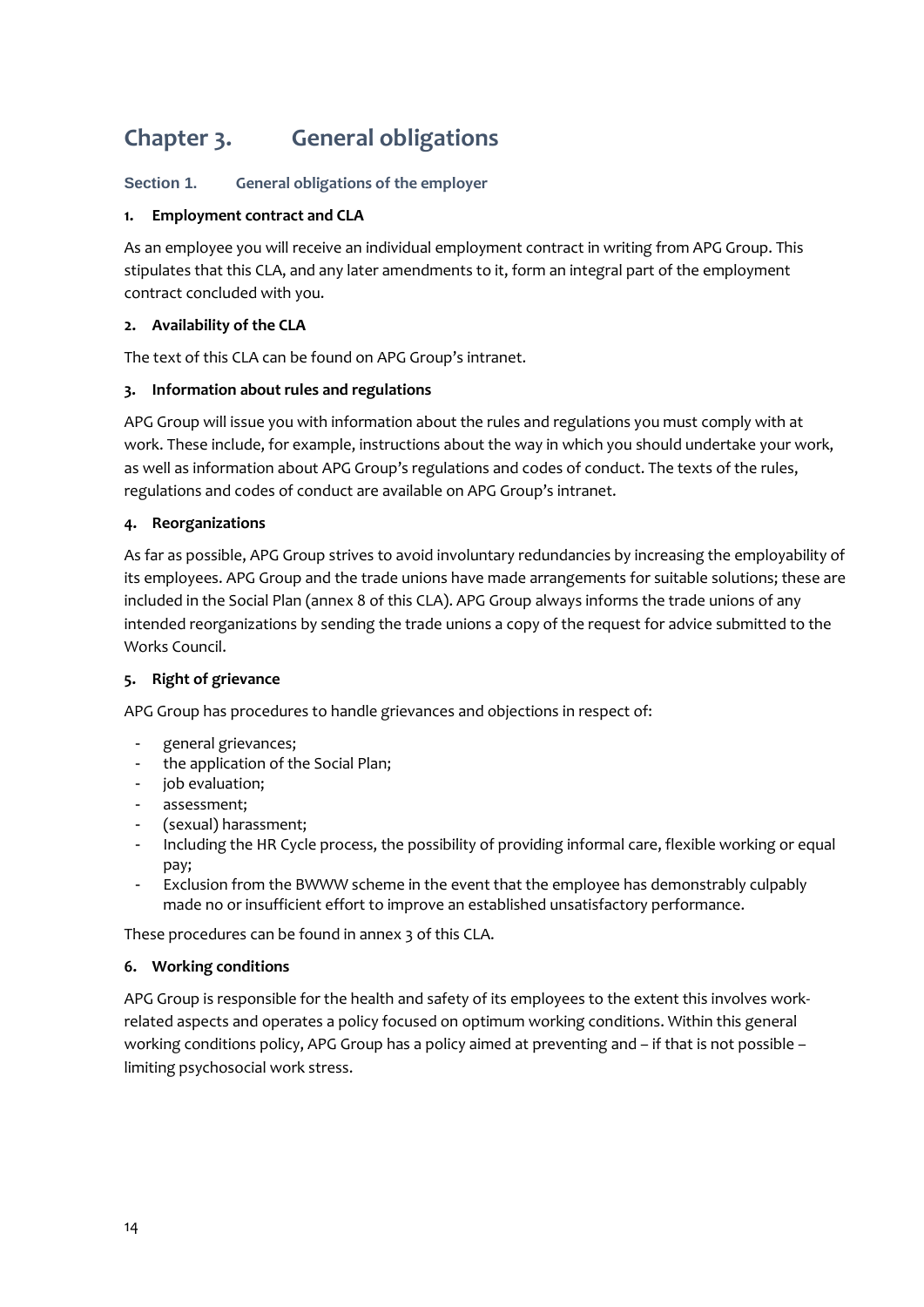# Chapter 3. General obligations

## Section 1. General obligations of the employer

### 1. Employment contract and CLA

As an employee you will receive an individual employment contract in writing from APG Group. This stipulates that this CLA, and any later amendments to it, form an integral part of the employment contract concluded with you.

### 2. Availability of the CLA

The text of this CLA can be found on APG Group's intranet.

### 3. Information about rules and regulations

APG Group will issue you with information about the rules and regulations you must comply with at work. These include, for example, instructions about the way in which you should undertake your work, as well as information about APG Group's regulations and codes of conduct. The texts of the rules, regulations and codes of conduct are available on APG Group's intranet.

### 4. Reorganizations

As far as possible, APG Group strives to avoid involuntary redundancies by increasing the employability of its employees. APG Group and the trade unions have made arrangements for suitable solutions; these are included in the Social Plan (annex 8 of this CLA). APG Group always informs the trade unions of any intended reorganizations by sending the trade unions a copy of the request for advice submitted to the Works Council.

### 5. Right of grievance

APG Group has procedures to handle grievances and objections in respect of:

- general grievances;
- the application of the Social Plan;
- job evaluation;
- assessment;
- (sexual) harassment;
- Including the HR Cycle process, the possibility of providing informal care, flexible working or equal pay;
- Exclusion from the BWWW scheme in the event that the employee has demonstrably culpably made no or insufficient effort to improve an established unsatisfactory performance.

These procedures can be found in annex 3 of this CLA.

### 6. Working conditions

APG Group is responsible for the health and safety of its employees to the extent this involves work-related aspects and operates a policy focused on optimum working conditions. Within this general working conditions policy, APG Group has a policy aimed at preventing and – if that is not possible – limiting psychosocial work stress.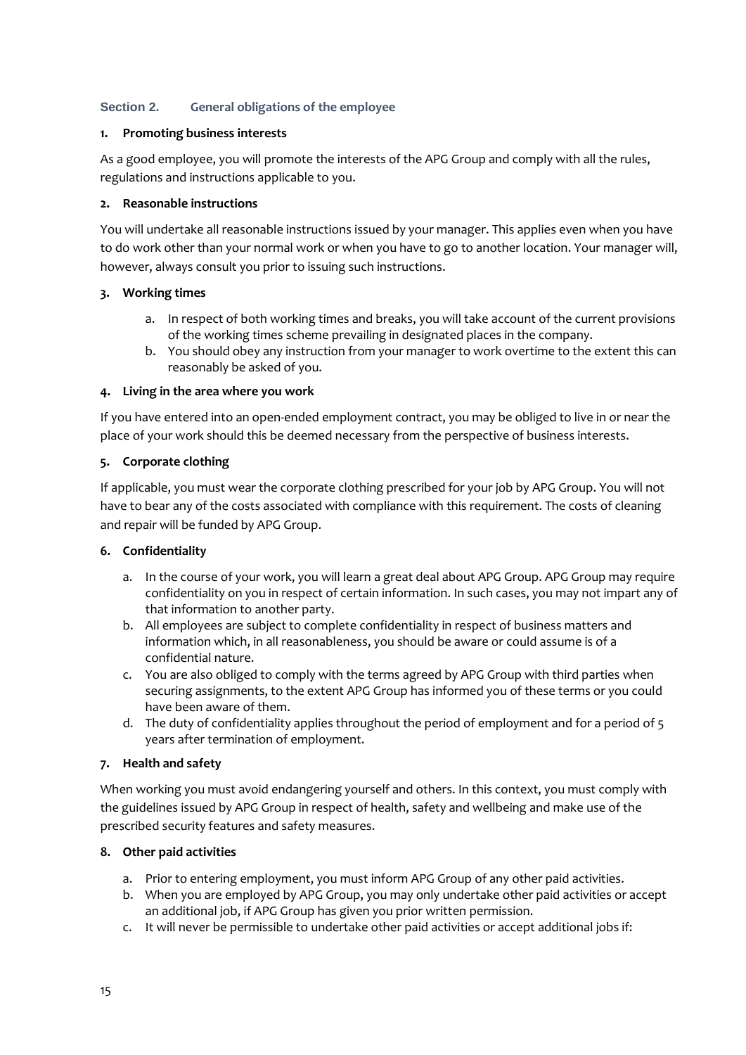## Section 2. General obligations of the employee

### 1. Promoting business interests

As a good employee, you will promote the interests of the APG Group and comply with all the rules, regulations and instructions applicable to you.

### 2. Reasonable instructions

You will undertake all reasonable instructions issued by your manager. This applies even when you have to do work other than your normal work or when you have to go to another location. Your manager will, however, always consult you prior to issuing such instructions.

### 3. Working times

a. In respect of both working times and breaks, you will take account of the current provisions of the working times scheme prevailing in designated places in the company.
b. You should obey any instruction from your manager to work overtime to the extent this can reasonably be asked of you.

### 4. Living in the area where you work

If you have entered into an open-ended employment contract, you may be obliged to live in or near the place of your work should this be deemed necessary from the perspective of business interests.

### 5. Corporate clothing

If applicable, you must wear the corporate clothing prescribed for your job by APG Group. You will not have to bear any of the costs associated with compliance with this requirement. The costs of cleaning and repair will be funded by APG Group.

### 6. Confidentiality

a. In the course of your work, you will learn a great deal about APG Group. APG Group may require confidentiality on you in respect of certain information. In such cases, you may not impart any of that information to another party.
b. All employees are subject to complete confidentiality in respect of business matters and information which, in all reasonableness, you should be aware or could assume is of a confidential nature.
c. You are also obliged to comply with the terms agreed by APG Group with third parties when securing assignments, to the extent APG Group has informed you of these terms or you could have been aware of them.
d. The duty of confidentiality applies throughout the period of employment and for a period of 5 years after termination of employment.

### 7. Health and safety

When working you must avoid endangering yourself and others. In this context, you must comply with the guidelines issued by APG Group in respect of health, safety and wellbeing and make use of the prescribed security features and safety measures.

### 8. Other paid activities

a. Prior to entering employment, you must inform APG Group of any other paid activities.
b. When you are employed by APG Group, you may only undertake other paid activities or accept an additional job, if APG Group has given you prior written permission.
c. It will never be permissible to undertake other paid activities or accept additional jobs if: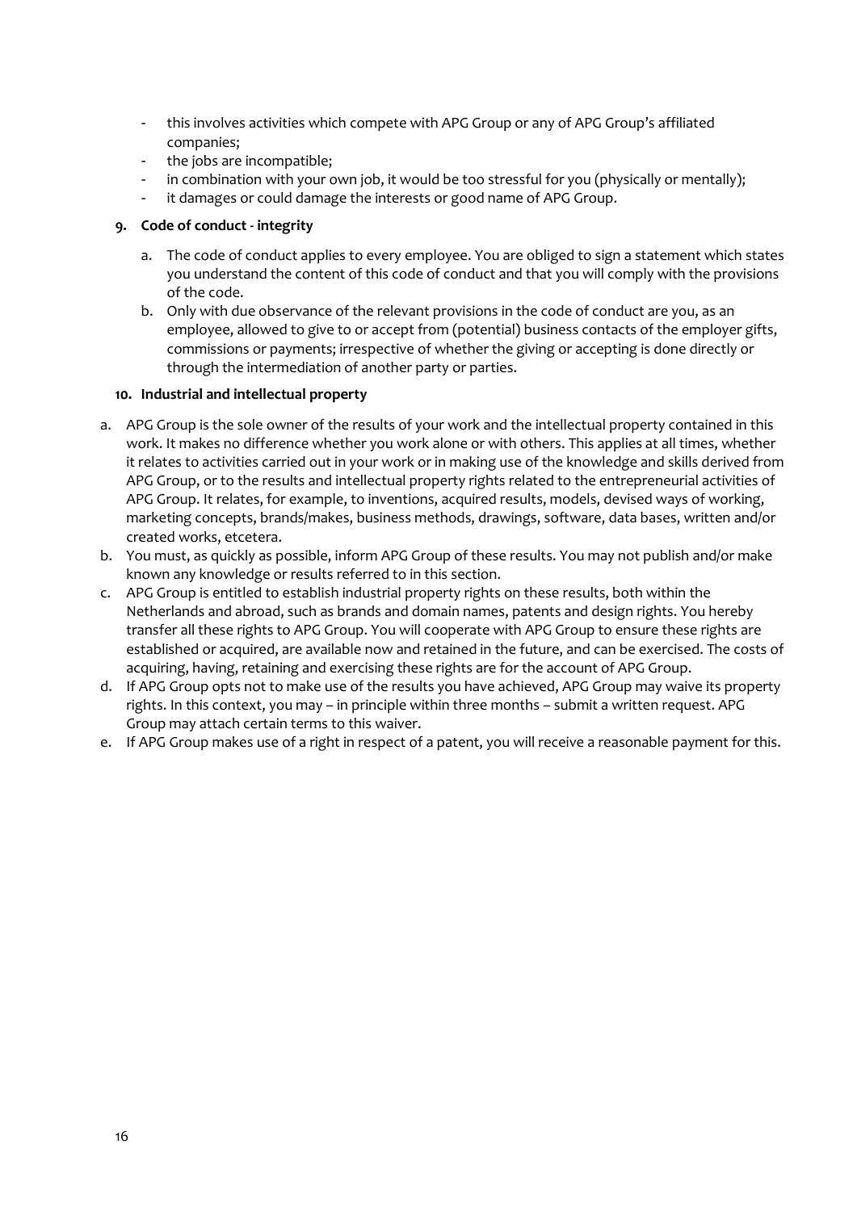- this involves activities which compete with APG Group or any of APG Group's affiliated companies;
- the jobs are incompatible;
- in combination with your own job, it would be too stressful for you (physically or mentally);
- it damages or could damage the interests or good name of APG Group.

**9. Code of conduct - integrity**

a. The code of conduct applies to every employee. You are obliged to sign a statement which states you understand the content of this code of conduct and that you will comply with the provisions of the code.

b. Only with due observance of the relevant provisions in the code of conduct are you, as an employee, allowed to give to or accept from (potential) business contacts of the employer gifts, commissions or payments; irrespective of whether the giving or accepting is done directly or through the intermediation of another party or parties.

**10. Industrial and intellectual property**

a. APG Group is the sole owner of the results of your work and the intellectual property contained in this work. It makes no difference whether you work alone or with others. This applies at all times, whether it relates to activities carried out in your work or in making use of the knowledge and skills derived from APG Group, or to the results and intellectual property rights related to the entrepreneurial activities of APG Group. It relates, for example, to inventions, acquired results, models, devised ways of working, marketing concepts, brands/makes, business methods, drawings, software, data bases, written and/or created works, etcetera.

b. You must, as quickly as possible, inform APG Group of these results. You may not publish and/or make known any knowledge or results referred to in this section.

c. APG Group is entitled to establish industrial property rights on these results, both within the Netherlands and abroad, such as brands and domain names, patents and design rights. You hereby transfer all these rights to APG Group. You will cooperate with APG Group to ensure these rights are established or acquired, are available now and retained in the future, and can be exercised. The costs of acquiring, having, retaining and exercising these rights are for the account of APG Group.

d. If APG Group opts not to make use of the results you have achieved, APG Group may waive its property rights. In this context, you may – in principle within three months – submit a written request. APG Group may attach certain terms to this waiver.

e. If APG Group makes use of a right in respect of a patent, you will receive a reasonable payment for this.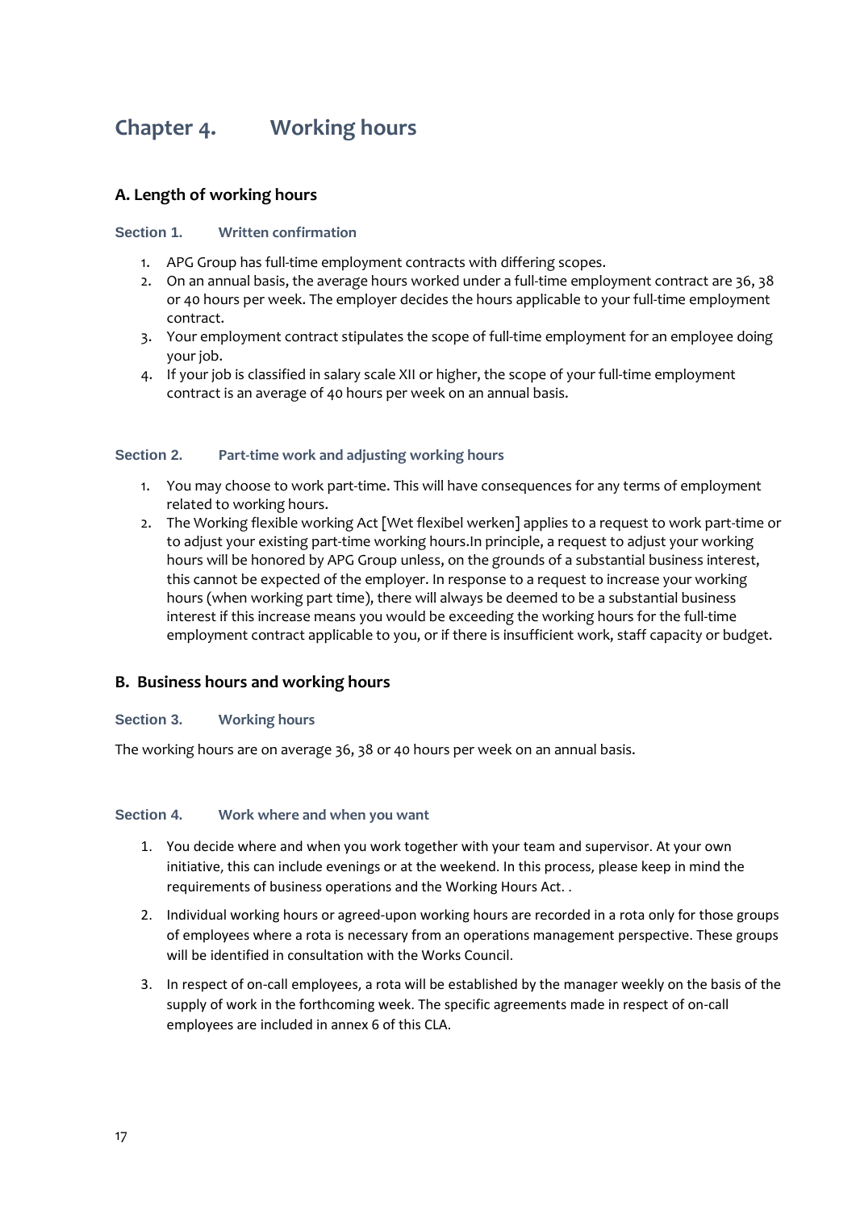# Chapter 4. Working hours

## A. Length of working hours

### Section 1. Written confirmation

1. APG Group has full-time employment contracts with differing scopes.
2. On an annual basis, the average hours worked under a full-time employment contract are 36, 38 or 40 hours per week. The employer decides the hours applicable to your full-time employment contract.
3. Your employment contract stipulates the scope of full-time employment for an employee doing your job.
4. If your job is classified in salary scale XII or higher, the scope of your full-time employment contract is an average of 40 hours per week on an annual basis.

### Section 2. Part-time work and adjusting working hours

1. You may choose to work part-time. This will have consequences for any terms of employment related to working hours.
2. The Working flexible working Act [Wet flexibel werken] applies to a request to work part-time or to adjust your existing part-time working hours.In principle, a request to adjust your working hours will be honored by APG Group unless, on the grounds of a substantial business interest, this cannot be expected of the employer. In response to a request to increase your working hours (when working part time), there will always be deemed to be a substantial business interest if this increase means you would be exceeding the working hours for the full-time employment contract applicable to you, or if there is insufficient work, staff capacity or budget.

## B. Business hours and working hours

### Section 3. Working hours

The working hours are on average 36, 38 or 40 hours per week on an annual basis.

### Section 4. Work where and when you want

1. You decide where and when you work together with your team and supervisor. At your own initiative, this can include evenings or at the weekend. In this process, please keep in mind the requirements of business operations and the Working Hours Act. .
2. Individual working hours or agreed-upon working hours are recorded in a rota only for those groups of employees where a rota is necessary from an operations management perspective. These groups will be identified in consultation with the Works Council.
3. In respect of on-call employees, a rota will be established by the manager weekly on the basis of the supply of work in the forthcoming week. The specific agreements made in respect of on-call employees are included in annex 6 of this CLA.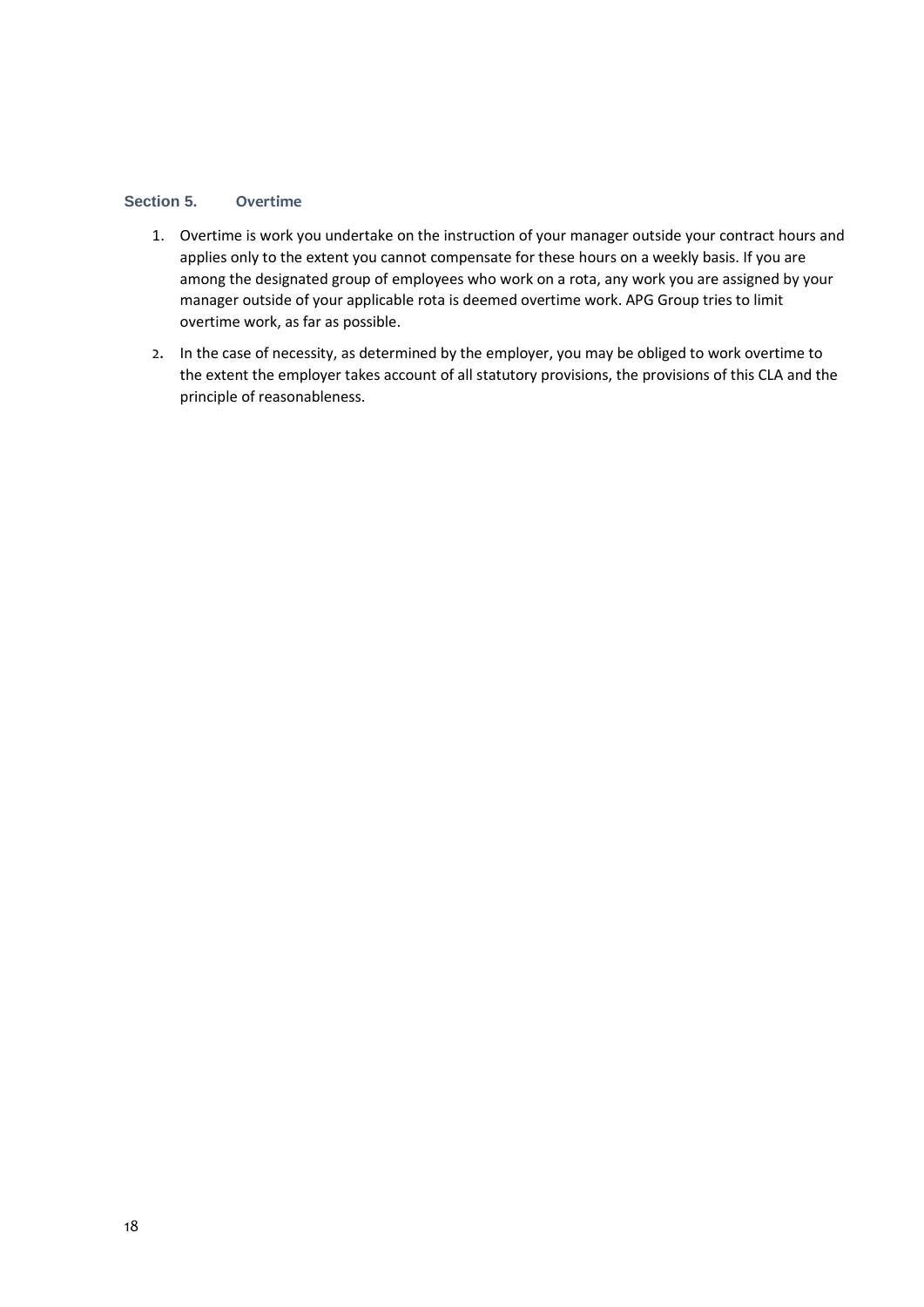## Section 5. Overtime

1. Overtime is work you undertake on the instruction of your manager outside your contract hours and applies only to the extent you cannot compensate for these hours on a weekly basis. If you are among the designated group of employees who work on a rota, any work you are assigned by your manager outside of your applicable rota is deemed overtime work. APG Group tries to limit overtime work, as far as possible.

2. In the case of necessity, as determined by the employer, you may be obliged to work overtime to the extent the employer takes account of all statutory provisions, the provisions of this CLA and the principle of reasonableness.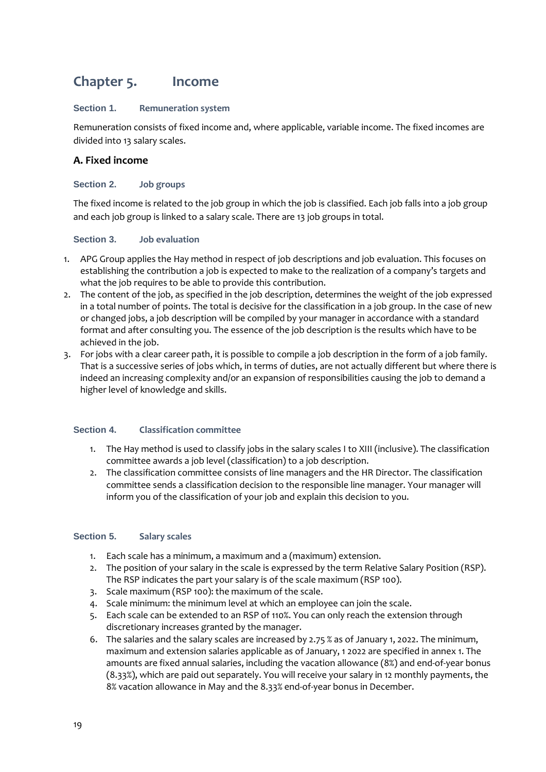# Chapter 5. Income

### Section 1. Remuneration system

Remuneration consists of fixed income and, where applicable, variable income. The fixed incomes are divided into 13 salary scales.

## A. Fixed income

### Section 2. Job groups

The fixed income is related to the job group in which the job is classified. Each job falls into a job group and each job group is linked to a salary scale. There are 13 job groups in total.

### Section 3. Job evaluation

1. APG Group applies the Hay method in respect of job descriptions and job evaluation. This focuses on establishing the contribution a job is expected to make to the realization of a company's targets and what the job requires to be able to provide this contribution.
2. The content of the job, as specified in the job description, determines the weight of the job expressed in a total number of points. The total is decisive for the classification in a job group. In the case of new or changed jobs, a job description will be compiled by your manager in accordance with a standard format and after consulting you. The essence of the job description is the results which have to be achieved in the job.
3. For jobs with a clear career path, it is possible to compile a job description in the form of a job family. That is a successive series of jobs which, in terms of duties, are not actually different but where there is indeed an increasing complexity and/or an expansion of responsibilities causing the job to demand a higher level of knowledge and skills.

### Section 4. Classification committee

1. The Hay method is used to classify jobs in the salary scales I to XIII (inclusive). The classification committee awards a job level (classification) to a job description.
2. The classification committee consists of line managers and the HR Director. The classification committee sends a classification decision to the responsible line manager. Your manager will inform you of the classification of your job and explain this decision to you.

### Section 5. Salary scales

1. Each scale has a minimum, a maximum and a (maximum) extension.
2. The position of your salary in the scale is expressed by the term Relative Salary Position (RSP). The RSP indicates the part your salary is of the scale maximum (RSP 100).
3. Scale maximum (RSP 100): the maximum of the scale.
4. Scale minimum: the minimum level at which an employee can join the scale.
5. Each scale can be extended to an RSP of 110%. You can only reach the extension through discretionary increases granted by the manager.
6. The salaries and the salary scales are increased by 2.75 % as of January 1, 2022. The minimum, maximum and extension salaries applicable as of January, 1 2022 are specified in annex 1. The amounts are fixed annual salaries, including the vacation allowance (8%) and end-of-year bonus (8.33%), which are paid out separately. You will receive your salary in 12 monthly payments, the 8% vacation allowance in May and the 8.33% end-of-year bonus in December.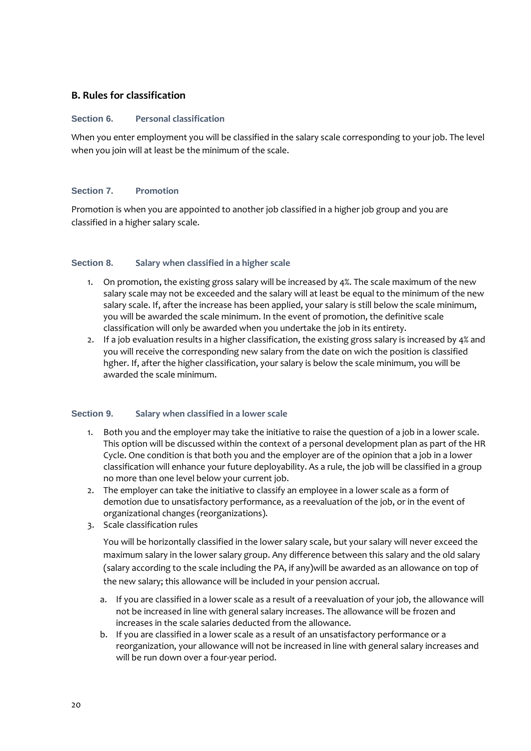## B. Rules for classification

### Section 6. Personal classification

When you enter employment you will be classified in the salary scale corresponding to your job. The level when you join will at least be the minimum of the scale.

### Section 7. Promotion

Promotion is when you are appointed to another job classified in a higher job group and you are classified in a higher salary scale.

### Section 8. Salary when classified in a higher scale

1. On promotion, the existing gross salary will be increased by 4%. The scale maximum of the new salary scale may not be exceeded and the salary will at least be equal to the minimum of the new salary scale. If, after the increase has been applied, your salary is still below the scale minimum, you will be awarded the scale minimum. In the event of promotion, the definitive scale classification will only be awarded when you undertake the job in its entirety.
2. If a job evaluation results in a higher classification, the existing gross salary is increased by 4% and you will receive the corresponding new salary from the date on wich the position is classified hgher. If, after the higher classification, your salary is below the scale minimum, you will be awarded the scale minimum.

### Section 9. Salary when classified in a lower scale

1. Both you and the employer may take the initiative to raise the question of a job in a lower scale. This option will be discussed within the context of a personal development plan as part of the HR Cycle. One condition is that both you and the employer are of the opinion that a job in a lower classification will enhance your future deployability. As a rule, the job will be classified in a group no more than one level below your current job.
2. The employer can take the initiative to classify an employee in a lower scale as a form of demotion due to unsatisfactory performance, as a reevaluation of the job, or in the event of organizational changes (reorganizations).
3. Scale classification rules

   You will be horizontally classified in the lower salary scale, but your salary will never exceed the maximum salary in the lower salary group. Any difference between this salary and the old salary (salary according to the scale including the PA, if any)will be awarded as an allowance on top of the new salary; this allowance will be included in your pension accrual.

   a. If you are classified in a lower scale as a result of a reevaluation of your job, the allowance will not be increased in line with general salary increases. The allowance will be frozen and increases in the scale salaries deducted from the allowance.
   b. If you are classified in a lower scale as a result of an unsatisfactory performance or a reorganization, your allowance will not be increased in line with general salary increases and will be run down over a four-year period.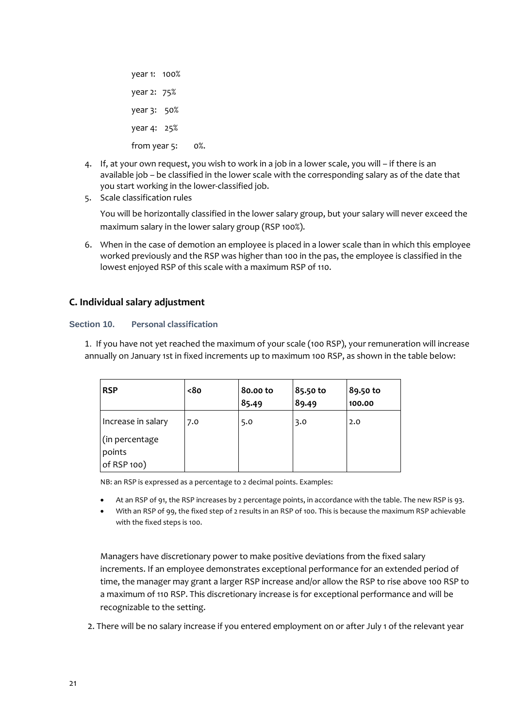year 1: 100%

year 2: 75%

year 3: 50%

year 4: 25%

from year 5: 0%.

4. If, at your own request, you wish to work in a job in a lower scale, you will – if there is an available job – be classified in the lower scale with the corresponding salary as of the date that you start working in the lower-classified job.
5. Scale classification rules

   You will be horizontally classified in the lower salary group, but your salary will never exceed the maximum salary in the lower salary group (RSP 100%).

6. When in the case of demotion an employee is placed in a lower scale than in which this employee worked previously and the RSP was higher than 100 in the pas, the employee is classified in the lowest enjoyed RSP of this scale with a maximum RSP of 110.

## C. Individual salary adjustment

### Section 10. Personal classification

1. If you have not yet reached the maximum of your scale (100 RSP), your remuneration will increase annually on January 1st in fixed increments up to maximum 100 RSP, as shown in the table below:

| RSP | <80 | 80.00 to 85.49 | 85.50 to 89.49 | 89.50 to 100.00 |
|---|---|---|---|---|
| Increase in salary (in percentage points of RSP 100) | 7.0 | 5.0 | 3.0 | 2.0 |

NB: an RSP is expressed as a percentage to 2 decimal points. Examples:

- At an RSP of 91, the RSP increases by 2 percentage points, in accordance with the table. The new RSP is 93.
- With an RSP of 99, the fixed step of 2 results in an RSP of 100. This is because the maximum RSP achievable with the fixed steps is 100.

Managers have discretionary power to make positive deviations from the fixed salary increments. If an employee demonstrates exceptional performance for an extended period of time, the manager may grant a larger RSP increase and/or allow the RSP to rise above 100 RSP to a maximum of 110 RSP. This discretionary increase is for exceptional performance and will be recognizable to the setting.

2. There will be no salary increase if you entered employment on or after July 1 of the relevant year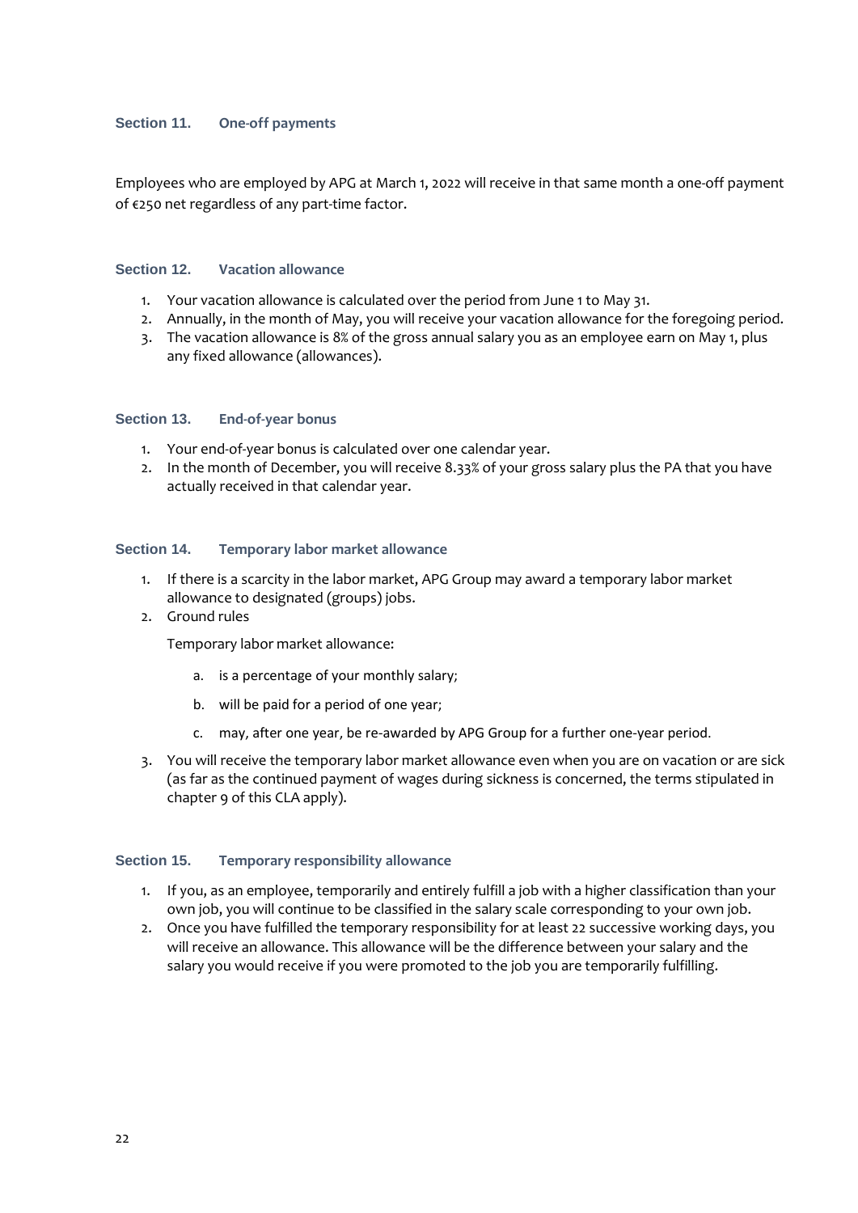## Section 11. One-off payments

Employees who are employed by APG at March 1, 2022 will receive in that same month a one-off payment of €250 net regardless of any part-time factor.

## Section 12. Vacation allowance

1. Your vacation allowance is calculated over the period from June 1 to May 31.
2. Annually, in the month of May, you will receive your vacation allowance for the foregoing period.
3. The vacation allowance is 8% of the gross annual salary you as an employee earn on May 1, plus any fixed allowance (allowances).

## Section 13. End-of-year bonus

1. Your end-of-year bonus is calculated over one calendar year.
2. In the month of December, you will receive 8.33% of your gross salary plus the PA that you have actually received in that calendar year.

## Section 14. Temporary labor market allowance

1. If there is a scarcity in the labor market, APG Group may award a temporary labor market allowance to designated (groups) jobs.
2. Ground rules

   Temporary labor market allowance:

   a. is a percentage of your monthly salary;

   b. will be paid for a period of one year;

   c. may, after one year, be re-awarded by APG Group for a further one-year period.

3. You will receive the temporary labor market allowance even when you are on vacation or are sick (as far as the continued payment of wages during sickness is concerned, the terms stipulated in chapter 9 of this CLA apply).

## Section 15. Temporary responsibility allowance

1. If you, as an employee, temporarily and entirely fulfill a job with a higher classification than your own job, you will continue to be classified in the salary scale corresponding to your own job.
2. Once you have fulfilled the temporary responsibility for at least 22 successive working days, you will receive an allowance. This allowance will be the difference between your salary and the salary you would receive if you were promoted to the job you are temporarily fulfilling.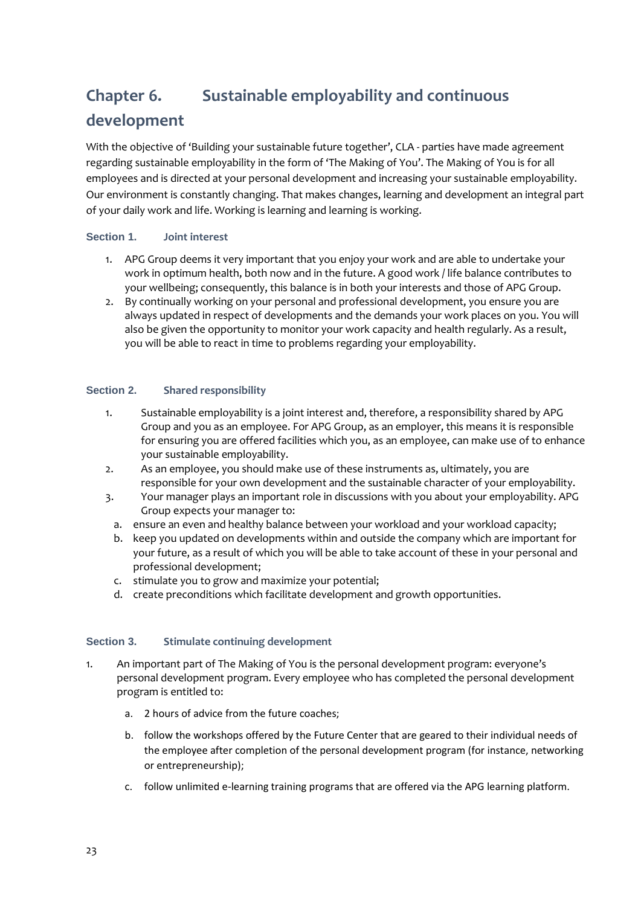# Chapter 6. Sustainable employability and continuous development

With the objective of 'Building your sustainable future together', CLA - parties have made agreement regarding sustainable employability in the form of 'The Making of You'. The Making of You is for all employees and is directed at your personal development and increasing your sustainable employability. Our environment is constantly changing. That makes changes, learning and development an integral part of your daily work and life. Working is learning and learning is working.

### Section 1. Joint interest

1. APG Group deems it very important that you enjoy your work and are able to undertake your work in optimum health, both now and in the future. A good work / life balance contributes to your wellbeing; consequently, this balance is in both your interests and those of APG Group.
2. By continually working on your personal and professional development, you ensure you are always updated in respect of developments and the demands your work places on you. You will also be given the opportunity to monitor your work capacity and health regularly. As a result, you will be able to react in time to problems regarding your employability.

### Section 2. Shared responsibility

1. Sustainable employability is a joint interest and, therefore, a responsibility shared by APG Group and you as an employee. For APG Group, as an employer, this means it is responsible for ensuring you are offered facilities which you, as an employee, can make use of to enhance your sustainable employability.
2. As an employee, you should make use of these instruments as, ultimately, you are responsible for your own development and the sustainable character of your employability.
3. Your manager plays an important role in discussions with you about your employability. APG Group expects your manager to:
   a. ensure an even and healthy balance between your workload and your workload capacity;
   b. keep you updated on developments within and outside the company which are important for your future, as a result of which you will be able to take account of these in your personal and professional development;
   c. stimulate you to grow and maximize your potential;
   d. create preconditions which facilitate development and growth opportunities.

### Section 3. Stimulate continuing development

1. An important part of The Making of You is the personal development program: everyone's personal development program. Every employee who has completed the personal development program is entitled to:
   a. 2 hours of advice from the future coaches;
   b. follow the workshops offered by the Future Center that are geared to their individual needs of the employee after completion of the personal development program (for instance, networking or entrepreneurship);
   c. follow unlimited e-learning training programs that are offered via the APG learning platform.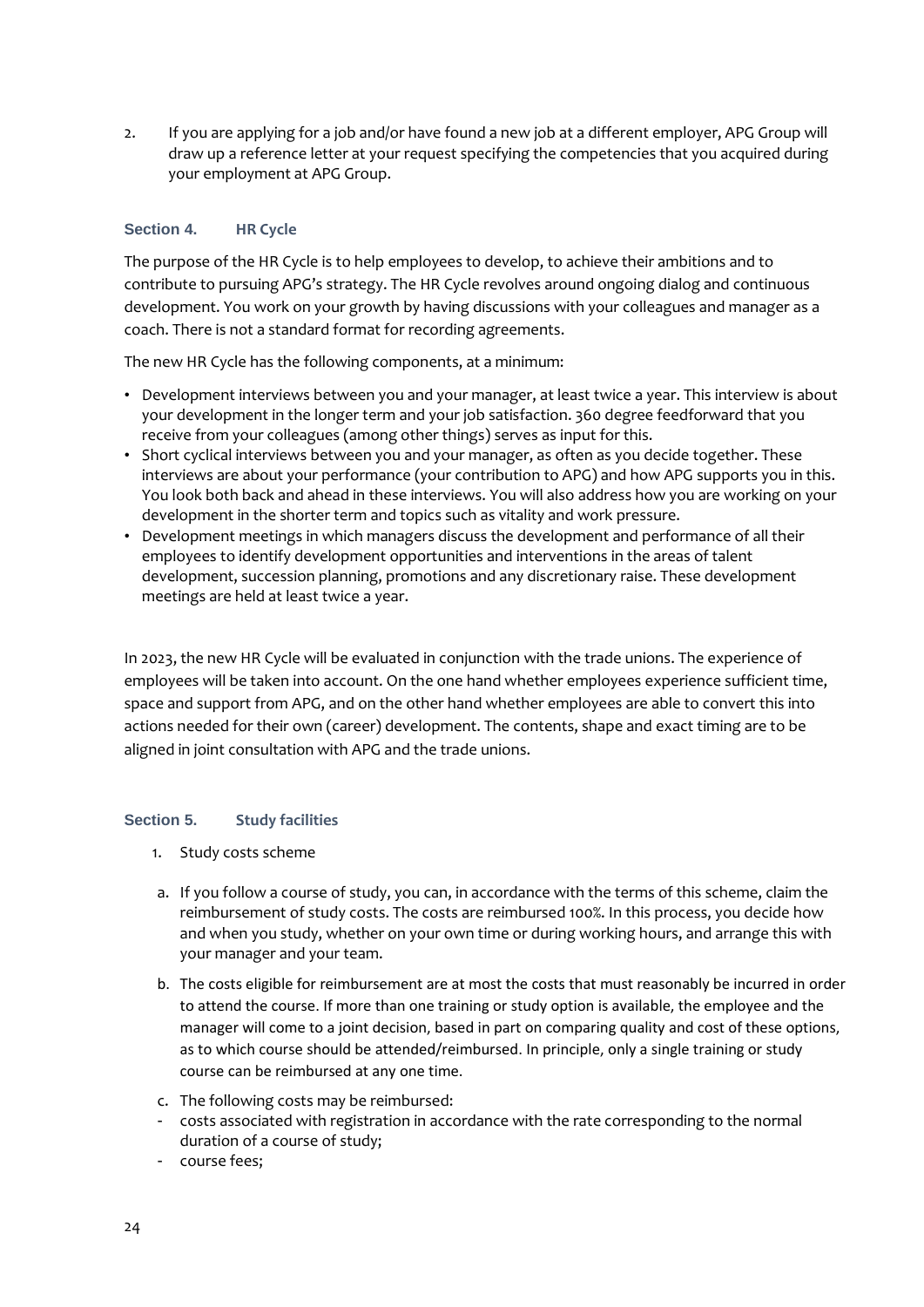2. If you are applying for a job and/or have found a new job at a different employer, APG Group will draw up a reference letter at your request specifying the competencies that you acquired during your employment at APG Group.

### Section 4. HR Cycle

The purpose of the HR Cycle is to help employees to develop, to achieve their ambitions and to contribute to pursuing APG's strategy. The HR Cycle revolves around ongoing dialog and continuous development. You work on your growth by having discussions with your colleagues and manager as a coach. There is not a standard format for recording agreements.

The new HR Cycle has the following components, at a minimum:

- Development interviews between you and your manager, at least twice a year. This interview is about your development in the longer term and your job satisfaction. 360 degree feedforward that you receive from your colleagues (among other things) serves as input for this.
- Short cyclical interviews between you and your manager, as often as you decide together. These interviews are about your performance (your contribution to APG) and how APG supports you in this. You look both back and ahead in these interviews. You will also address how you are working on your development in the shorter term and topics such as vitality and work pressure.
- Development meetings in which managers discuss the development and performance of all their employees to identify development opportunities and interventions in the areas of talent development, succession planning, promotions and any discretionary raise. These development meetings are held at least twice a year.

In 2023, the new HR Cycle will be evaluated in conjunction with the trade unions. The experience of employees will be taken into account. On the one hand whether employees experience sufficient time, space and support from APG, and on the other hand whether employees are able to convert this into actions needed for their own (career) development. The contents, shape and exact timing are to be aligned in joint consultation with APG and the trade unions.

### Section 5. Study facilities

1. Study costs scheme

a. If you follow a course of study, you can, in accordance with the terms of this scheme, claim the reimbursement of study costs. The costs are reimbursed 100%. In this process, you decide how and when you study, whether on your own time or during working hours, and arrange this with your manager and your team.

b. The costs eligible for reimbursement are at most the costs that must reasonably be incurred in order to attend the course. If more than one training or study option is available, the employee and the manager will come to a joint decision, based in part on comparing quality and cost of these options, as to which course should be attended/reimbursed. In principle, only a single training or study course can be reimbursed at any one time.

c. The following costs may be reimbursed:

- costs associated with registration in accordance with the rate corresponding to the normal duration of a course of study;
- course fees;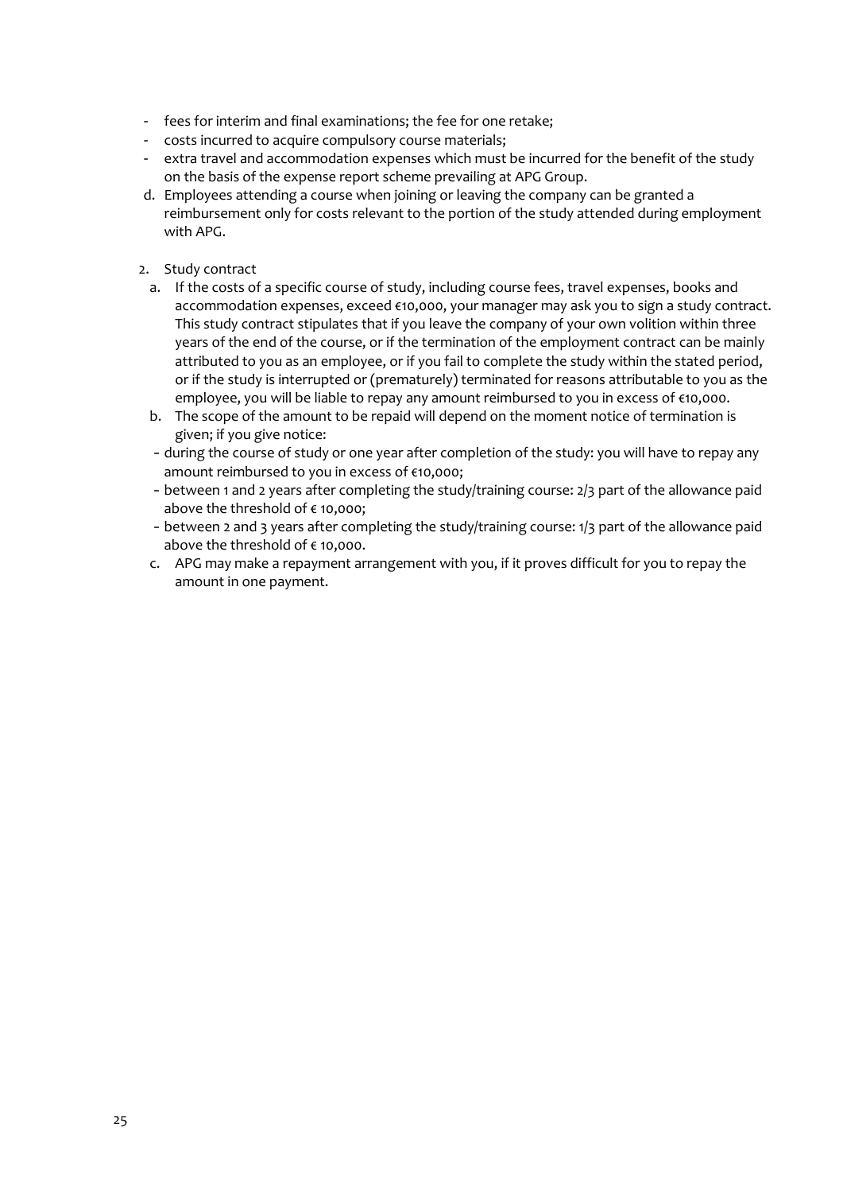- fees for interim and final examinations; the fee for one retake;
- costs incurred to acquire compulsory course materials;
- extra travel and accommodation expenses which must be incurred for the benefit of the study on the basis of the expense report scheme prevailing at APG Group.

d. Employees attending a course when joining or leaving the company can be granted a reimbursement only for costs relevant to the portion of the study attended during employment with APG.

2. Study contract

   a. If the costs of a specific course of study, including course fees, travel expenses, books and accommodation expenses, exceed €10,000, your manager may ask you to sign a study contract. This study contract stipulates that if you leave the company of your own volition within three years of the end of the course, or if the termination of the employment contract can be mainly attributed to you as an employee, or if you fail to complete the study within the stated period, or if the study is interrupted or (prematurely) terminated for reasons attributable to you as the employee, you will be liable to repay any amount reimbursed to you in excess of €10,000.

   b. The scope of the amount to be repaid will depend on the moment notice of termination is given; if you give notice:

   - during the course of study or one year after completion of the study: you will have to repay any amount reimbursed to you in excess of €10,000;
   - between 1 and 2 years after completing the study/training course: 2/3 part of the allowance paid above the threshold of € 10,000;
   - between 2 and 3 years after completing the study/training course: 1/3 part of the allowance paid above the threshold of € 10,000.

   c. APG may make a repayment arrangement with you, if it proves difficult for you to repay the amount in one payment.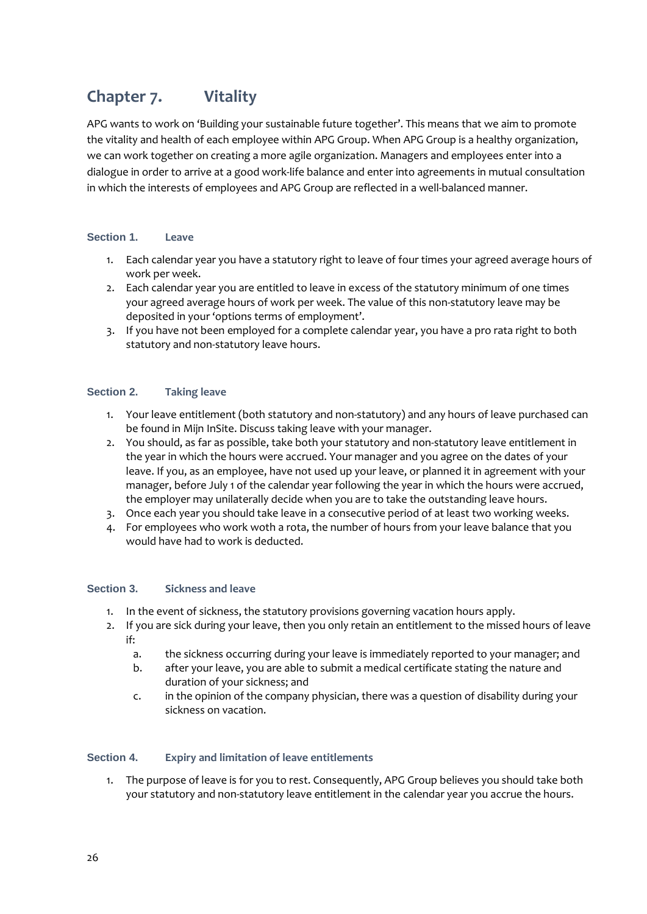# Chapter 7. Vitality

APG wants to work on 'Building your sustainable future together'. This means that we aim to promote the vitality and health of each employee within APG Group. When APG Group is a healthy organization, we can work together on creating a more agile organization. Managers and employees enter into a dialogue in order to arrive at a good work-life balance and enter into agreements in mutual consultation in which the interests of employees and APG Group are reflected in a well-balanced manner.

## Section 1. Leave

1. Each calendar year you have a statutory right to leave of four times your agreed average hours of work per week.
2. Each calendar year you are entitled to leave in excess of the statutory minimum of one times your agreed average hours of work per week. The value of this non-statutory leave may be deposited in your 'options terms of employment'.
3. If you have not been employed for a complete calendar year, you have a pro rata right to both statutory and non-statutory leave hours.

## Section 2. Taking leave

1. Your leave entitlement (both statutory and non-statutory) and any hours of leave purchased can be found in Mijn InSite. Discuss taking leave with your manager.
2. You should, as far as possible, take both your statutory and non-statutory leave entitlement in the year in which the hours were accrued. Your manager and you agree on the dates of your leave. If you, as an employee, have not used up your leave, or planned it in agreement with your manager, before July 1 of the calendar year following the year in which the hours were accrued, the employer may unilaterally decide when you are to take the outstanding leave hours.
3. Once each year you should take leave in a consecutive period of at least two working weeks.
4. For employees who work woth a rota, the number of hours from your leave balance that you would have had to work is deducted.

## Section 3. Sickness and leave

1. In the event of sickness, the statutory provisions governing vacation hours apply.
2. If you are sick during your leave, then you only retain an entitlement to the missed hours of leave if:
   a. the sickness occurring during your leave is immediately reported to your manager; and
   b. after your leave, you are able to submit a medical certificate stating the nature and duration of your sickness; and
   c. in the opinion of the company physician, there was a question of disability during your sickness on vacation.

## Section 4. Expiry and limitation of leave entitlements

1. The purpose of leave is for you to rest. Consequently, APG Group believes you should take both your statutory and non-statutory leave entitlement in the calendar year you accrue the hours.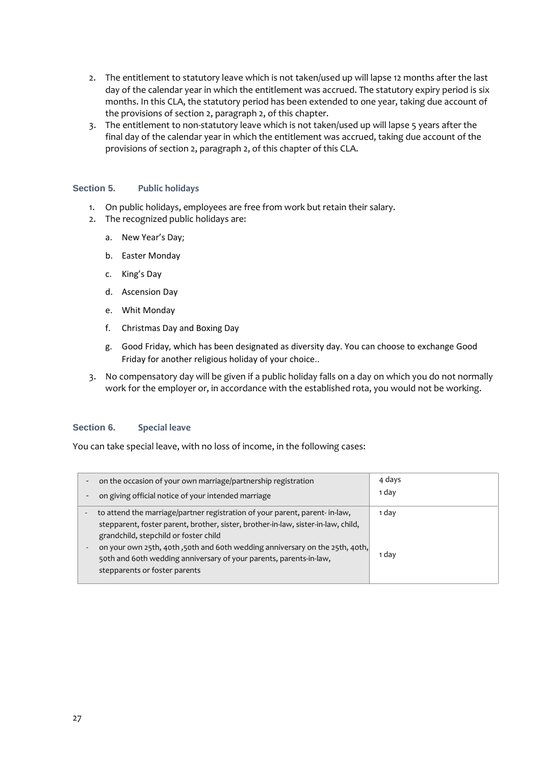2. The entitlement to statutory leave which is not taken/used up will lapse 12 months after the last day of the calendar year in which the entitlement was accrued. The statutory expiry period is six months. In this CLA, the statutory period has been extended to one year, taking due account of the provisions of section 2, paragraph 2, of this chapter.
3. The entitlement to non-statutory leave which is not taken/used up will lapse 5 years after the final day of the calendar year in which the entitlement was accrued, taking due account of the provisions of section 2, paragraph 2, of this chapter of this CLA.

### Section 5. Public holidays

1. On public holidays, employees are free from work but retain their salary.
2. The recognized public holidays are:
    a. New Year's Day;
    b. Easter Monday
    c. King's Day
    d. Ascension Day
    e. Whit Monday
    f. Christmas Day and Boxing Day
    g. Good Friday, which has been designated as diversity day. You can choose to exchange Good Friday for another religious holiday of your choice..
3. No compensatory day will be given if a public holiday falls on a day on which you do not normally work for the employer or, in accordance with the established rota, you would not be working.

### Section 6. Special leave

You can take special leave, with no loss of income, in the following cases:

| | |
|---|---|
| - on the occasion of your own marriage/partnership registration<br>- on giving official notice of your intended marriage | 4 days<br>1 day |
| - to attend the marriage/partner registration of your parent, parent- in-law, stepparent, foster parent, brother, sister, brother-in-law, sister-in-law, child, grandchild, stepchild or foster child<br>- on your own 25th, 40th ,50th and 60th wedding anniversary on the 25th, 40th, 50th and 60th wedding anniversary of your parents, parents-in-law, stepparents or foster parents | 1 day<br><br>1 day |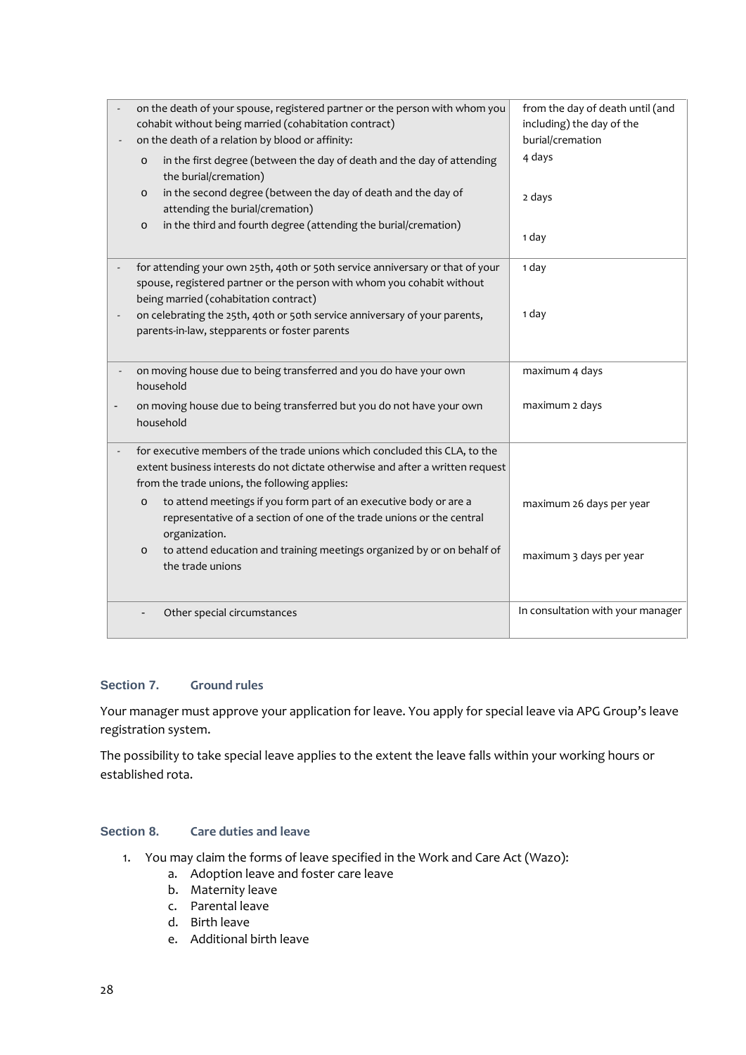| | |
|---|---|
| - on the death of your spouse, registered partner or the person with whom you cohabit without being married (cohabitation contract)<br>- on the death of a relation by blood or affinity:<br>o in the first degree (between the day of death and the day of attending the burial/cremation)<br>o in the second degree (between the day of death and the day of attending the burial/cremation)<br>o in the third and fourth degree (attending the burial/cremation) | from the day of death until (and including) the day of the burial/cremation<br>4 days<br>2 days<br>1 day |
| - for attending your own 25th, 40th or 50th service anniversary or that of your spouse, registered partner or the person with whom you cohabit without being married (cohabitation contract)<br>- on celebrating the 25th, 40th or 50th service anniversary of your parents, parents-in-law, stepparents or foster parents | 1 day<br>1 day |
| - on moving house due to being transferred and you do have your own household<br>- on moving house due to being transferred but you do not have your own household | maximum 4 days<br>maximum 2 days |
| - for executive members of the trade unions which concluded this CLA, to the extent business interests do not dictate otherwise and after a written request from the trade unions, the following applies:<br>o to attend meetings if you form part of an executive body or are a representative of a section of one of the trade unions or the central organization.<br>o to attend education and training meetings organized by or on behalf of the trade unions | maximum 26 days per year<br>maximum 3 days per year |
| - Other special circumstances | In consultation with your manager |

### Section 7. Ground rules

Your manager must approve your application for leave. You apply for special leave via APG Group's leave registration system.

The possibility to take special leave applies to the extent the leave falls within your working hours or established rota.

### Section 8. Care duties and leave

1. You may claim the forms of leave specified in the Work and Care Act (Wazo):
   a. Adoption leave and foster care leave
   b. Maternity leave
   c. Parental leave
   d. Birth leave
   e. Additional birth leave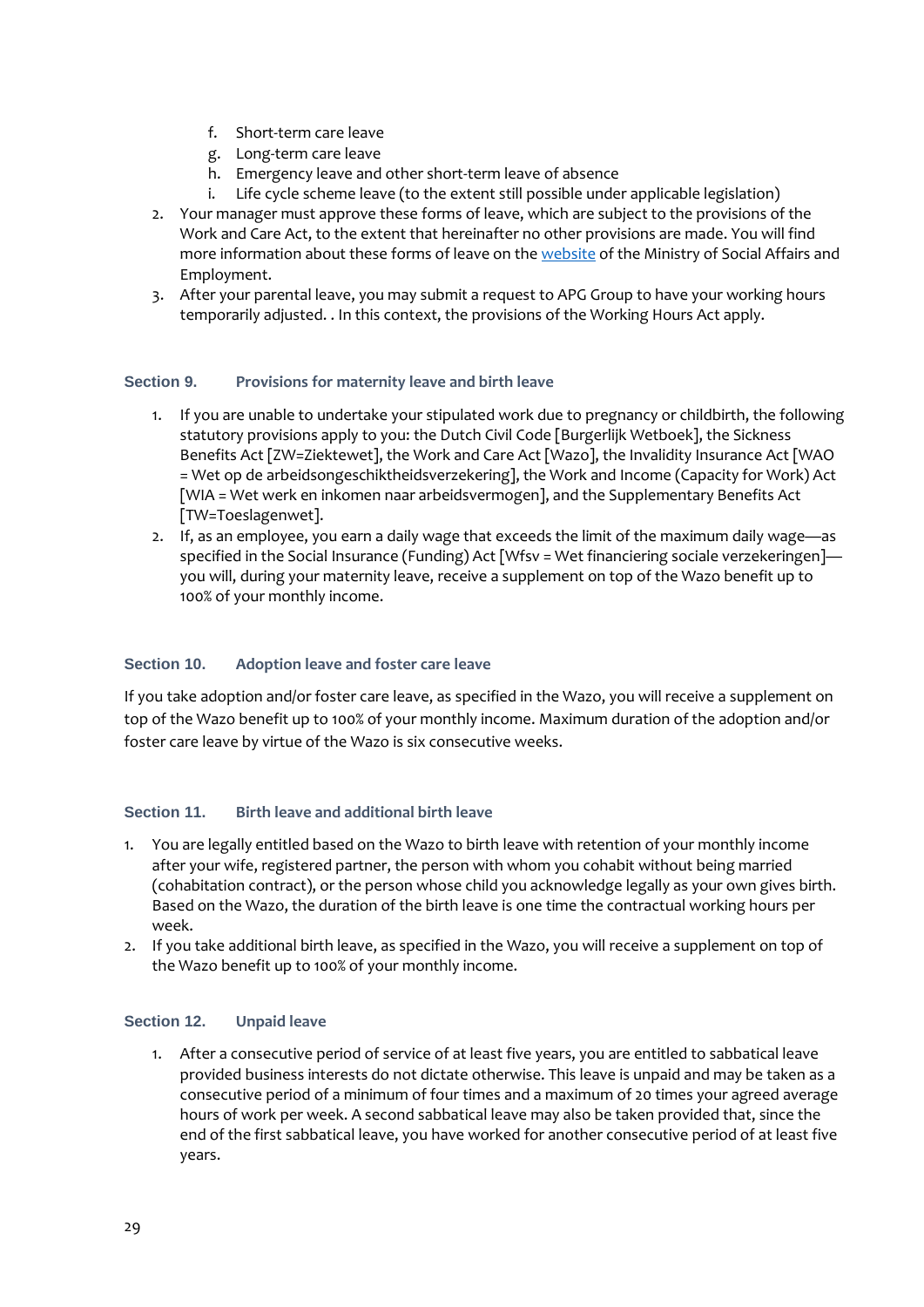f. Short-term care leave
g. Long-term care leave
h. Emergency leave and other short-term leave of absence
i. Life cycle scheme leave (to the extent still possible under applicable legislation)

2. Your manager must approve these forms of leave, which are subject to the provisions of the Work and Care Act, to the extent that hereinafter no other provisions are made. You will find more information about these forms of leave on the website of the Ministry of Social Affairs and Employment.
3. After your parental leave, you may submit a request to APG Group to have your working hours temporarily adjusted. . In this context, the provisions of the Working Hours Act apply.

### Section 9. Provisions for maternity leave and birth leave

1. If you are unable to undertake your stipulated work due to pregnancy or childbirth, the following statutory provisions apply to you: the Dutch Civil Code [Burgerlijk Wetboek], the Sickness Benefits Act [ZW=Ziektewet], the Work and Care Act [Wazo], the Invalidity Insurance Act [WAO = Wet op de arbeidsongeschiktheidsverzekering], the Work and Income (Capacity for Work) Act [WIA = Wet werk en inkomen naar arbeidsvermogen], and the Supplementary Benefits Act [TW=Toeslagenwet].
2. If, as an employee, you earn a daily wage that exceeds the limit of the maximum daily wage—as specified in the Social Insurance (Funding) Act [Wfsv = Wet financiering sociale verzekeringen]—you will, during your maternity leave, receive a supplement on top of the Wazo benefit up to 100% of your monthly income.

### Section 10. Adoption leave and foster care leave

If you take adoption and/or foster care leave, as specified in the Wazo, you will receive a supplement on top of the Wazo benefit up to 100% of your monthly income. Maximum duration of the adoption and/or foster care leave by virtue of the Wazo is six consecutive weeks.

### Section 11. Birth leave and additional birth leave

1. You are legally entitled based on the Wazo to birth leave with retention of your monthly income after your wife, registered partner, the person with whom you cohabit without being married (cohabitation contract), or the person whose child you acknowledge legally as your own gives birth. Based on the Wazo, the duration of the birth leave is one time the contractual working hours per week.
2. If you take additional birth leave, as specified in the Wazo, you will receive a supplement on top of the Wazo benefit up to 100% of your monthly income.

### Section 12. Unpaid leave

1. After a consecutive period of service of at least five years, you are entitled to sabbatical leave provided business interests do not dictate otherwise. This leave is unpaid and may be taken as a consecutive period of a minimum of four times and a maximum of 20 times your agreed average hours of work per week. A second sabbatical leave may also be taken provided that, since the end of the first sabbatical leave, you have worked for another consecutive period of at least five years.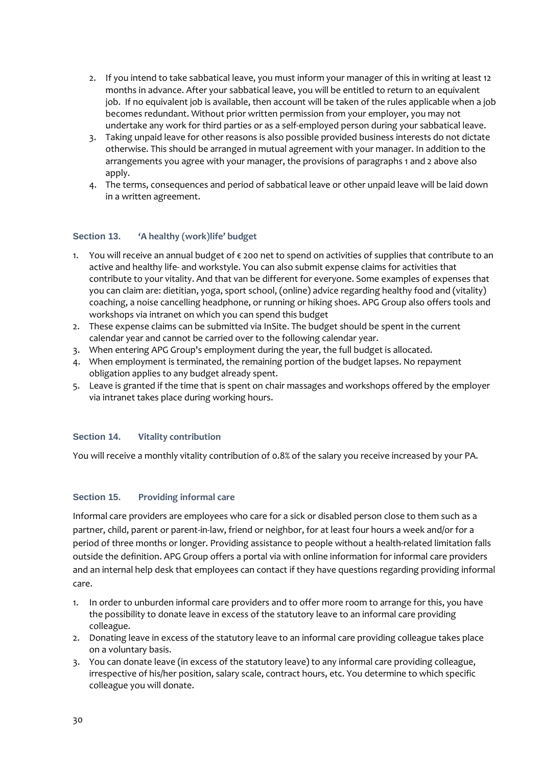2. If you intend to take sabbatical leave, you must inform your manager of this in writing at least 12 months in advance. After your sabbatical leave, you will be entitled to return to an equivalent job. If no equivalent job is available, then account will be taken of the rules applicable when a job becomes redundant. Without prior written permission from your employer, you may not undertake any work for third parties or as a self-employed person during your sabbatical leave.
3. Taking unpaid leave for other reasons is also possible provided business interests do not dictate otherwise. This should be arranged in mutual agreement with your manager. In addition to the arrangements you agree with your manager, the provisions of paragraphs 1 and 2 above also apply.
4. The terms, consequences and period of sabbatical leave or other unpaid leave will be laid down in a written agreement.

### Section 13. 'A healthy (work)life' budget

1. You will receive an annual budget of € 200 net to spend on activities of supplies that contribute to an active and healthy life- and workstyle. You can also submit expense claims for activities that contribute to your vitality. And that van be different for everyone. Some examples of expenses that you can claim are: dietitian, yoga, sport school, (online) advice regarding healthy food and (vitality) coaching, a noise cancelling headphone, or running or hiking shoes. APG Group also offers tools and workshops via intranet on which you can spend this budget
2. These expense claims can be submitted via InSite. The budget should be spent in the current calendar year and cannot be carried over to the following calendar year.
3. When entering APG Group's employment during the year, the full budget is allocated.
4. When employment is terminated, the remaining portion of the budget lapses. No repayment obligation applies to any budget already spent.
5. Leave is granted if the time that is spent on chair massages and workshops offered by the employer via intranet takes place during working hours.

### Section 14. Vitality contribution

You will receive a monthly vitality contribution of 0.8% of the salary you receive increased by your PA.

### Section 15. Providing informal care

Informal care providers are employees who care for a sick or disabled person close to them such as a partner, child, parent or parent-in-law, friend or neighbor, for at least four hours a week and/or for a period of three months or longer. Providing assistance to people without a health-related limitation falls outside the definition. APG Group offers a portal via with online information for informal care providers and an internal help desk that employees can contact if they have questions regarding providing informal care.

1. In order to unburden informal care providers and to offer more room to arrange for this, you have the possibility to donate leave in excess of the statutory leave to an informal care providing colleague.
2. Donating leave in excess of the statutory leave to an informal care providing colleague takes place on a voluntary basis.
3. You can donate leave (in excess of the statutory leave) to any informal care providing colleague, irrespective of his/her position, salary scale, contract hours, etc. You determine to which specific colleague you will donate.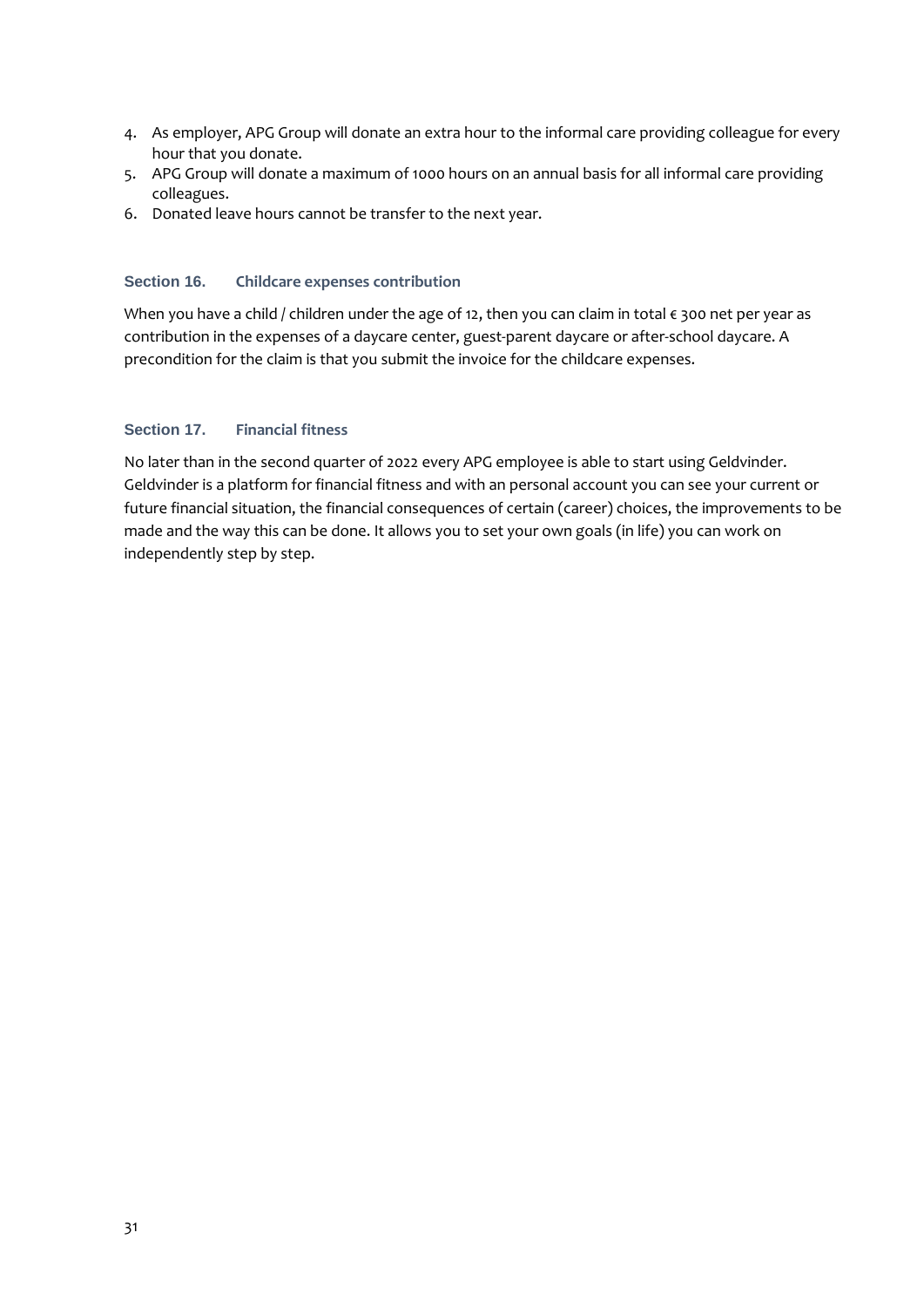4. As employer, APG Group will donate an extra hour to the informal care providing colleague for every hour that you donate.
5. APG Group will donate a maximum of 1000 hours on an annual basis for all informal care providing colleagues.
6. Donated leave hours cannot be transfer to the next year.

### Section 16. Childcare expenses contribution

When you have a child / children under the age of 12, then you can claim in total € 300 net per year as contribution in the expenses of a daycare center, guest-parent daycare or after-school daycare. A precondition for the claim is that you submit the invoice for the childcare expenses.

### Section 17. Financial fitness

No later than in the second quarter of 2022 every APG employee is able to start using Geldvinder. Geldvinder is a platform for financial fitness and with an personal account you can see your current or future financial situation, the financial consequences of certain (career) choices, the improvements to be made and the way this can be done. It allows you to set your own goals (in life) you can work on independently step by step.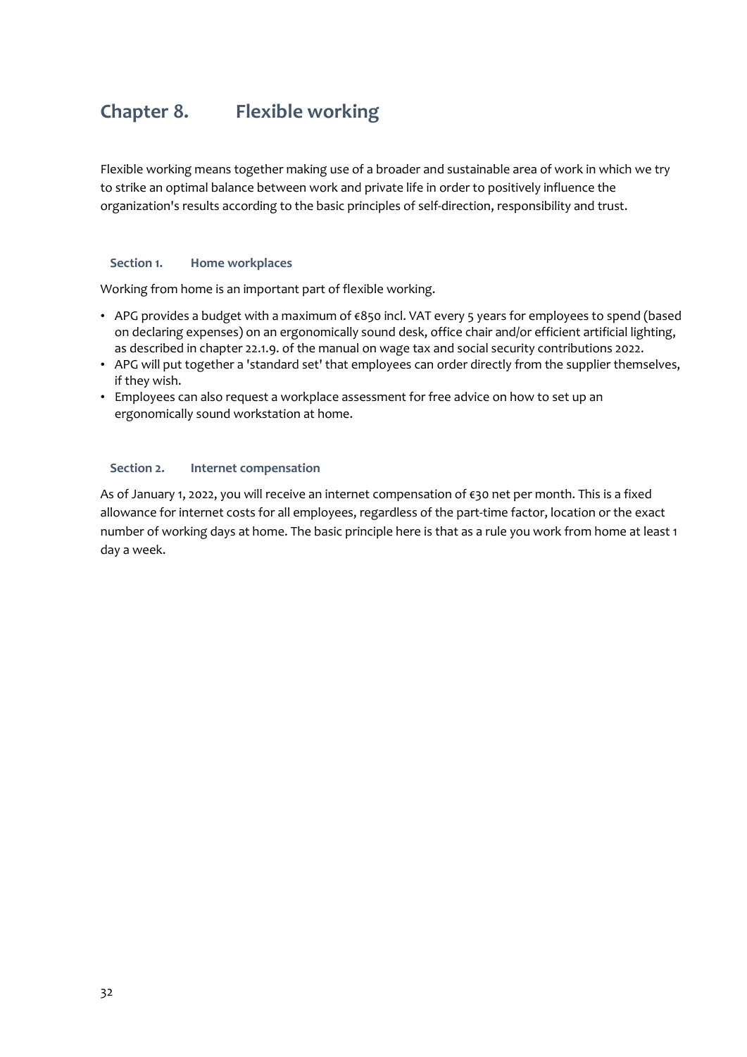# Chapter 8. Flexible working

Flexible working means together making use of a broader and sustainable area of work in which we try to strike an optimal balance between work and private life in order to positively influence the organization's results according to the basic principles of self-direction, responsibility and trust.

## Section 1. Home workplaces

Working from home is an important part of flexible working.

- APG provides a budget with a maximum of €850 incl. VAT every 5 years for employees to spend (based on declaring expenses) on an ergonomically sound desk, office chair and/or efficient artificial lighting, as described in chapter 22.1.9. of the manual on wage tax and social security contributions 2022.
- APG will put together a 'standard set' that employees can order directly from the supplier themselves, if they wish.
- Employees can also request a workplace assessment for free advice on how to set up an ergonomically sound workstation at home.

## Section 2. Internet compensation

As of January 1, 2022, you will receive an internet compensation of €30 net per month. This is a fixed allowance for internet costs for all employees, regardless of the part-time factor, location or the exact number of working days at home. The basic principle here is that as a rule you work from home at least 1 day a week.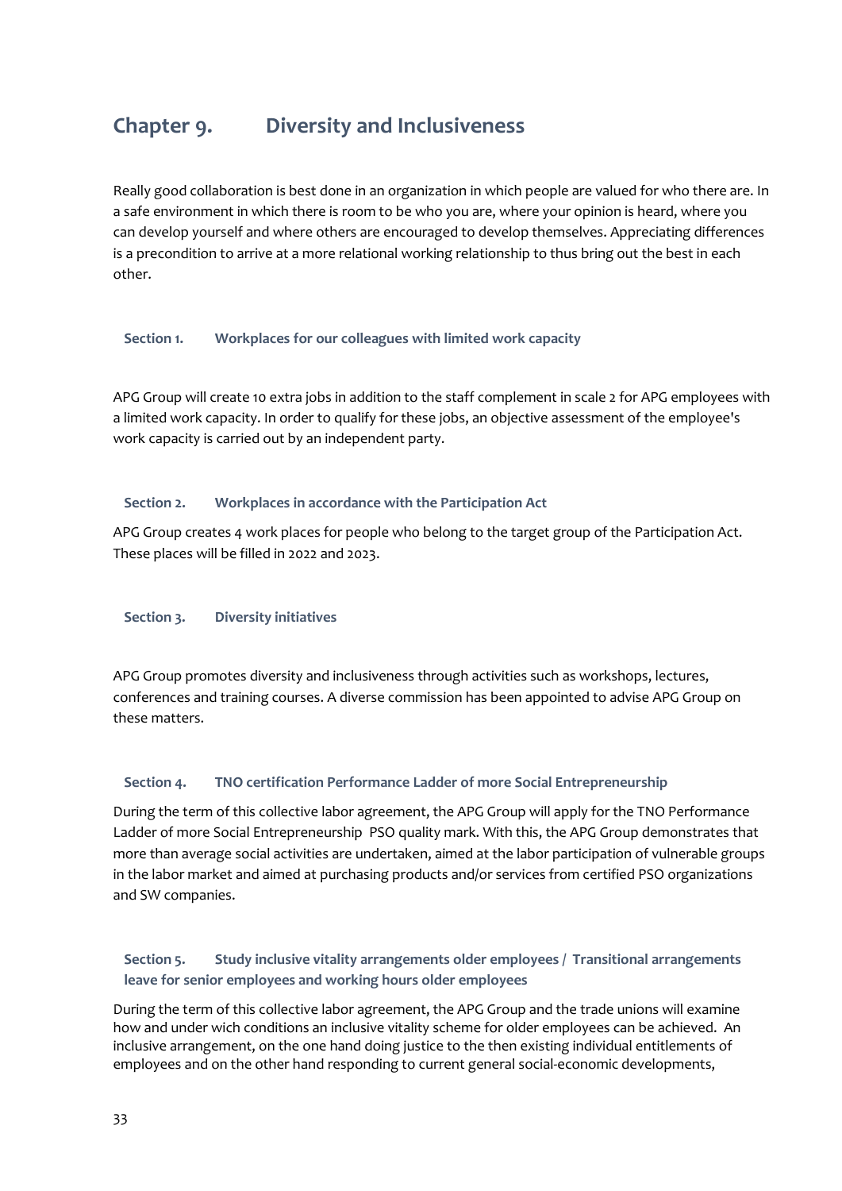# Chapter 9. Diversity and Inclusiveness

Really good collaboration is best done in an organization in which people are valued for who there are. In a safe environment in which there is room to be who you are, where your opinion is heard, where you can develop yourself and where others are encouraged to develop themselves. Appreciating differences is a precondition to arrive at a more relational working relationship to thus bring out the best in each other.

## Section 1. Workplaces for our colleagues with limited work capacity

APG Group will create 10 extra jobs in addition to the staff complement in scale 2 for APG employees with a limited work capacity. In order to qualify for these jobs, an objective assessment of the employee's work capacity is carried out by an independent party.

## Section 2. Workplaces in accordance with the Participation Act

APG Group creates 4 work places for people who belong to the target group of the Participation Act. These places will be filled in 2022 and 2023.

## Section 3. Diversity initiatives

APG Group promotes diversity and inclusiveness through activities such as workshops, lectures, conferences and training courses. A diverse commission has been appointed to advise APG Group on these matters.

## Section 4. TNO certification Performance Ladder of more Social Entrepreneurship

During the term of this collective labor agreement, the APG Group will apply for the TNO Performance Ladder of more Social Entrepreneurship PSO quality mark. With this, the APG Group demonstrates that more than average social activities are undertaken, aimed at the labor participation of vulnerable groups in the labor market and aimed at purchasing products and/or services from certified PSO organizations and SW companies.

## Section 5. Study inclusive vitality arrangements older employees / Transitional arrangements leave for senior employees and working hours older employees

During the term of this collective labor agreement, the APG Group and the trade unions will examine how and under wich conditions an inclusive vitality scheme for older employees can be achieved. An inclusive arrangement, on the one hand doing justice to the then existing individual entitlements of employees and on the other hand responding to current general social-economic developments,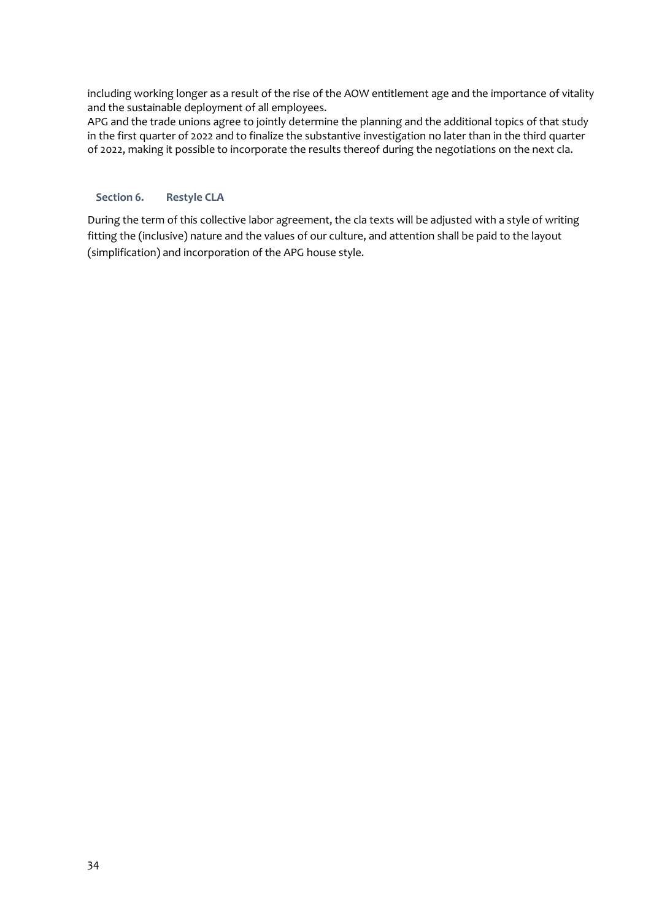including working longer as a result of the rise of the AOW entitlement age and the importance of vitality and the sustainable deployment of all employees.
APG and the trade unions agree to jointly determine the planning and the additional topics of that study in the first quarter of 2022 and to finalize the substantive investigation no later than in the third quarter of 2022, making it possible to incorporate the results thereof during the negotiations on the next cla.

### Section 6. Restyle CLA

During the term of this collective labor agreement, the cla texts will be adjusted with a style of writing fitting the (inclusive) nature and the values of our culture, and attention shall be paid to the layout (simplification) and incorporation of the APG house style.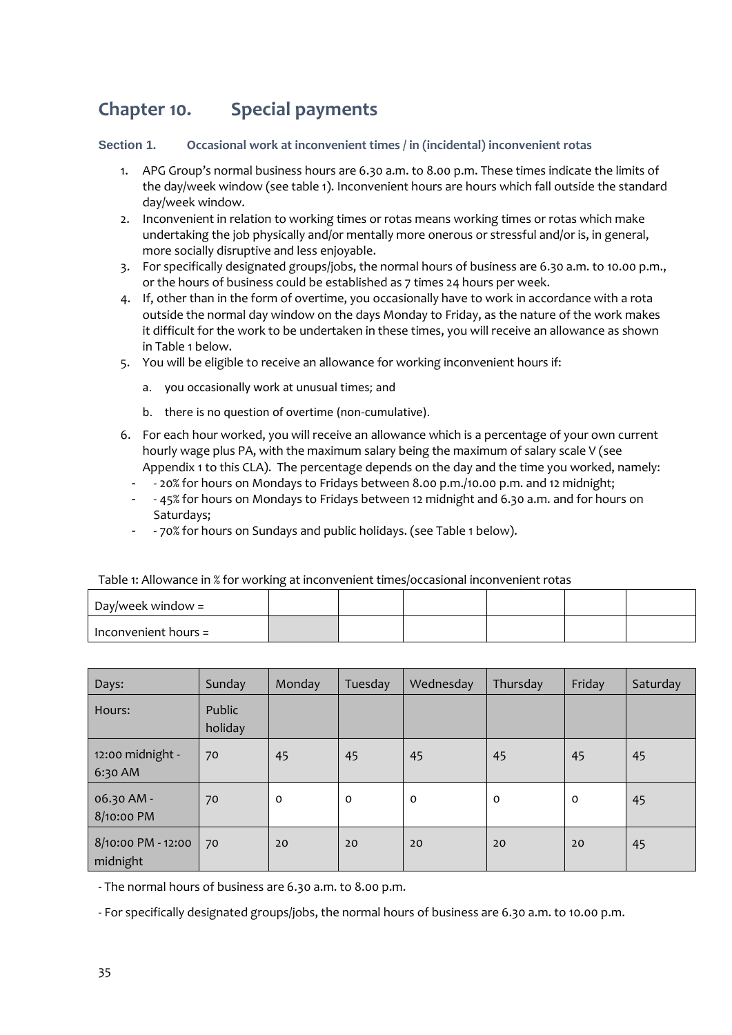# Chapter 10. Special payments

### Section 1. Occasional work at inconvenient times / in (incidental) inconvenient rotas

1. APG Group's normal business hours are 6.30 a.m. to 8.00 p.m. These times indicate the limits of the day/week window (see table 1). Inconvenient hours are hours which fall outside the standard day/week window.
2. Inconvenient in relation to working times or rotas means working times or rotas which make undertaking the job physically and/or mentally more onerous or stressful and/or is, in general, more socially disruptive and less enjoyable.
3. For specifically designated groups/jobs, the normal hours of business are 6.30 a.m. to 10.00 p.m., or the hours of business could be established as 7 times 24 hours per week.
4. If, other than in the form of overtime, you occasionally have to work in accordance with a rota outside the normal day window on the days Monday to Friday, as the nature of the work makes it difficult for the work to be undertaken in these times, you will receive an allowance as shown in Table 1 below.
5. You will be eligible to receive an allowance for working inconvenient hours if:
   a. you occasionally work at unusual times; and
   b. there is no question of overtime (non-cumulative).
6. For each hour worked, you will receive an allowance which is a percentage of your own current hourly wage plus PA, with the maximum salary being the maximum of salary scale V (see Appendix 1 to this CLA). The percentage depends on the day and the time you worked, namely:
   - - 20% for hours on Mondays to Fridays between 8.00 p.m./10.00 p.m. and 12 midnight;
   - - 45% for hours on Mondays to Fridays between 12 midnight and 6.30 a.m. and for hours on Saturdays;
   - - 70% for hours on Sundays and public holidays. (see Table 1 below).

Table 1: Allowance in % for working at inconvenient times/occasional inconvenient rotas

| | | | | | | |
|---|---|---|---|---|---|---|
| Day/week window = | | | | | | |
| Inconvenient hours = | | | | | | |

| Days: | Sunday | Monday | Tuesday | Wednesday | Thursday | Friday | Saturday |
|---|---|---|---|---|---|---|---|
| Hours: | Public holiday | | | | | | |
| 12:00 midnight - 6:30 AM | 70 | 45 | 45 | 45 | 45 | 45 | 45 |
| 06.30 AM - 8/10:00 PM | 70 | 0 | 0 | 0 | 0 | 0 | 45 |
| 8/10:00 PM - 12:00 midnight | 70 | 20 | 20 | 20 | 20 | 20 | 45 |

- The normal hours of business are 6.30 a.m. to 8.00 p.m.

- For specifically designated groups/jobs, the normal hours of business are 6.30 a.m. to 10.00 p.m.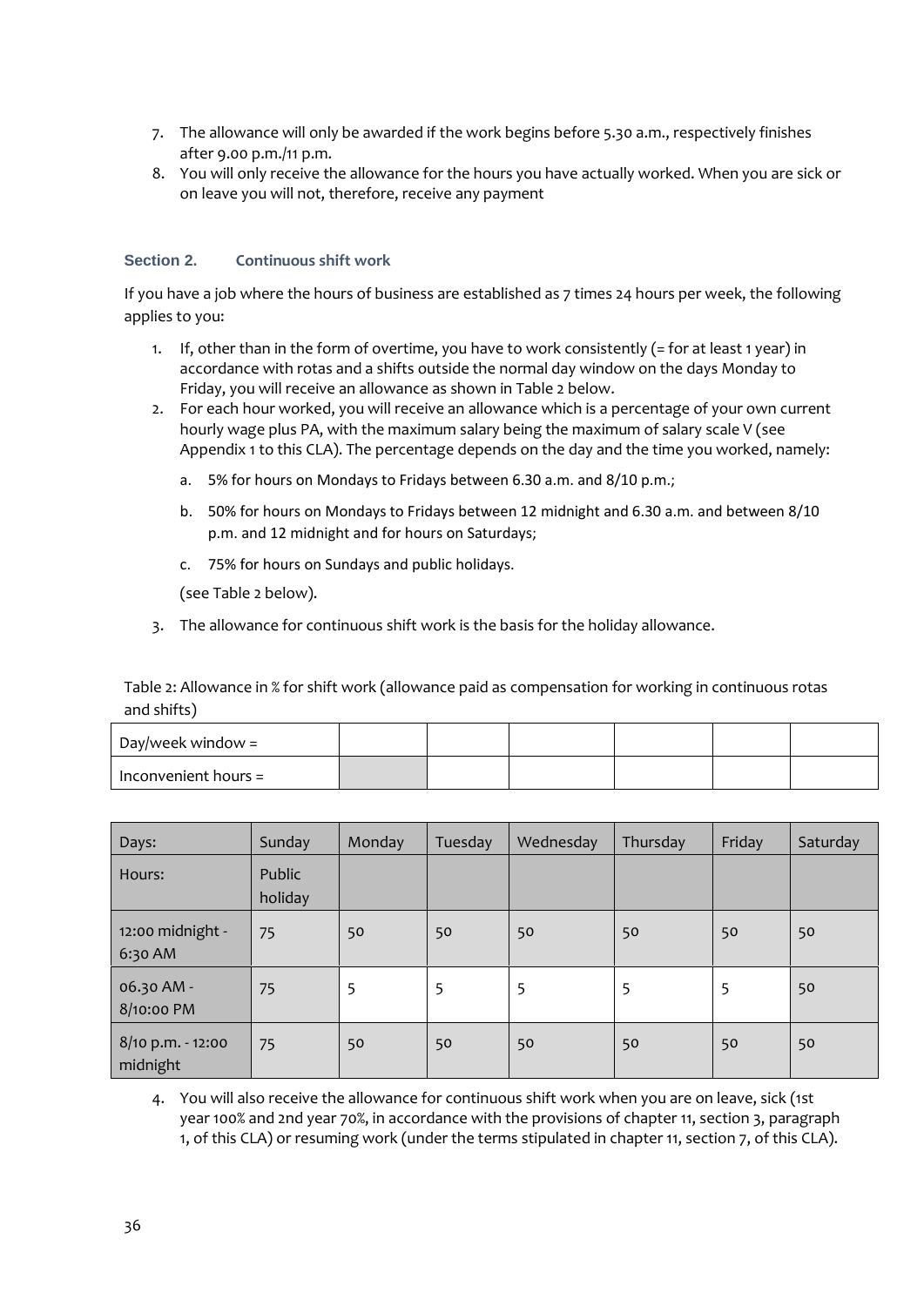7. The allowance will only be awarded if the work begins before 5.30 a.m., respectively finishes after 9.00 p.m./11 p.m.
8. You will only receive the allowance for the hours you have actually worked. When you are sick or on leave you will not, therefore, receive any payment

### Section 2. Continuous shift work

If you have a job where the hours of business are established as 7 times 24 hours per week, the following applies to you:

1. If, other than in the form of overtime, you have to work consistently (= for at least 1 year) in accordance with rotas and a shifts outside the normal day window on the days Monday to Friday, you will receive an allowance as shown in Table 2 below.
2. For each hour worked, you will receive an allowance which is a percentage of your own current hourly wage plus PA, with the maximum salary being the maximum of salary scale V (see Appendix 1 to this CLA). The percentage depends on the day and the time you worked, namely:
   a. 5% for hours on Mondays to Fridays between 6.30 a.m. and 8/10 p.m.;
   b. 50% for hours on Mondays to Fridays between 12 midnight and 6.30 a.m. and between 8/10 p.m. and 12 midnight and for hours on Saturdays;
   c. 75% for hours on Sundays and public holidays.

   (see Table 2 below).
3. The allowance for continuous shift work is the basis for the holiday allowance.

Table 2: Allowance in % for shift work (allowance paid as compensation for working in continuous rotas and shifts)

| | | | | | | |
|---|---|---|---|---|---|---|
| Day/week window = | | | | | | |
| Inconvenient hours = | | | | | | |

| Days: | Sunday | Monday | Tuesday | Wednesday | Thursday | Friday | Saturday |
|---|---|---|---|---|---|---|---|
| Hours: | Public holiday | | | | | | |
| 12:00 midnight - 6:30 AM | 75 | 50 | 50 | 50 | 50 | 50 | 50 |
| 06.30 AM - 8/10:00 PM | 75 | 5 | 5 | 5 | 5 | 5 | 50 |
| 8/10 p.m. - 12:00 midnight | 75 | 50 | 50 | 50 | 50 | 50 | 50 |

4. You will also receive the allowance for continuous shift work when you are on leave, sick (1st year 100% and 2nd year 70%, in accordance with the provisions of chapter 11, section 3, paragraph 1, of this CLA) or resuming work (under the terms stipulated in chapter 11, section 7, of this CLA).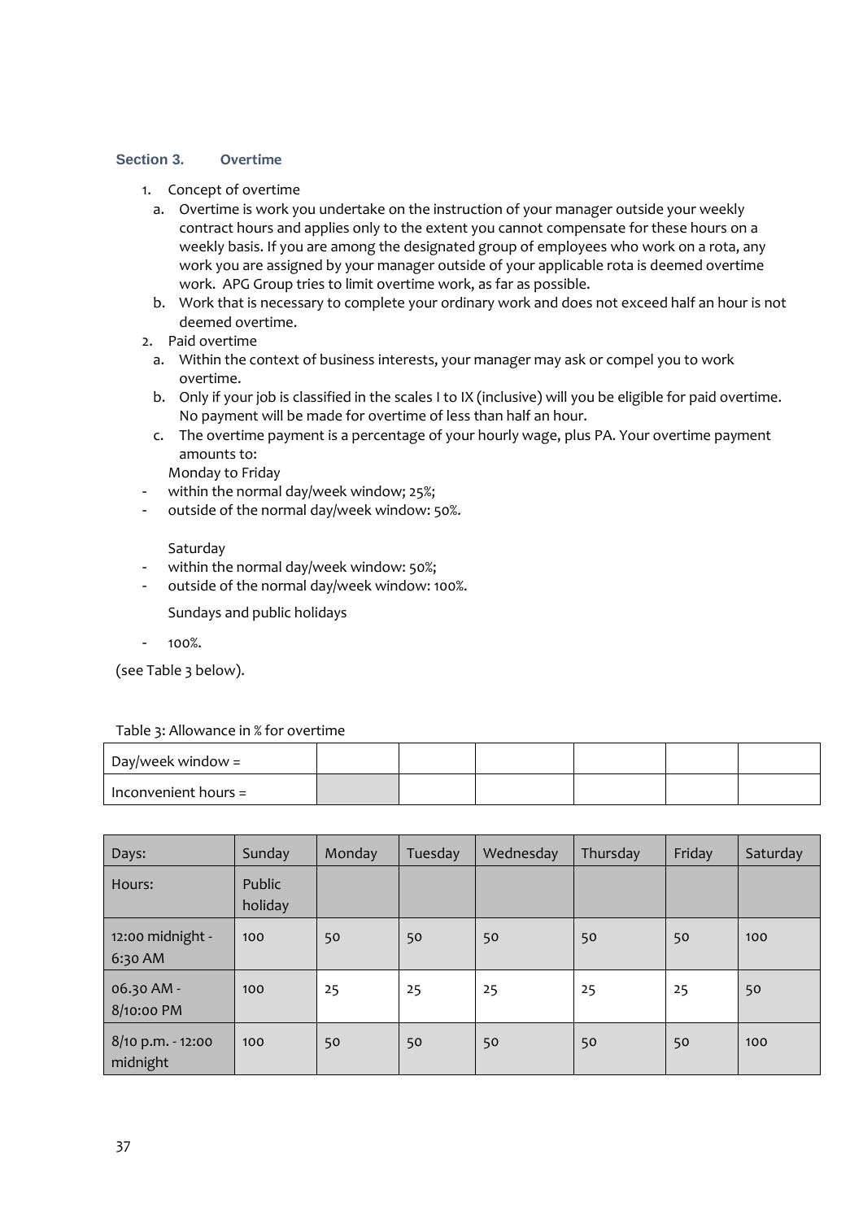### Section 3. Overtime

1. Concept of overtime
   a. Overtime is work you undertake on the instruction of your manager outside your weekly contract hours and applies only to the extent you cannot compensate for these hours on a weekly basis. If you are among the designated group of employees who work on a rota, any work you are assigned by your manager outside of your applicable rota is deemed overtime work. APG Group tries to limit overtime work, as far as possible.
   b. Work that is necessary to complete your ordinary work and does not exceed half an hour is not deemed overtime.
2. Paid overtime
   a. Within the context of business interests, your manager may ask or compel you to work overtime.
   b. Only if your job is classified in the scales I to IX (inclusive) will you be eligible for paid overtime. No payment will be made for overtime of less than half an hour.
   c. The overtime payment is a percentage of your hourly wage, plus PA. Your overtime payment amounts to:

   Monday to Friday
   - within the normal day/week window; 25%;
   - outside of the normal day/week window: 50%.

   Saturday
   - within the normal day/week window: 50%;
   - outside of the normal day/week window: 100%.

   Sundays and public holidays
   - 100%.

(see Table 3 below).

Table 3: Allowance in % for overtime

| | | | | | | |
|---|---|---|---|---|---|---|
| Day/week window = | | | | | | |
| Inconvenient hours = | | | | | | |

| Days: | Sunday | Monday | Tuesday | Wednesday | Thursday | Friday | Saturday |
|---|---|---|---|---|---|---|---|
| Hours: | Public holiday | | | | | | |
| 12:00 midnight - 6:30 AM | 100 | 50 | 50 | 50 | 50 | 50 | 100 |
| 06.30 AM - 8/10:00 PM | 100 | 25 | 25 | 25 | 25 | 25 | 50 |
| 8/10 p.m. - 12:00 midnight | 100 | 50 | 50 | 50 | 50 | 50 | 100 |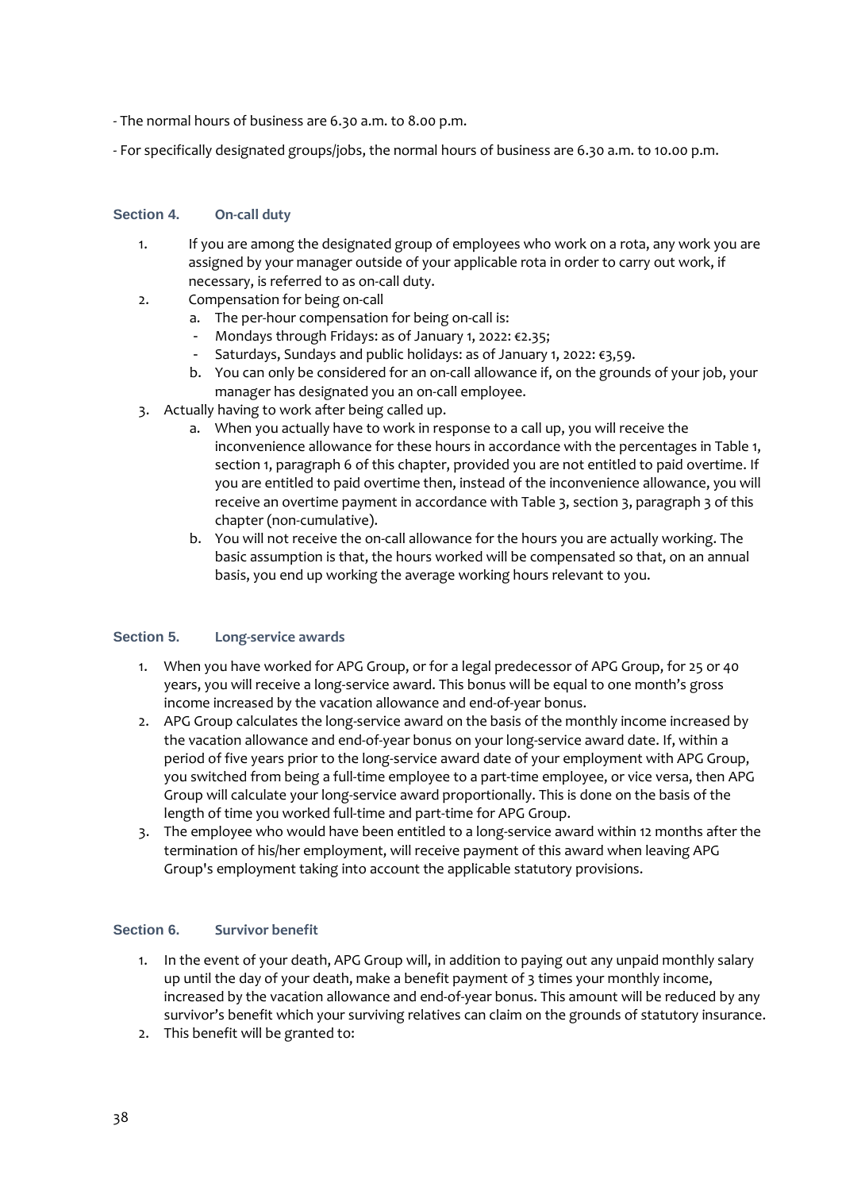- The normal hours of business are 6.30 a.m. to 8.00 p.m.

- For specifically designated groups/jobs, the normal hours of business are 6.30 a.m. to 10.00 p.m.

### Section 4. On-call duty

1. If you are among the designated group of employees who work on a rota, any work you are assigned by your manager outside of your applicable rota in order to carry out work, if necessary, is referred to as on-call duty.
2. Compensation for being on-call
   a. The per-hour compensation for being on-call is:
   - Mondays through Fridays: as of January 1, 2022: €2.35;
   - Saturdays, Sundays and public holidays: as of January 1, 2022: €3,59.

   b. You can only be considered for an on-call allowance if, on the grounds of your job, your manager has designated you an on-call employee.
3. Actually having to work after being called up.
   a. When you actually have to work in response to a call up, you will receive the inconvenience allowance for these hours in accordance with the percentages in Table 1, section 1, paragraph 6 of this chapter, provided you are not entitled to paid overtime. If you are entitled to paid overtime then, instead of the inconvenience allowance, you will receive an overtime payment in accordance with Table 3, section 3, paragraph 3 of this chapter (non-cumulative).
   b. You will not receive the on-call allowance for the hours you are actually working. The basic assumption is that, the hours worked will be compensated so that, on an annual basis, you end up working the average working hours relevant to you.

### Section 5. Long-service awards

1. When you have worked for APG Group, or for a legal predecessor of APG Group, for 25 or 40 years, you will receive a long-service award. This bonus will be equal to one month's gross income increased by the vacation allowance and end-of-year bonus.
2. APG Group calculates the long-service award on the basis of the monthly income increased by the vacation allowance and end-of-year bonus on your long-service award date. If, within a period of five years prior to the long-service award date of your employment with APG Group, you switched from being a full-time employee to a part-time employee, or vice versa, then APG Group will calculate your long-service award proportionally. This is done on the basis of the length of time you worked full-time and part-time for APG Group.
3. The employee who would have been entitled to a long-service award within 12 months after the termination of his/her employment, will receive payment of this award when leaving APG Group's employment taking into account the applicable statutory provisions.

### Section 6. Survivor benefit

1. In the event of your death, APG Group will, in addition to paying out any unpaid monthly salary up until the day of your death, make a benefit payment of 3 times your monthly income, increased by the vacation allowance and end-of-year bonus. This amount will be reduced by any survivor's benefit which your surviving relatives can claim on the grounds of statutory insurance.
2. This benefit will be granted to: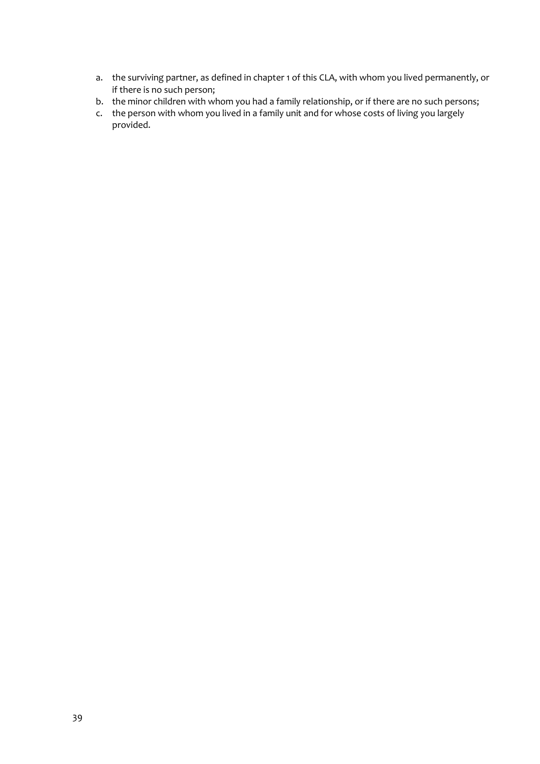a. the surviving partner, as defined in chapter 1 of this CLA, with whom you lived permanently, or if there is no such person;
b. the minor children with whom you had a family relationship, or if there are no such persons;
c. the person with whom you lived in a family unit and for whose costs of living you largely provided.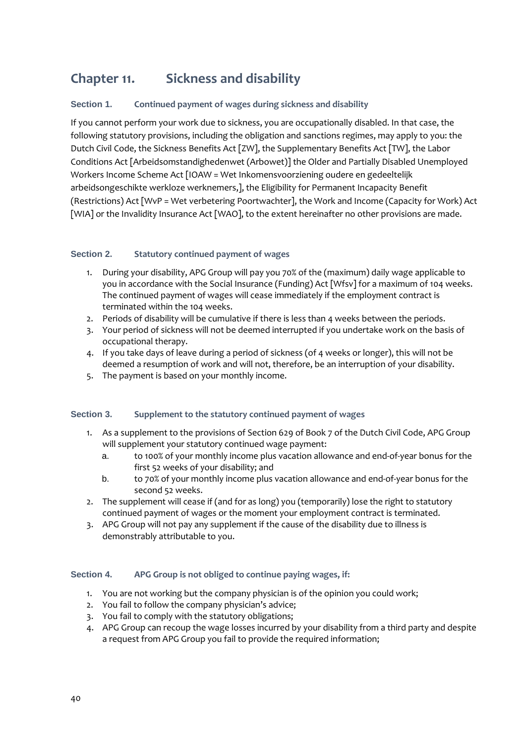# Chapter 11. Sickness and disability

## Section 1. Continued payment of wages during sickness and disability

If you cannot perform your work due to sickness, you are occupationally disabled. In that case, the following statutory provisions, including the obligation and sanctions regimes, may apply to you: the Dutch Civil Code, the Sickness Benefits Act [ZW], the Supplementary Benefits Act [TW], the Labor Conditions Act [Arbeidsomstandighedenwet (Arbowet)] the Older and Partially Disabled Unemployed Workers Income Scheme Act [IOAW = Wet Inkomensvoorziening oudere en gedeeltelijk arbeidsongeschikte werkloze werknemers,], the Eligibility for Permanent Incapacity Benefit (Restrictions) Act [WvP = Wet verbetering Poortwachter], the Work and Income (Capacity for Work) Act [WIA] or the Invalidity Insurance Act [WAO], to the extent hereinafter no other provisions are made.

## Section 2. Statutory continued payment of wages

1. During your disability, APG Group will pay you 70% of the (maximum) daily wage applicable to you in accordance with the Social Insurance (Funding) Act [Wfsv] for a maximum of 104 weeks. The continued payment of wages will cease immediately if the employment contract is terminated within the 104 weeks.
2. Periods of disability will be cumulative if there is less than 4 weeks between the periods.
3. Your period of sickness will not be deemed interrupted if you undertake work on the basis of occupational therapy.
4. If you take days of leave during a period of sickness (of 4 weeks or longer), this will not be deemed a resumption of work and will not, therefore, be an interruption of your disability.
5. The payment is based on your monthly income.

## Section 3. Supplement to the statutory continued payment of wages

1. As a supplement to the provisions of Section 629 of Book 7 of the Dutch Civil Code, APG Group will supplement your statutory continued wage payment:
   a. to 100% of your monthly income plus vacation allowance and end-of-year bonus for the first 52 weeks of your disability; and
   b. to 70% of your monthly income plus vacation allowance and end-of-year bonus for the second 52 weeks.
2. The supplement will cease if (and for as long) you (temporarily) lose the right to statutory continued payment of wages or the moment your employment contract is terminated.
3. APG Group will not pay any supplement if the cause of the disability due to illness is demonstrably attributable to you.

## Section 4. APG Group is not obliged to continue paying wages, if:

1. You are not working but the company physician is of the opinion you could work;
2. You fail to follow the company physician's advice;
3. You fail to comply with the statutory obligations;
4. APG Group can recoup the wage losses incurred by your disability from a third party and despite a request from APG Group you fail to provide the required information;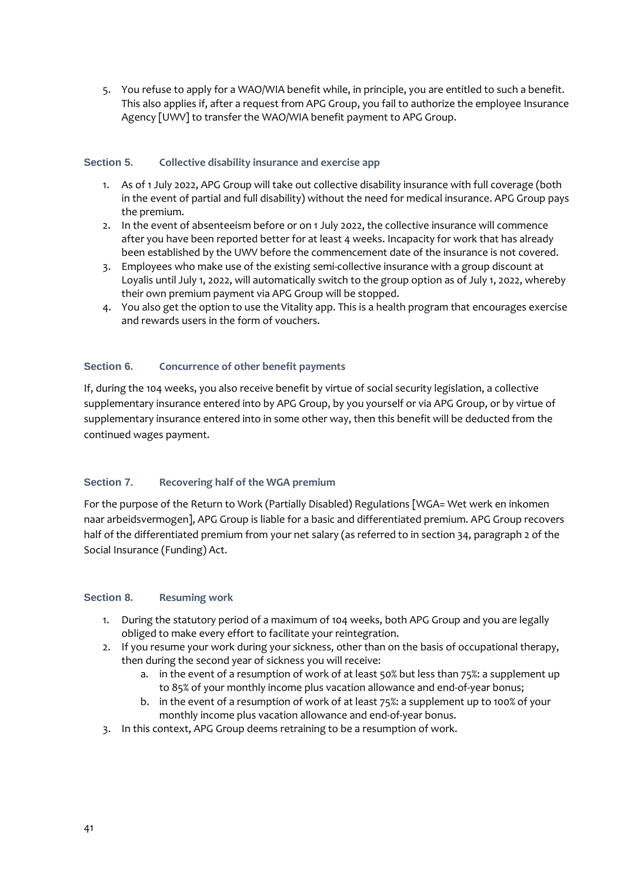5. You refuse to apply for a WAO/WIA benefit while, in principle, you are entitled to such a benefit. This also applies if, after a request from APG Group, you fail to authorize the employee Insurance Agency [UWV] to transfer the WAO/WIA benefit payment to APG Group.

### Section 5. Collective disability insurance and exercise app

1. As of 1 July 2022, APG Group will take out collective disability insurance with full coverage (both in the event of partial and full disability) without the need for medical insurance. APG Group pays the premium.
2. In the event of absenteeism before or on 1 July 2022, the collective insurance will commence after you have been reported better for at least 4 weeks. Incapacity for work that has already been established by the UWV before the commencement date of the insurance is not covered.
3. Employees who make use of the existing semi-collective insurance with a group discount at Loyalis until July 1, 2022, will automatically switch to the group option as of July 1, 2022, whereby their own premium payment via APG Group will be stopped.
4. You also get the option to use the Vitality app. This is a health program that encourages exercise and rewards users in the form of vouchers.

### Section 6. Concurrence of other benefit payments

If, during the 104 weeks, you also receive benefit by virtue of social security legislation, a collective supplementary insurance entered into by APG Group, by you yourself or via APG Group, or by virtue of supplementary insurance entered into in some other way, then this benefit will be deducted from the continued wages payment.

### Section 7. Recovering half of the WGA premium

For the purpose of the Return to Work (Partially Disabled) Regulations [WGA= Wet werk en inkomen naar arbeidsvermogen], APG Group is liable for a basic and differentiated premium. APG Group recovers half of the differentiated premium from your net salary (as referred to in section 34, paragraph 2 of the Social Insurance (Funding) Act.

### Section 8. Resuming work

1. During the statutory period of a maximum of 104 weeks, both APG Group and you are legally obliged to make every effort to facilitate your reintegration.
2. If you resume your work during your sickness, other than on the basis of occupational therapy, then during the second year of sickness you will receive:
   a. in the event of a resumption of work of at least 50% but less than 75%: a supplement up to 85% of your monthly income plus vacation allowance and end-of-year bonus;
   b. in the event of a resumption of work of at least 75%: a supplement up to 100% of your monthly income plus vacation allowance and end-of-year bonus.
3. In this context, APG Group deems retraining to be a resumption of work.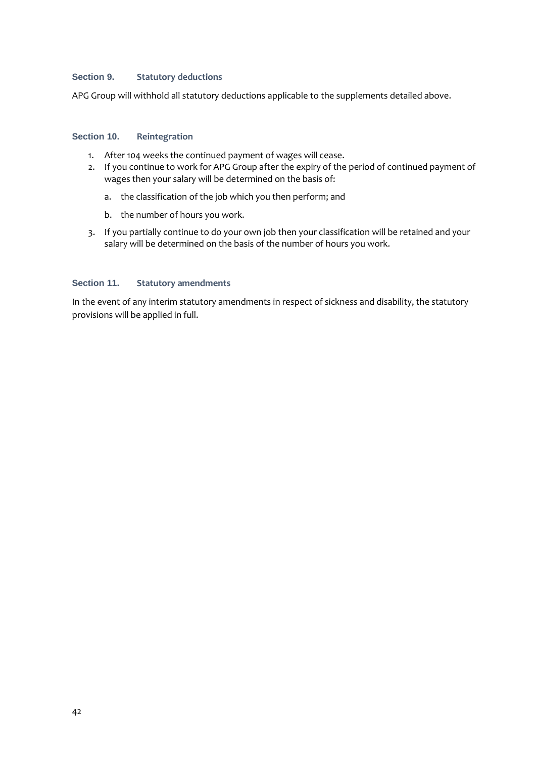### Section 9. Statutory deductions

APG Group will withhold all statutory deductions applicable to the supplements detailed above.

### Section 10. Reintegration

1. After 104 weeks the continued payment of wages will cease.
2. If you continue to work for APG Group after the expiry of the period of continued payment of wages then your salary will be determined on the basis of:
   a. the classification of the job which you then perform; and
   b. the number of hours you work.
3. If you partially continue to do your own job then your classification will be retained and your salary will be determined on the basis of the number of hours you work.

### Section 11. Statutory amendments

In the event of any interim statutory amendments in respect of sickness and disability, the statutory provisions will be applied in full.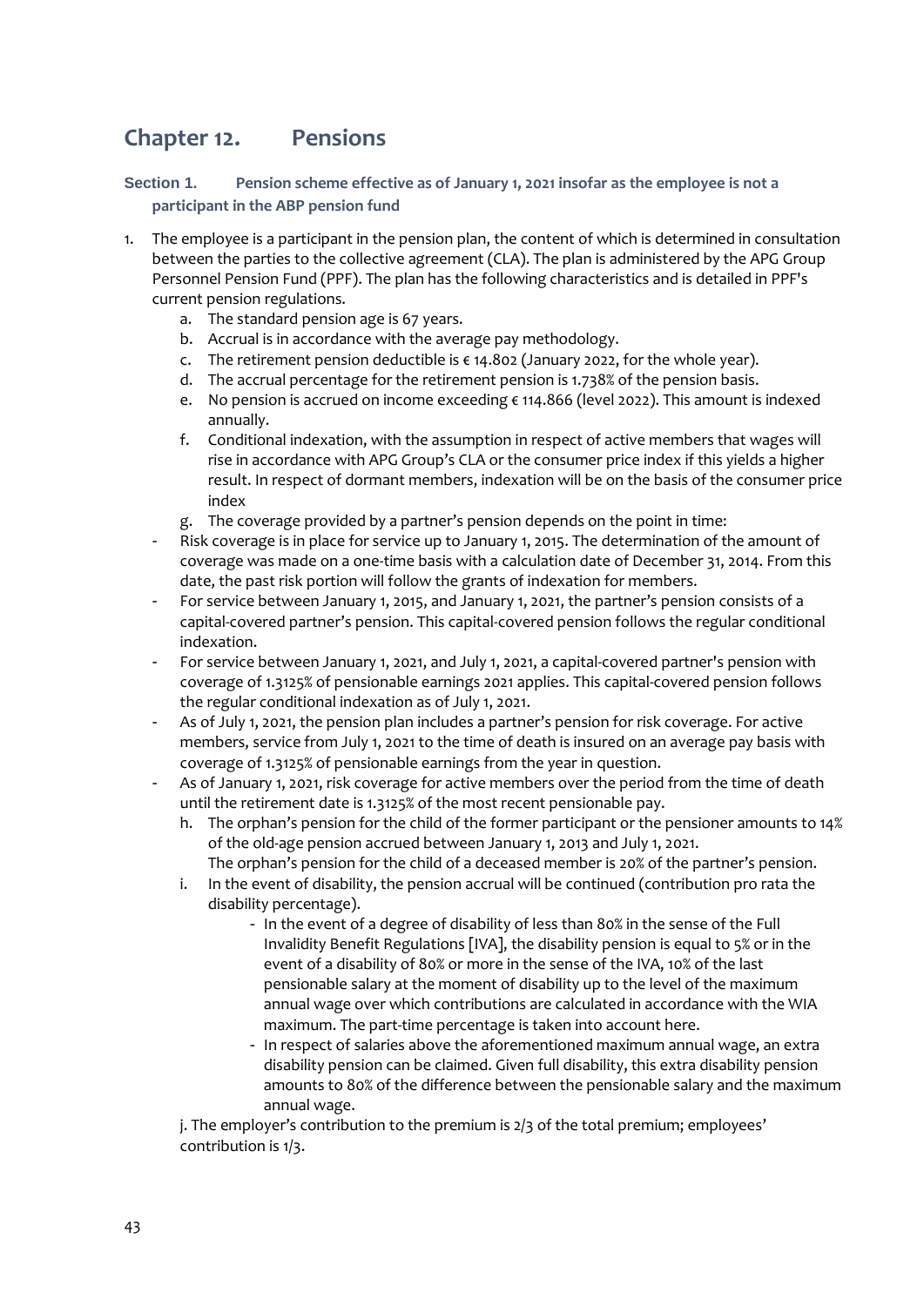# Chapter 12. Pensions

### Section 1. Pension scheme effective as of January 1, 2021 insofar as the employee is not a participant in the ABP pension fund

1. The employee is a participant in the pension plan, the content of which is determined in consultation between the parties to the collective agreement (CLA). The plan is administered by the APG Group Personnel Pension Fund (PPF). The plan has the following characteristics and is detailed in PPF's current pension regulations.
   a. The standard pension age is 67 years.
   b. Accrual is in accordance with the average pay methodology.
   c. The retirement pension deductible is € 14.802 (January 2022, for the whole year).
   d. The accrual percentage for the retirement pension is 1.738% of the pension basis.
   e. No pension is accrued on income exceeding € 114.866 (level 2022). This amount is indexed annually.
   f. Conditional indexation, with the assumption in respect of active members that wages will rise in accordance with APG Group's CLA or the consumer price index if this yields a higher result. In respect of dormant members, indexation will be on the basis of the consumer price index
   g. The coverage provided by a partner's pension depends on the point in time:

- Risk coverage is in place for service up to January 1, 2015. The determination of the amount of coverage was made on a one-time basis with a calculation date of December 31, 2014. From this date, the past risk portion will follow the grants of indexation for members.
- For service between January 1, 2015, and January 1, 2021, the partner's pension consists of a capital-covered partner's pension. This capital-covered pension follows the regular conditional indexation.
- For service between January 1, 2021, and July 1, 2021, a capital-covered partner's pension with coverage of 1.3125% of pensionable earnings 2021 applies. This capital-covered pension follows the regular conditional indexation as of July 1, 2021.
- As of July 1, 2021, the pension plan includes a partner's pension for risk coverage. For active members, service from July 1, 2021 to the time of death is insured on an average pay basis with coverage of 1.3125% of pensionable earnings from the year in question.
- As of January 1, 2021, risk coverage for active members over the period from the time of death until the retirement date is 1.3125% of the most recent pensionable pay.
   h. The orphan's pension for the child of the former participant or the pensioner amounts to 14% of the old-age pension accrued between January 1, 2013 and July 1, 2021.
   The orphan's pension for the child of a deceased member is 20% of the partner's pension.
   i. In the event of disability, the pension accrual will be continued (contribution pro rata the disability percentage).
      - In the event of a degree of disability of less than 80% in the sense of the Full Invalidity Benefit Regulations [IVA], the disability pension is equal to 5% or in the event of a disability of 80% or more in the sense of the IVA, 10% of the last pensionable salary at the moment of disability up to the level of the maximum annual wage over which contributions are calculated in accordance with the WIA maximum. The part-time percentage is taken into account here.
      - In respect of salaries above the aforementioned maximum annual wage, an extra disability pension can be claimed. Given full disability, this extra disability pension amounts to 80% of the difference between the pensionable salary and the maximum annual wage.

   j. The employer's contribution to the premium is 2/3 of the total premium; employees' contribution is 1/3.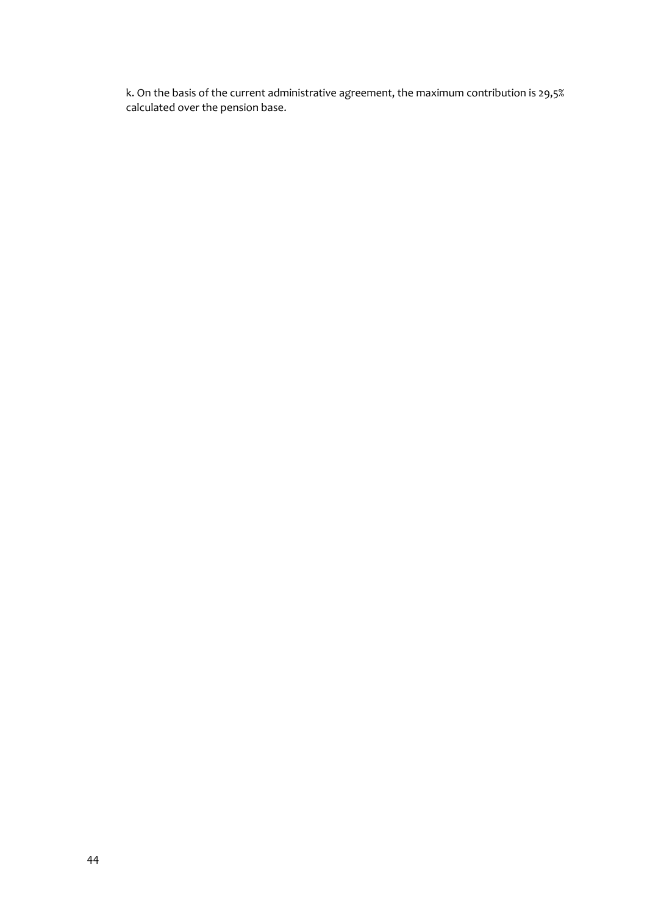k. On the basis of the current administrative agreement, the maximum contribution is 29,5% calculated over the pension base.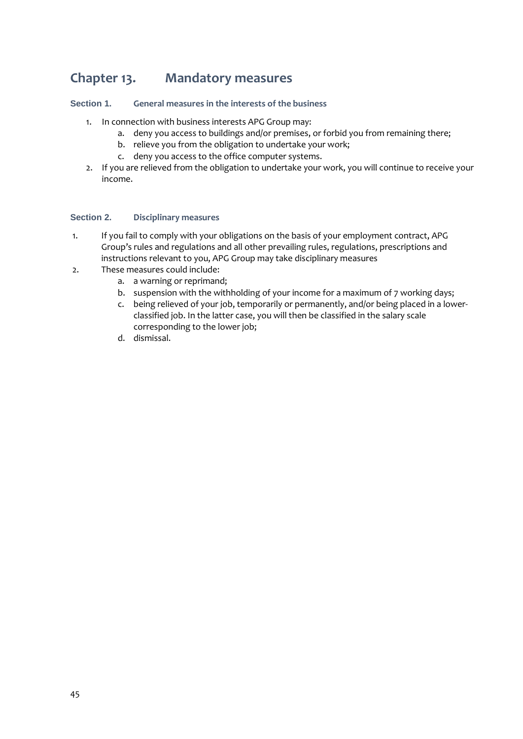# Chapter 13. Mandatory measures

### Section 1. General measures in the interests of the business

1. In connection with business interests APG Group may:
   a. deny you access to buildings and/or premises, or forbid you from remaining there;
   b. relieve you from the obligation to undertake your work;
   c. deny you access to the office computer systems.
2. If you are relieved from the obligation to undertake your work, you will continue to receive your income.

### Section 2. Disciplinary measures

1. If you fail to comply with your obligations on the basis of your employment contract, APG Group's rules and regulations and all other prevailing rules, regulations, prescriptions and instructions relevant to you, APG Group may take disciplinary measures
2. These measures could include:
   a. a warning or reprimand;
   b. suspension with the withholding of your income for a maximum of 7 working days;
   c. being relieved of your job, temporarily or permanently, and/or being placed in a lower-classified job. In the latter case, you will then be classified in the salary scale corresponding to the lower job;
   d. dismissal.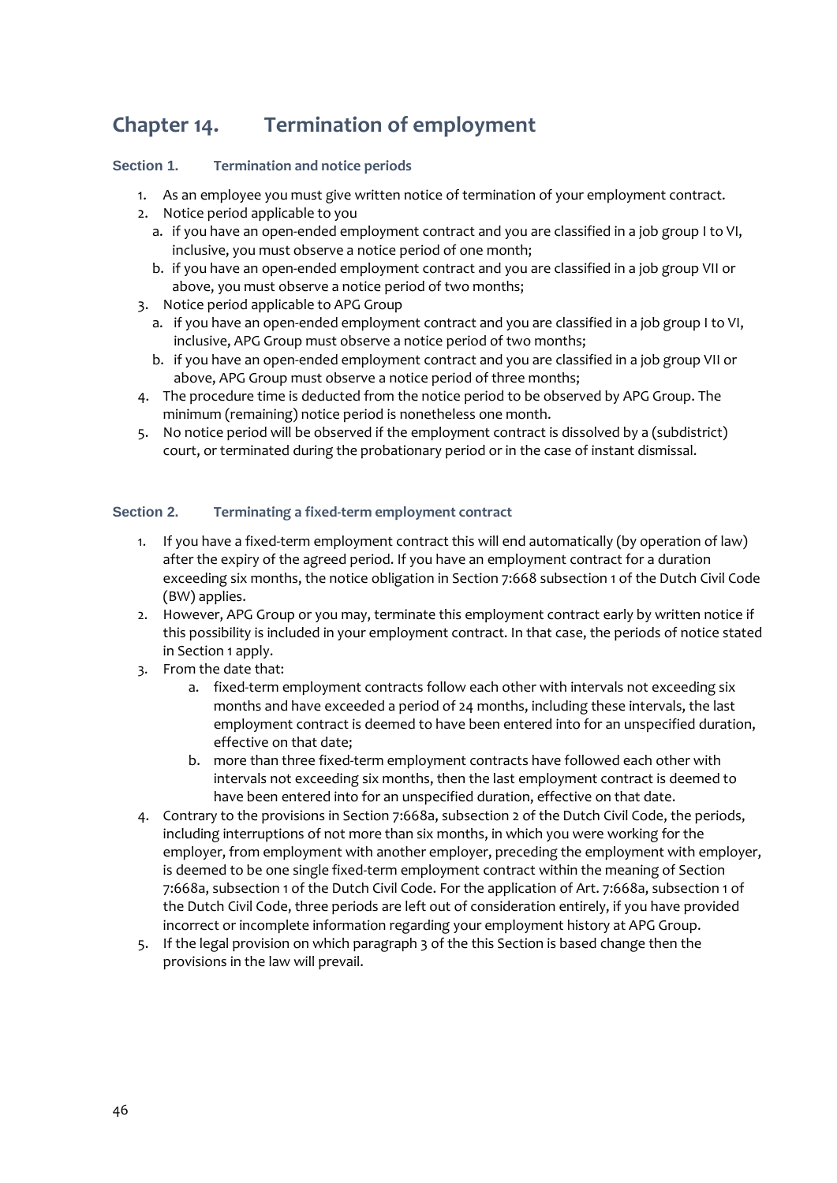# Chapter 14. Termination of employment

## Section 1. Termination and notice periods

1. As an employee you must give written notice of termination of your employment contract.
2. Notice period applicable to you
   a. if you have an open-ended employment contract and you are classified in a job group I to VI, inclusive, you must observe a notice period of one month;
   b. if you have an open-ended employment contract and you are classified in a job group VII or above, you must observe a notice period of two months;
3. Notice period applicable to APG Group
   a. if you have an open-ended employment contract and you are classified in a job group I to VI, inclusive, APG Group must observe a notice period of two months;
   b. if you have an open-ended employment contract and you are classified in a job group VII or above, APG Group must observe a notice period of three months;
4. The procedure time is deducted from the notice period to be observed by APG Group. The minimum (remaining) notice period is nonetheless one month.
5. No notice period will be observed if the employment contract is dissolved by a (subdistrict) court, or terminated during the probationary period or in the case of instant dismissal.

## Section 2. Terminating a fixed-term employment contract

1. If you have a fixed-term employment contract this will end automatically (by operation of law) after the expiry of the agreed period. If you have an employment contract for a duration exceeding six months, the notice obligation in Section 7:668 subsection 1 of the Dutch Civil Code (BW) applies.
2. However, APG Group or you may, terminate this employment contract early by written notice if this possibility is included in your employment contract. In that case, the periods of notice stated in Section 1 apply.
3. From the date that:
   a. fixed-term employment contracts follow each other with intervals not exceeding six months and have exceeded a period of 24 months, including these intervals, the last employment contract is deemed to have been entered into for an unspecified duration, effective on that date;
   b. more than three fixed-term employment contracts have followed each other with intervals not exceeding six months, then the last employment contract is deemed to have been entered into for an unspecified duration, effective on that date.
4. Contrary to the provisions in Section 7:668a, subsection 2 of the Dutch Civil Code, the periods, including interruptions of not more than six months, in which you were working for the employer, from employment with another employer, preceding the employment with employer, is deemed to be one single fixed-term employment contract within the meaning of Section 7:668a, subsection 1 of the Dutch Civil Code. For the application of Art. 7:668a, subsection 1 of the Dutch Civil Code, three periods are left out of consideration entirely, if you have provided incorrect or incomplete information regarding your employment history at APG Group.
5. If the legal provision on which paragraph 3 of the this Section is based change then the provisions in the law will prevail.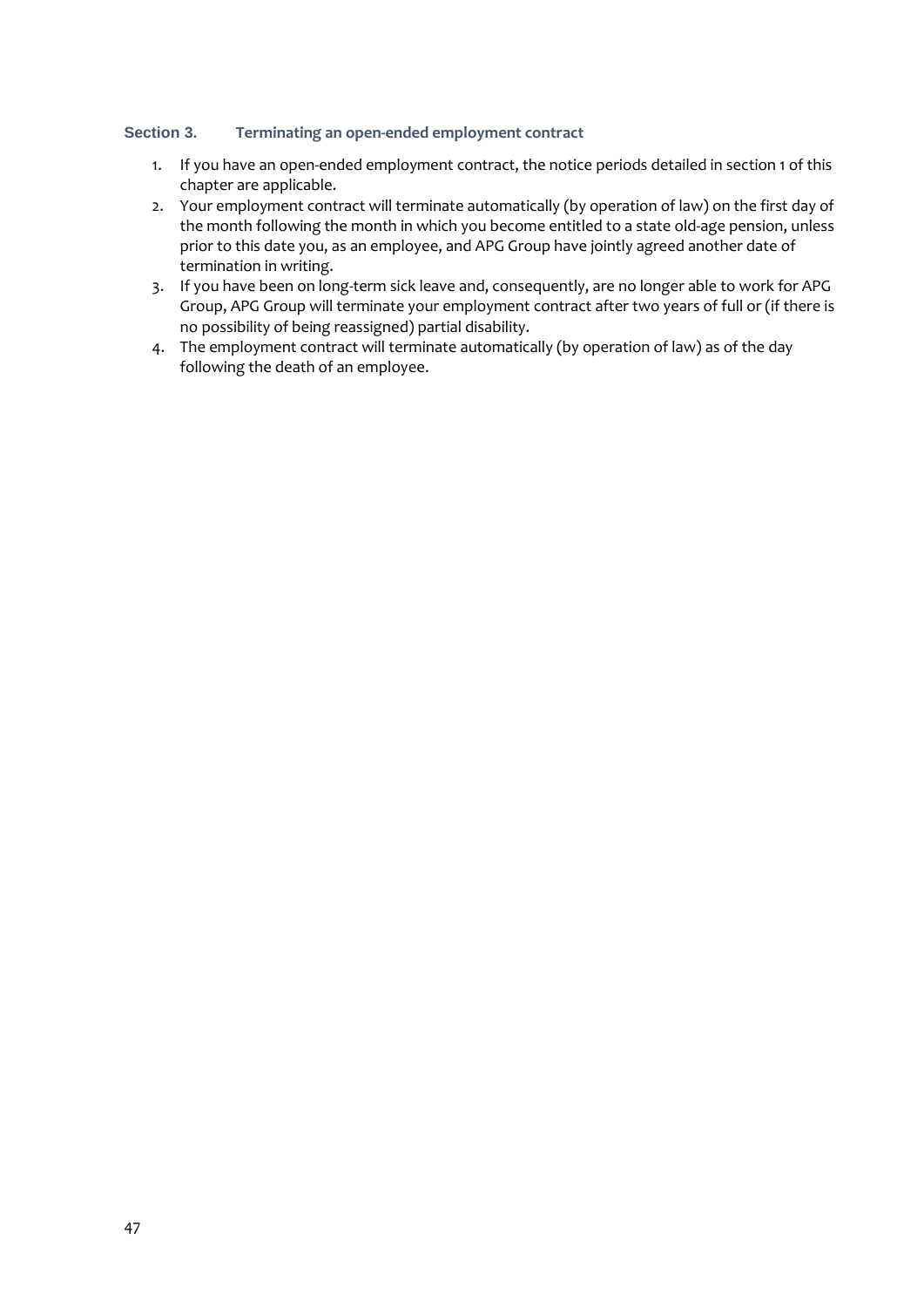### Section 3. Terminating an open-ended employment contract

1. If you have an open-ended employment contract, the notice periods detailed in section 1 of this chapter are applicable.
2. Your employment contract will terminate automatically (by operation of law) on the first day of the month following the month in which you become entitled to a state old-age pension, unless prior to this date you, as an employee, and APG Group have jointly agreed another date of termination in writing.
3. If you have been on long-term sick leave and, consequently, are no longer able to work for APG Group, APG Group will terminate your employment contract after two years of full or (if there is no possibility of being reassigned) partial disability.
4. The employment contract will terminate automatically (by operation of law) as of the day following the death of an employee.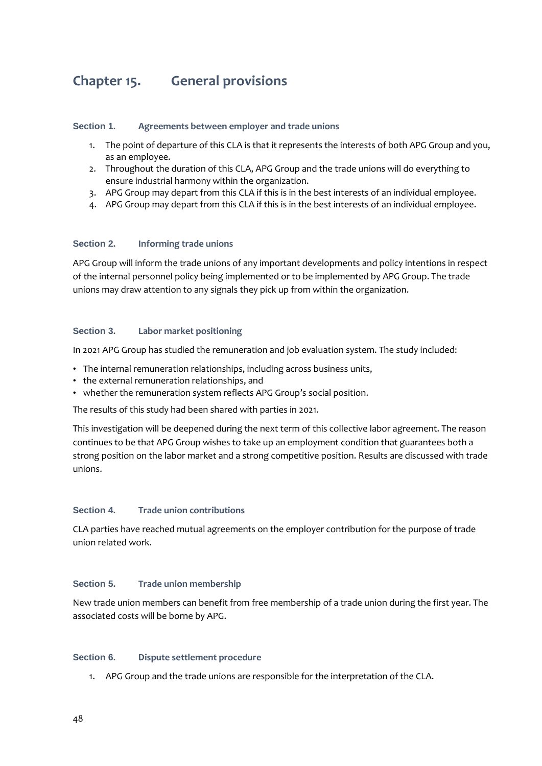# Chapter 15. General provisions

### Section 1. Agreements between employer and trade unions

1. The point of departure of this CLA is that it represents the interests of both APG Group and you, as an employee.
2. Throughout the duration of this CLA, APG Group and the trade unions will do everything to ensure industrial harmony within the organization.
3. APG Group may depart from this CLA if this is in the best interests of an individual employee.
4. APG Group may depart from this CLA if this is in the best interests of an individual employee.

### Section 2. Informing trade unions

APG Group will inform the trade unions of any important developments and policy intentions in respect of the internal personnel policy being implemented or to be implemented by APG Group. The trade unions may draw attention to any signals they pick up from within the organization.

### Section 3. Labor market positioning

In 2021 APG Group has studied the remuneration and job evaluation system. The study included:

- The internal remuneration relationships, including across business units,
- the external remuneration relationships, and
- whether the remuneration system reflects APG Group's social position.

The results of this study had been shared with parties in 2021.

This investigation will be deepened during the next term of this collective labor agreement. The reason continues to be that APG Group wishes to take up an employment condition that guarantees both a strong position on the labor market and a strong competitive position. Results are discussed with trade unions.

### Section 4. Trade union contributions

CLA parties have reached mutual agreements on the employer contribution for the purpose of trade union related work.

### Section 5. Trade union membership

New trade union members can benefit from free membership of a trade union during the first year. The associated costs will be borne by APG.

### Section 6. Dispute settlement procedure

1. APG Group and the trade unions are responsible for the interpretation of the CLA.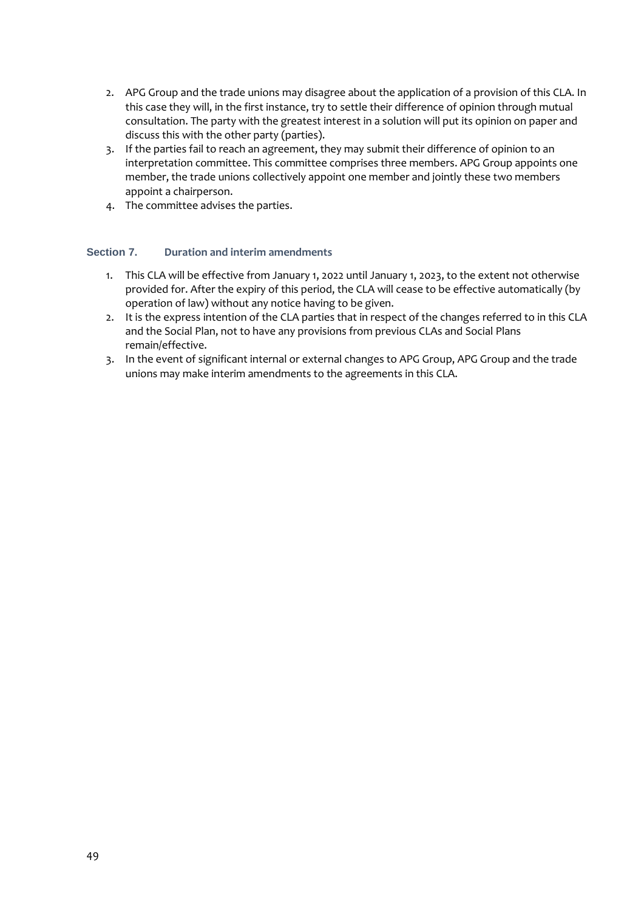2. APG Group and the trade unions may disagree about the application of a provision of this CLA. In this case they will, in the first instance, try to settle their difference of opinion through mutual consultation. The party with the greatest interest in a solution will put its opinion on paper and discuss this with the other party (parties).
3. If the parties fail to reach an agreement, they may submit their difference of opinion to an interpretation committee. This committee comprises three members. APG Group appoints one member, the trade unions collectively appoint one member and jointly these two members appoint a chairperson.
4. The committee advises the parties.

### Section 7. Duration and interim amendments

1. This CLA will be effective from January 1, 2022 until January 1, 2023, to the extent not otherwise provided for. After the expiry of this period, the CLA will cease to be effective automatically (by operation of law) without any notice having to be given.
2. It is the express intention of the CLA parties that in respect of the changes referred to in this CLA and the Social Plan, not to have any provisions from previous CLAs and Social Plans remain/effective.
3. In the event of significant internal or external changes to APG Group, APG Group and the trade unions may make interim amendments to the agreements in this CLA.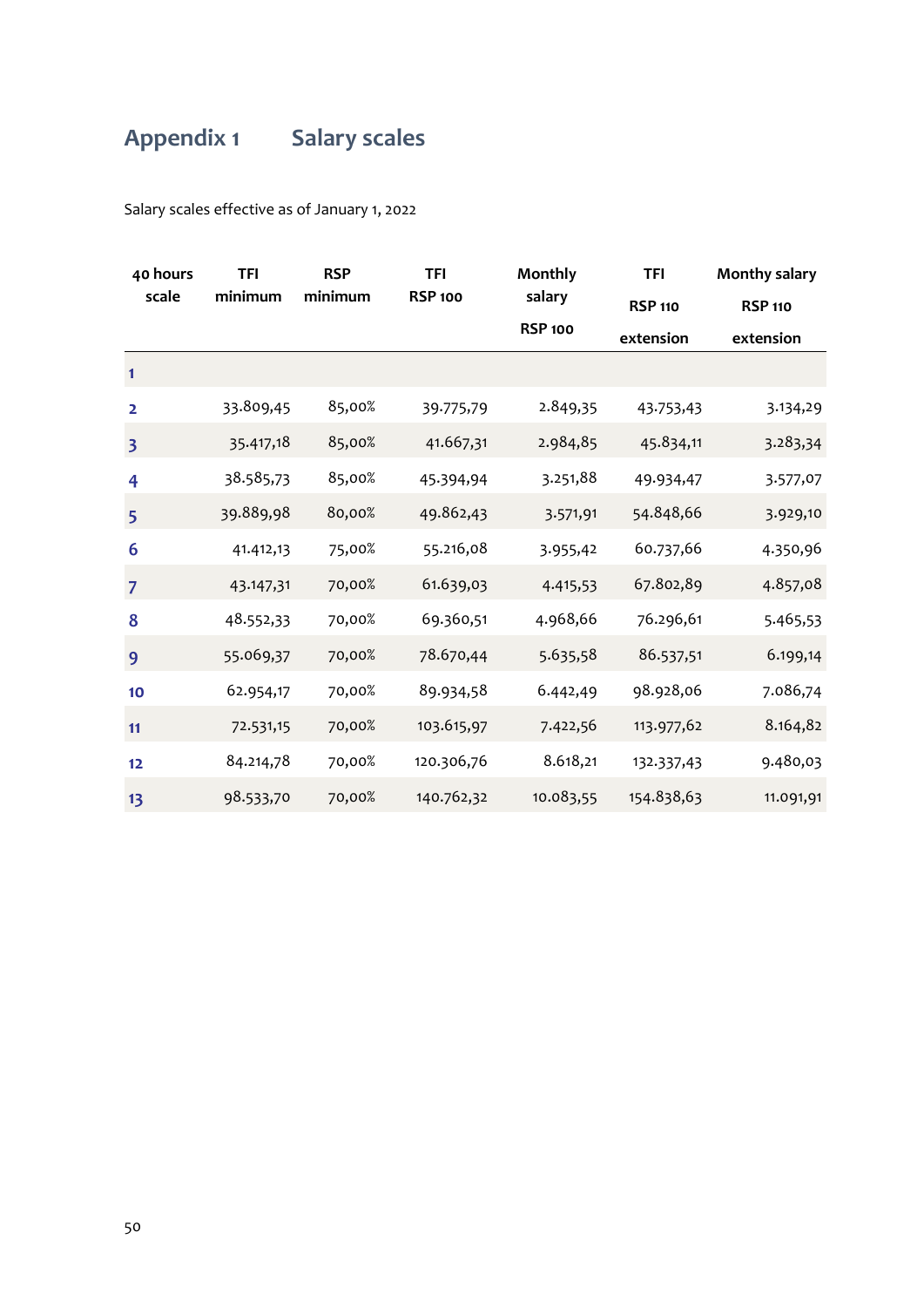# Appendix 1 Salary scales

Salary scales effective as of January 1, 2022

| 40 hours scale | TFI minimum | RSP minimum | TFI RSP 100 | Monthly salary RSP 100 | TFI RSP 110 extension | Monthy salary RSP 110 extension |
|---|---|---|---|---|---|---|
| 1 | | | | | | |
| 2 | 33.809,45 | 85,00% | 39.775,79 | 2.849,35 | 43.753,43 | 3.134,29 |
| 3 | 35.417,18 | 85,00% | 41.667,31 | 2.984,85 | 45.834,11 | 3.283,34 |
| 4 | 38.585,73 | 85,00% | 45.394,94 | 3.251,88 | 49.934,47 | 3.577,07 |
| 5 | 39.889,98 | 80,00% | 49.862,43 | 3.571,91 | 54.848,66 | 3.929,10 |
| 6 | 41.412,13 | 75,00% | 55.216,08 | 3.955,42 | 60.737,66 | 4.350,96 |
| 7 | 43.147,31 | 70,00% | 61.639,03 | 4.415,53 | 67.802,89 | 4.857,08 |
| 8 | 48.552,33 | 70,00% | 69.360,51 | 4.968,66 | 76.296,61 | 5.465,53 |
| 9 | 55.069,37 | 70,00% | 78.670,44 | 5.635,58 | 86.537,51 | 6.199,14 |
| 10 | 62.954,17 | 70,00% | 89.934,58 | 6.442,49 | 98.928,06 | 7.086,74 |
| 11 | 72.531,15 | 70,00% | 103.615,97 | 7.422,56 | 113.977,62 | 8.164,82 |
| 12 | 84.214,78 | 70,00% | 120.306,76 | 8.618,21 | 132.337,43 | 9.480,03 |
| 13 | 98.533,70 | 70,00% | 140.762,32 | 10.083,55 | 154.838,63 | 11.091,91 |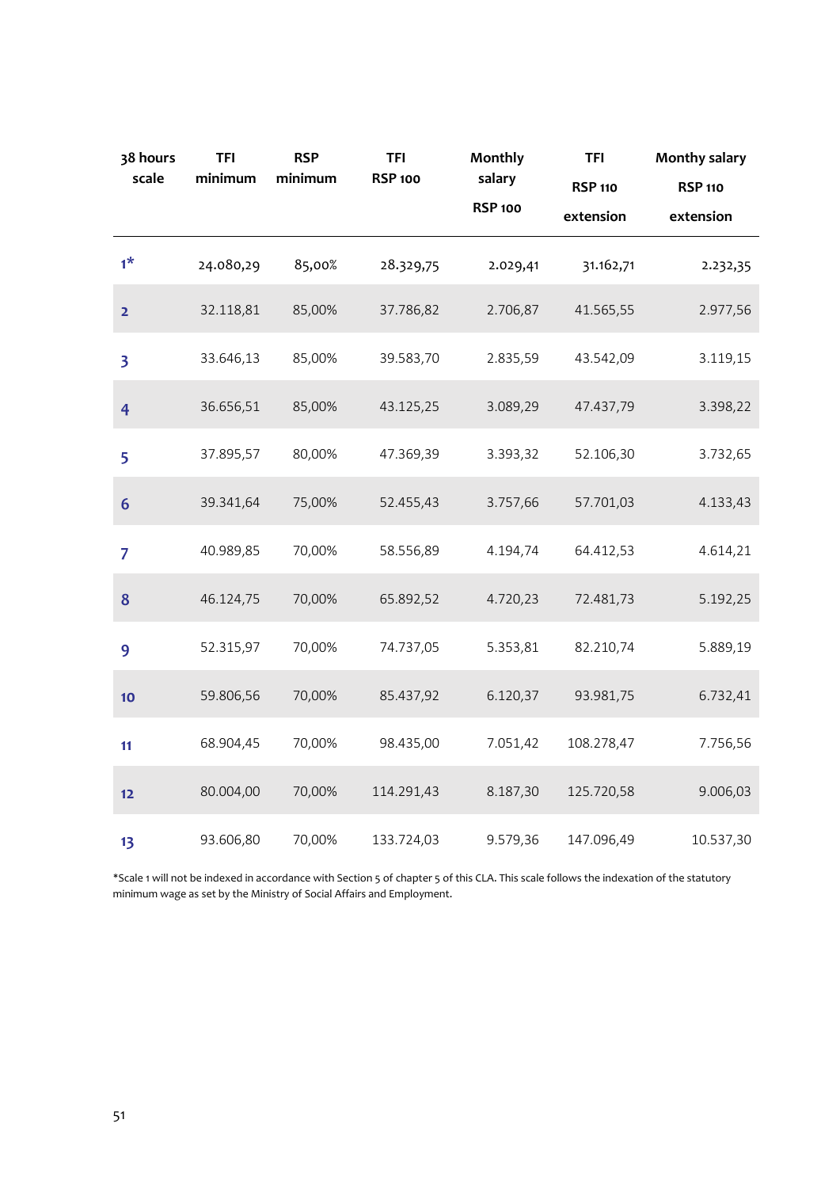| 38 hours scale | TFI minimum | RSP minimum | TFI RSP 100 | Monthly salary RSP 100 | TFI RSP 110 extension | Monthy salary RSP 110 extension |
|---|---|---|---|---|---|---|
| 1* | 24.080,29 | 85,00% | 28.329,75 | 2.029,41 | 31.162,71 | 2.232,35 |
| 2 | 32.118,81 | 85,00% | 37.786,82 | 2.706,87 | 41.565,55 | 2.977,56 |
| 3 | 33.646,13 | 85,00% | 39.583,70 | 2.835,59 | 43.542,09 | 3.119,15 |
| 4 | 36.656,51 | 85,00% | 43.125,25 | 3.089,29 | 47.437,79 | 3.398,22 |
| 5 | 37.895,57 | 80,00% | 47.369,39 | 3.393,32 | 52.106,30 | 3.732,65 |
| 6 | 39.341,64 | 75,00% | 52.455,43 | 3.757,66 | 57.701,03 | 4.133,43 |
| 7 | 40.989,85 | 70,00% | 58.556,89 | 4.194,74 | 64.412,53 | 4.614,21 |
| 8 | 46.124,75 | 70,00% | 65.892,52 | 4.720,23 | 72.481,73 | 5.192,25 |
| 9 | 52.315,97 | 70,00% | 74.737,05 | 5.353,81 | 82.210,74 | 5.889,19 |
| 10 | 59.806,56 | 70,00% | 85.437,92 | 6.120,37 | 93.981,75 | 6.732,41 |
| 11 | 68.904,45 | 70,00% | 98.435,00 | 7.051,42 | 108.278,47 | 7.756,56 |
| 12 | 80.004,00 | 70,00% | 114.291,43 | 8.187,30 | 125.720,58 | 9.006,03 |
| 13 | 93.606,80 | 70,00% | 133.724,03 | 9.579,36 | 147.096,49 | 10.537,30 |

*Scale 1 will not be indexed in accordance with Section 5 of chapter 5 of this CLA. This scale follows the indexation of the statutory minimum wage as set by the Ministry of Social Affairs and Employment.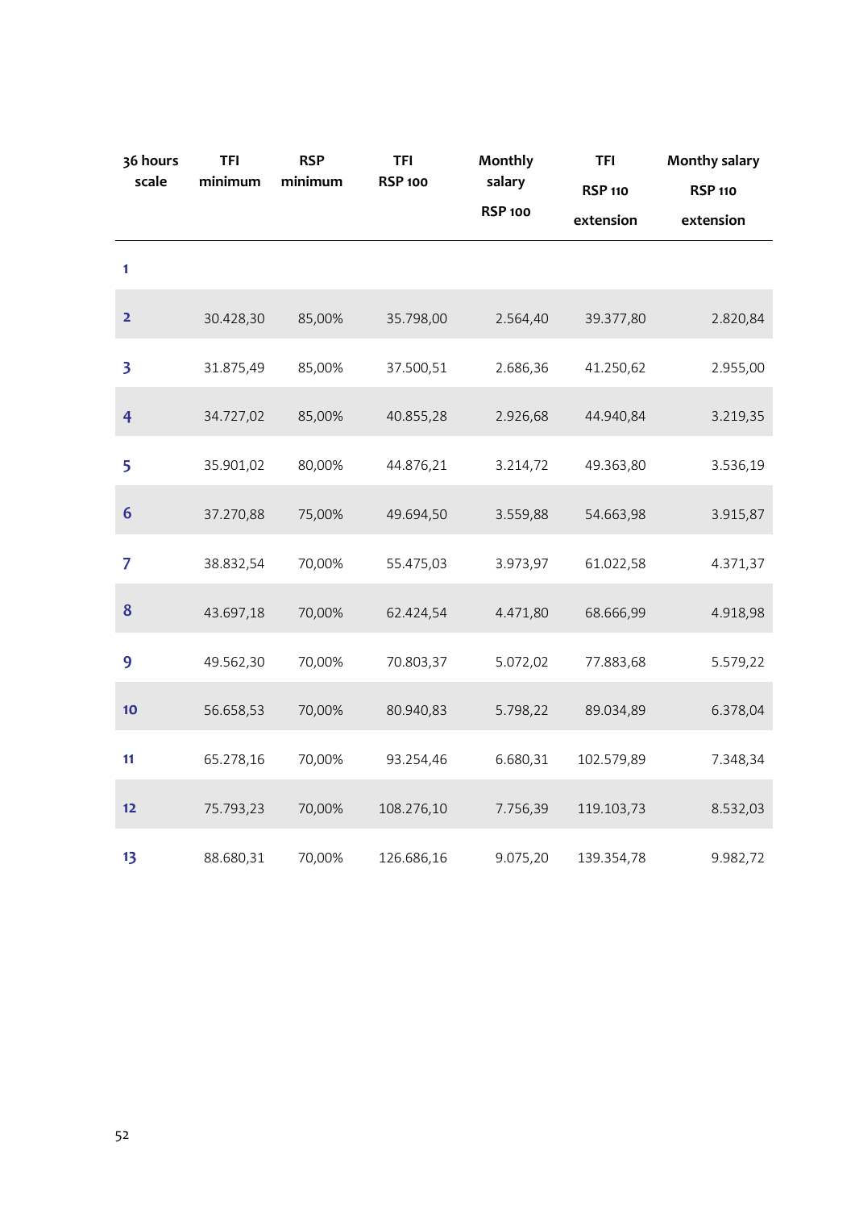| 36 hours scale | TFI minimum | RSP minimum | TFI RSP 100 | Monthly salary RSP 100 | TFI RSP 110 extension | Monthy salary RSP 110 extension |
|---|---|---|---|---|---|---|
| 1 | | | | | | |
| 2 | 30.428,30 | 85,00% | 35.798,00 | 2.564,40 | 39.377,80 | 2.820,84 |
| 3 | 31.875,49 | 85,00% | 37.500,51 | 2.686,36 | 41.250,62 | 2.955,00 |
| 4 | 34.727,02 | 85,00% | 40.855,28 | 2.926,68 | 44.940,84 | 3.219,35 |
| 5 | 35.901,02 | 80,00% | 44.876,21 | 3.214,72 | 49.363,80 | 3.536,19 |
| 6 | 37.270,88 | 75,00% | 49.694,50 | 3.559,88 | 54.663,98 | 3.915,87 |
| 7 | 38.832,54 | 70,00% | 55.475,03 | 3.973,97 | 61.022,58 | 4.371,37 |
| 8 | 43.697,18 | 70,00% | 62.424,54 | 4.471,80 | 68.666,99 | 4.918,98 |
| 9 | 49.562,30 | 70,00% | 70.803,37 | 5.072,02 | 77.883,68 | 5.579,22 |
| 10 | 56.658,53 | 70,00% | 80.940,83 | 5.798,22 | 89.034,89 | 6.378,04 |
| 11 | 65.278,16 | 70,00% | 93.254,46 | 6.680,31 | 102.579,89 | 7.348,34 |
| 12 | 75.793,23 | 70,00% | 108.276,10 | 7.756,39 | 119.103,73 | 8.532,03 |
| 13 | 88.680,31 | 70,00% | 126.686,16 | 9.075,20 | 139.354,78 | 9.982,72 |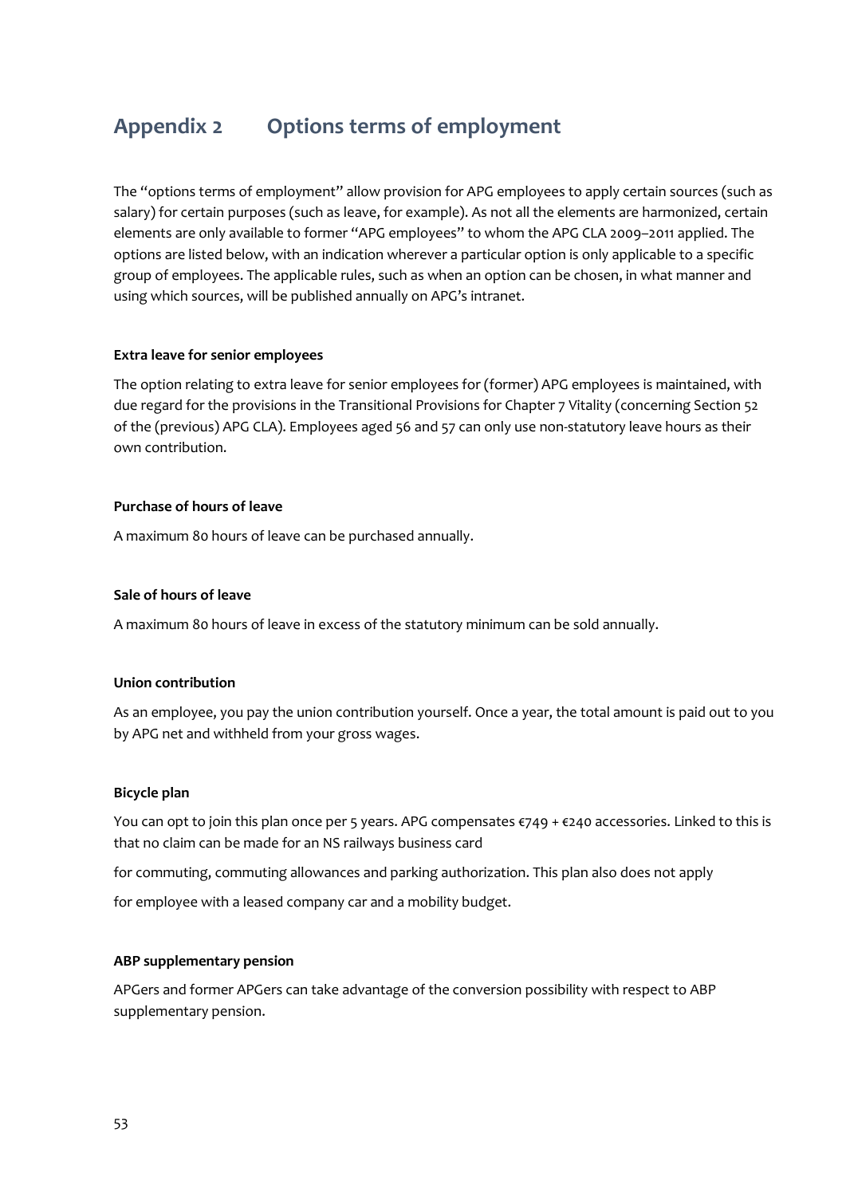# Appendix 2 Options terms of employment

The “options terms of employment” allow provision for APG employees to apply certain sources (such as salary) for certain purposes (such as leave, for example). As not all the elements are harmonized, certain elements are only available to former “APG employees” to whom the APG CLA 2009–2011 applied. The options are listed below, with an indication wherever a particular option is only applicable to a specific group of employees. The applicable rules, such as when an option can be chosen, in what manner and using which sources, will be published annually on APG’s intranet.

**Extra leave for senior employees**

The option relating to extra leave for senior employees for (former) APG employees is maintained, with due regard for the provisions in the Transitional Provisions for Chapter 7 Vitality (concerning Section 52 of the (previous) APG CLA). Employees aged 56 and 57 can only use non-statutory leave hours as their own contribution.

**Purchase of hours of leave**

A maximum 80 hours of leave can be purchased annually.

**Sale of hours of leave**

A maximum 80 hours of leave in excess of the statutory minimum can be sold annually.

**Union contribution**

As an employee, you pay the union contribution yourself. Once a year, the total amount is paid out to you by APG net and withheld from your gross wages.

**Bicycle plan**

You can opt to join this plan once per 5 years. APG compensates €749 + €240 accessories. Linked to this is that no claim can be made for an NS railways business card

for commuting, commuting allowances and parking authorization. This plan also does not apply

for employee with a leased company car and a mobility budget.

**ABP supplementary pension**

APGers and former APGers can take advantage of the conversion possibility with respect to ABP supplementary pension.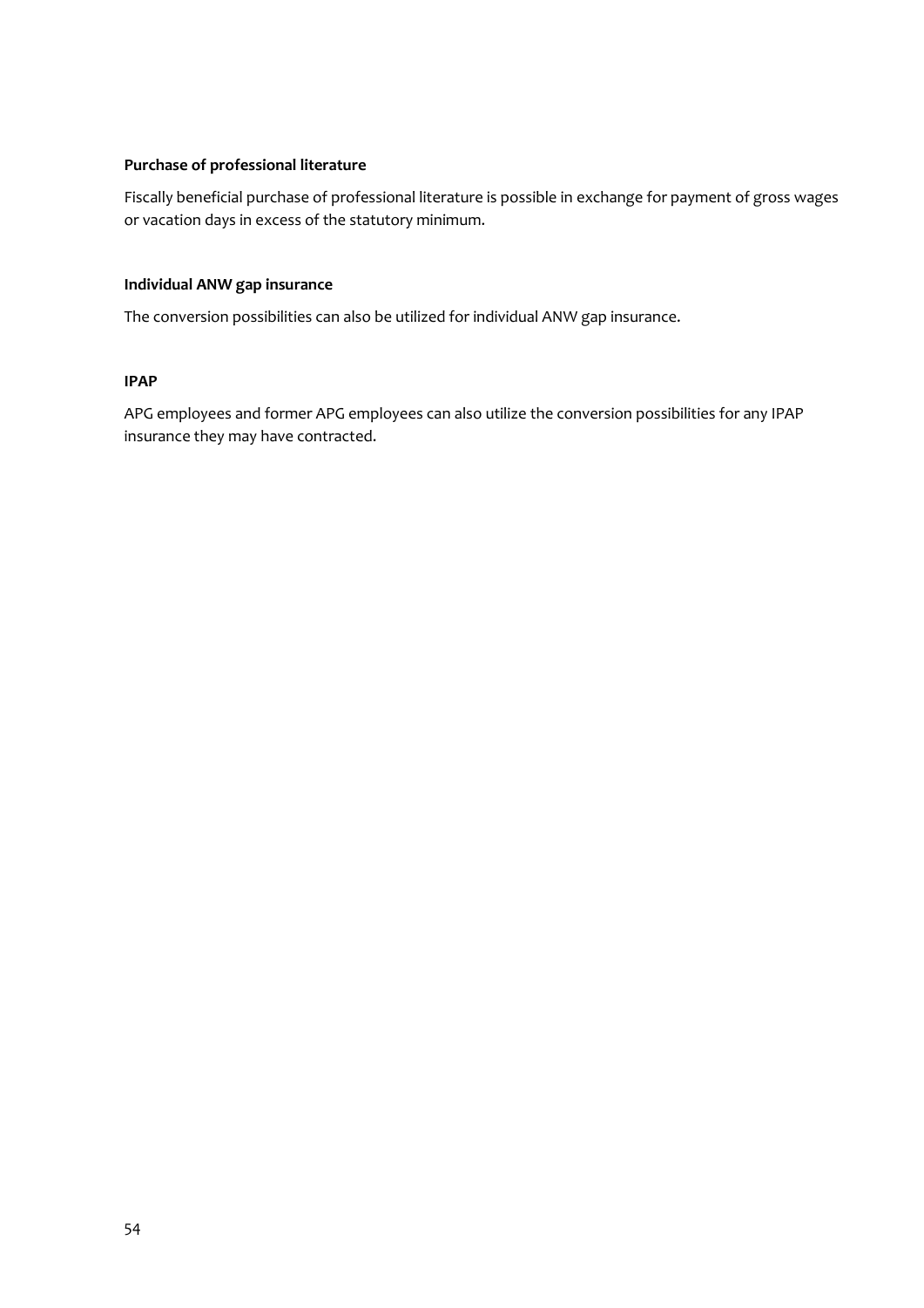**Purchase of professional literature**

Fiscally beneficial purchase of professional literature is possible in exchange for payment of gross wages or vacation days in excess of the statutory minimum.

**Individual ANW gap insurance**

The conversion possibilities can also be utilized for individual ANW gap insurance.

**IPAP**

APG employees and former APG employees can also utilize the conversion possibilities for any IPAP insurance they may have contracted.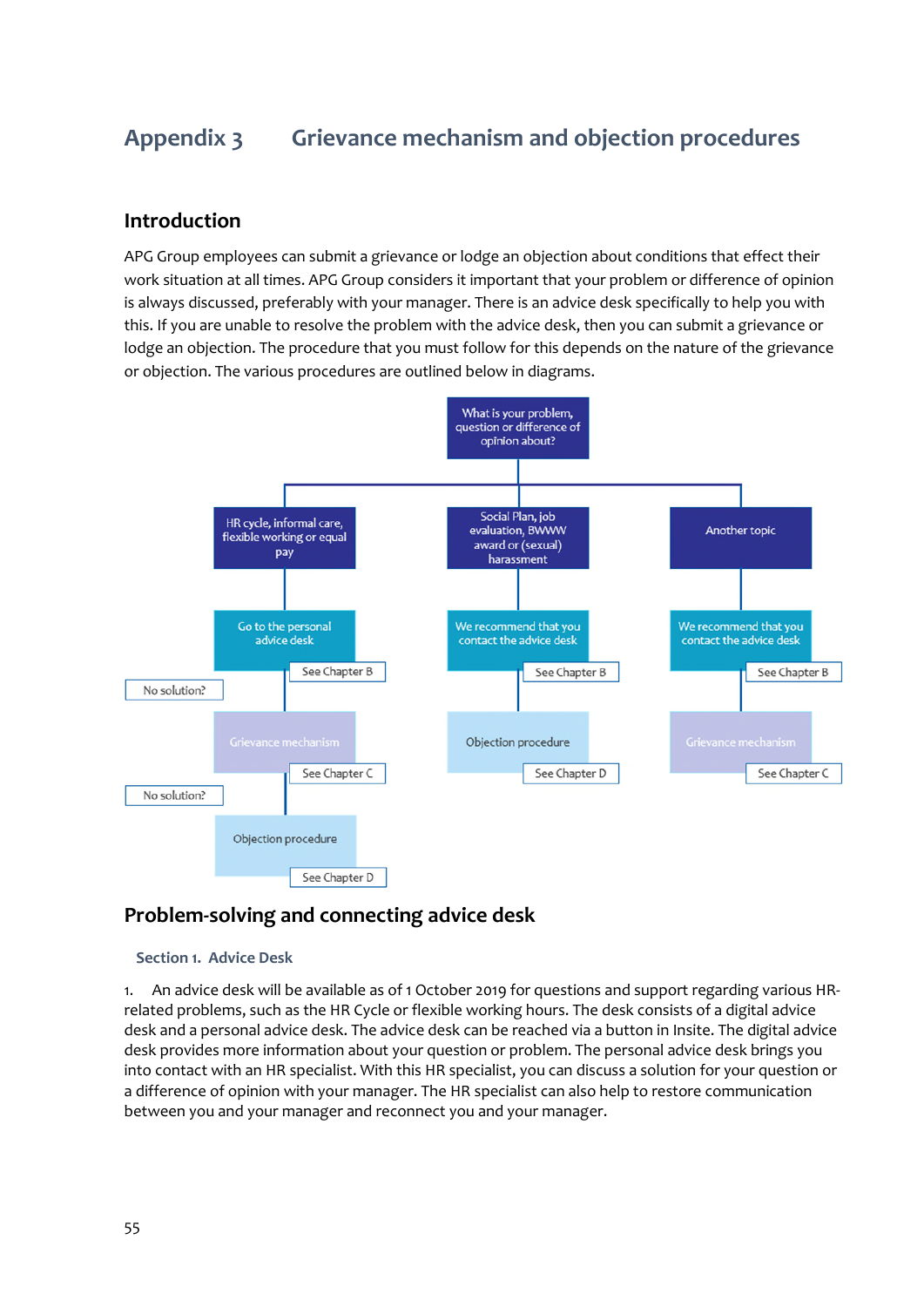# Appendix 3 Grievance mechanism and objection procedures

## Introduction

APG Group employees can submit a grievance or lodge an objection about conditions that effect their work situation at all times. APG Group considers it important that your problem or difference of opinion is always discussed, preferably with your manager. There is an advice desk specifically to help you with this. If you are unable to resolve the problem with the advice desk, then you can submit a grievance or lodge an objection. The procedure that you must follow for this depends on the nature of the grievance or objection. The various procedures are outlined below in diagrams.

What is your problem, question or difference of opinion about?

- **HR cycle, informal care, flexible working or equal pay**
  - Go to the personal advice desk (See Chapter B)
  - No solution? → Grievance mechanism (See Chapter C)
  - No solution? → Objection procedure (See Chapter D)
- **Social Plan, job evaluation, BWWW award or (sexual) harassment**
  - We recommend that you contact the advice desk (See Chapter B)
  - Objection procedure (See Chapter D)
- **Another topic**
  - We recommend that you contact the advice desk (See Chapter B)
  - Grievance mechanism (See Chapter C)

## Problem-solving and connecting advice desk

### Section 1. Advice Desk

1. An advice desk will be available as of 1 October 2019 for questions and support regarding various HR-related problems, such as the HR Cycle or flexible working hours. The desk consists of a digital advice desk and a personal advice desk. The advice desk can be reached via a button in Insite. The digital advice desk provides more information about your question or problem. The personal advice desk brings you into contact with an HR specialist. With this HR specialist, you can discuss a solution for your question or a difference of opinion with your manager. The HR specialist can also help to restore communication between you and your manager and reconnect you and your manager.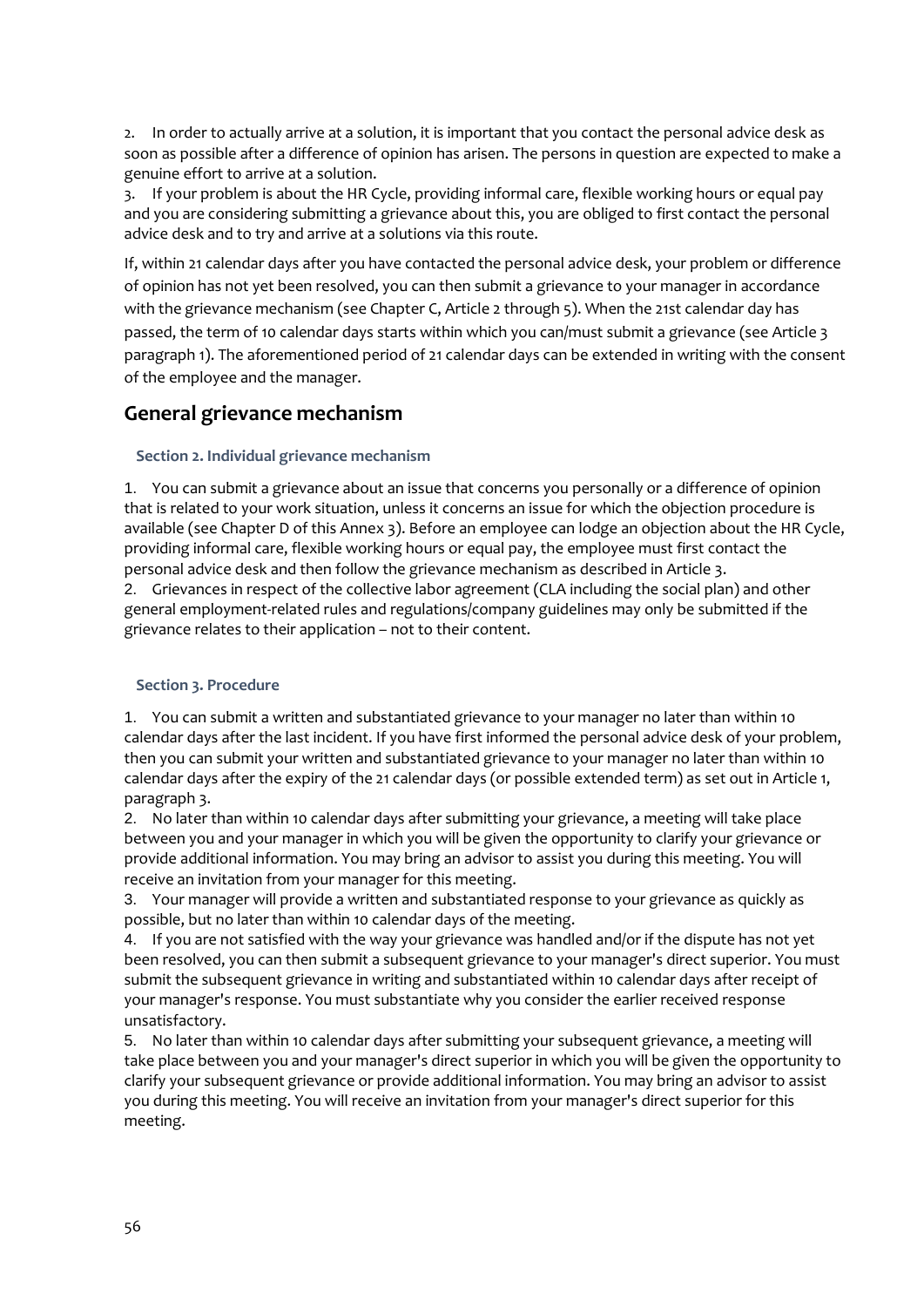2. In order to actually arrive at a solution, it is important that you contact the personal advice desk as soon as possible after a difference of opinion has arisen. The persons in question are expected to make a genuine effort to arrive at a solution.
3. If your problem is about the HR Cycle, providing informal care, flexible working hours or equal pay and you are considering submitting a grievance about this, you are obliged to first contact the personal advice desk and to try and arrive at a solutions via this route.

If, within 21 calendar days after you have contacted the personal advice desk, your problem or difference of opinion has not yet been resolved, you can then submit a grievance to your manager in accordance with the grievance mechanism (see Chapter C, Article 2 through 5). When the 21st calendar day has passed, the term of 10 calendar days starts within which you can/must submit a grievance (see Article 3 paragraph 1). The aforementioned period of 21 calendar days can be extended in writing with the consent of the employee and the manager.

## General grievance mechanism

### Section 2. Individual grievance mechanism

1. You can submit a grievance about an issue that concerns you personally or a difference of opinion that is related to your work situation, unless it concerns an issue for which the objection procedure is available (see Chapter D of this Annex 3). Before an employee can lodge an objection about the HR Cycle, providing informal care, flexible working hours or equal pay, the employee must first contact the personal advice desk and then follow the grievance mechanism as described in Article 3.
2. Grievances in respect of the collective labor agreement (CLA including the social plan) and other general employment-related rules and regulations/company guidelines may only be submitted if the grievance relates to their application – not to their content.

### Section 3. Procedure

1. You can submit a written and substantiated grievance to your manager no later than within 10 calendar days after the last incident. If you have first informed the personal advice desk of your problem, then you can submit your written and substantiated grievance to your manager no later than within 10 calendar days after the expiry of the 21 calendar days (or possible extended term) as set out in Article 1, paragraph 3.
2. No later than within 10 calendar days after submitting your grievance, a meeting will take place between you and your manager in which you will be given the opportunity to clarify your grievance or provide additional information. You may bring an advisor to assist you during this meeting. You will receive an invitation from your manager for this meeting.
3. Your manager will provide a written and substantiated response to your grievance as quickly as possible, but no later than within 10 calendar days of the meeting.
4. If you are not satisfied with the way your grievance was handled and/or if the dispute has not yet been resolved, you can then submit a subsequent grievance to your manager's direct superior. You must submit the subsequent grievance in writing and substantiated within 10 calendar days after receipt of your manager's response. You must substantiate why you consider the earlier received response unsatisfactory.
5. No later than within 10 calendar days after submitting your subsequent grievance, a meeting will take place between you and your manager's direct superior in which you will be given the opportunity to clarify your subsequent grievance or provide additional information. You may bring an advisor to assist you during this meeting. You will receive an invitation from your manager's direct superior for this meeting.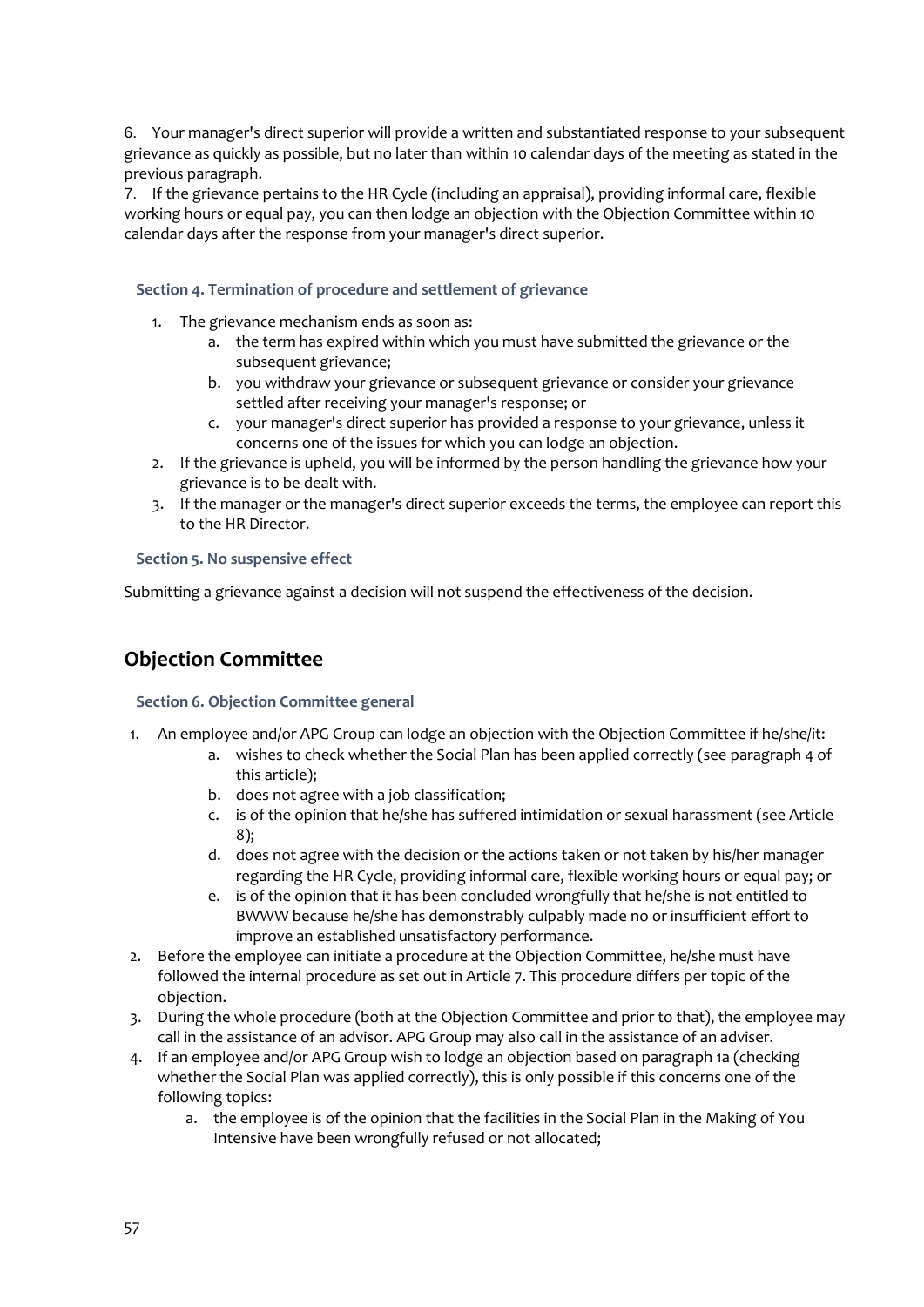6. Your manager's direct superior will provide a written and substantiated response to your subsequent grievance as quickly as possible, but no later than within 10 calendar days of the meeting as stated in the previous paragraph.
7. If the grievance pertains to the HR Cycle (including an appraisal), providing informal care, flexible working hours or equal pay, you can then lodge an objection with the Objection Committee within 10 calendar days after the response from your manager's direct superior.

### Section 4. Termination of procedure and settlement of grievance

1. The grievance mechanism ends as soon as:
   a. the term has expired within which you must have submitted the grievance or the subsequent grievance;
   b. you withdraw your grievance or subsequent grievance or consider your grievance settled after receiving your manager's response; or
   c. your manager's direct superior has provided a response to your grievance, unless it concerns one of the issues for which you can lodge an objection.
2. If the grievance is upheld, you will be informed by the person handling the grievance how your grievance is to be dealt with.
3. If the manager or the manager's direct superior exceeds the terms, the employee can report this to the HR Director.

### Section 5. No suspensive effect

Submitting a grievance against a decision will not suspend the effectiveness of the decision.

## Objection Committee

### Section 6. Objection Committee general

1. An employee and/or APG Group can lodge an objection with the Objection Committee if he/she/it:
   a. wishes to check whether the Social Plan has been applied correctly (see paragraph 4 of this article);
   b. does not agree with a job classification;
   c. is of the opinion that he/she has suffered intimidation or sexual harassment (see Article 8);
   d. does not agree with the decision or the actions taken or not taken by his/her manager regarding the HR Cycle, providing informal care, flexible working hours or equal pay; or
   e. is of the opinion that it has been concluded wrongfully that he/she is not entitled to BWWW because he/she has demonstrably culpably made no or insufficient effort to improve an established unsatisfactory performance.
2. Before the employee can initiate a procedure at the Objection Committee, he/she must have followed the internal procedure as set out in Article 7. This procedure differs per topic of the objection.
3. During the whole procedure (both at the Objection Committee and prior to that), the employee may call in the assistance of an advisor. APG Group may also call in the assistance of an adviser.
4. If an employee and/or APG Group wish to lodge an objection based on paragraph 1a (checking whether the Social Plan was applied correctly), this is only possible if this concerns one of the following topics:
   a. the employee is of the opinion that the facilities in the Social Plan in the Making of You Intensive have been wrongfully refused or not allocated;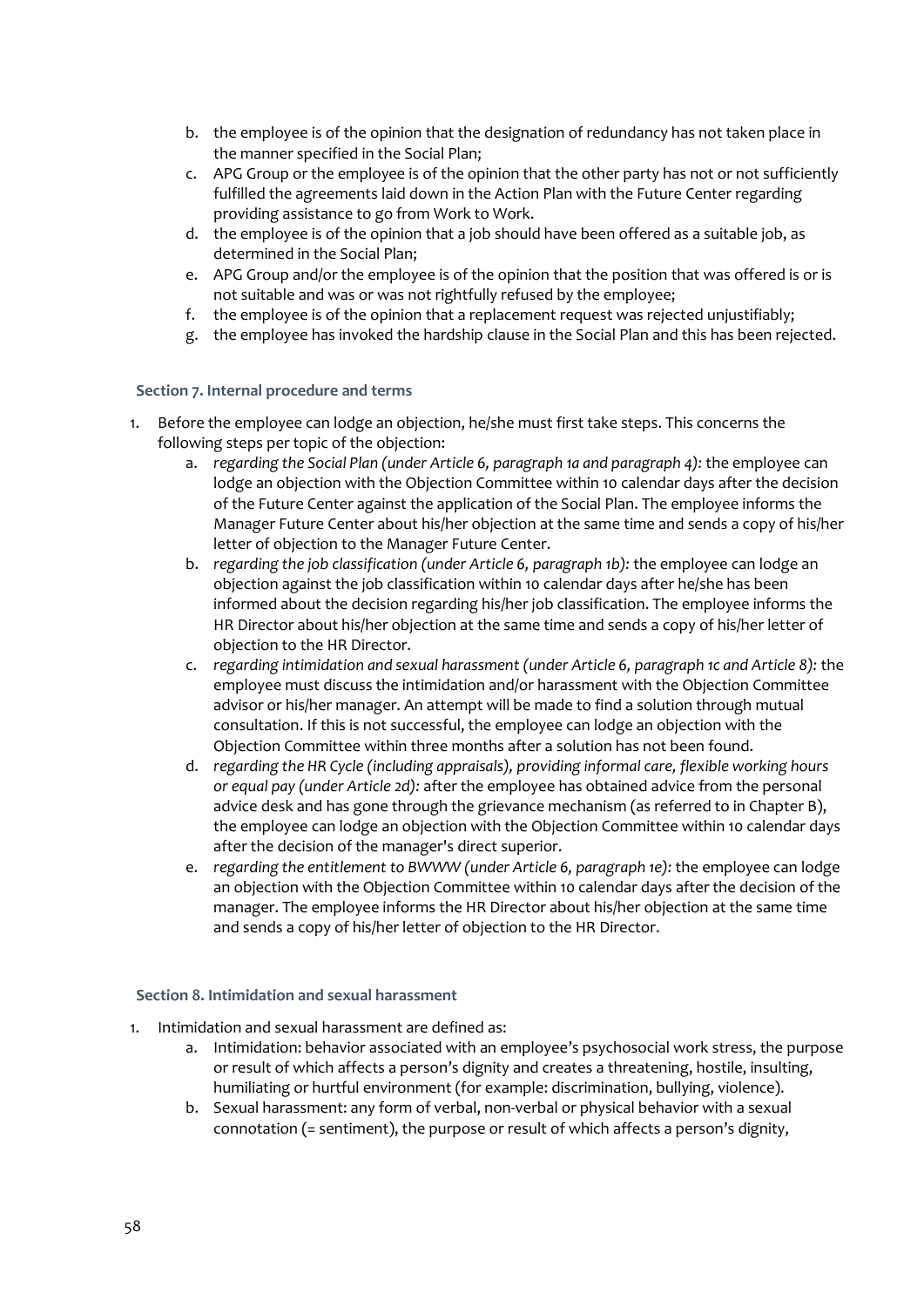b. the employee is of the opinion that the designation of redundancy has not taken place in the manner specified in the Social Plan;
c. APG Group or the employee is of the opinion that the other party has not or not sufficiently fulfilled the agreements laid down in the Action Plan with the Future Center regarding providing assistance to go from Work to Work.
d. the employee is of the opinion that a job should have been offered as a suitable job, as determined in the Social Plan;
e. APG Group and/or the employee is of the opinion that the position that was offered is or is not suitable and was or was not rightfully refused by the employee;
f. the employee is of the opinion that a replacement request was rejected unjustifiably;
g. the employee has invoked the hardship clause in the Social Plan and this has been rejected.

### Section 7. Internal procedure and terms

1. Before the employee can lodge an objection, he/she must first take steps. This concerns the following steps per topic of the objection:
   a. *regarding the Social Plan (under Article 6, paragraph 1a and paragraph 4):* the employee can lodge an objection with the Objection Committee within 10 calendar days after the decision of the Future Center against the application of the Social Plan. The employee informs the Manager Future Center about his/her objection at the same time and sends a copy of his/her letter of objection to the Manager Future Center.
   b. *regarding the job classification (under Article 6, paragraph 1b):* the employee can lodge an objection against the job classification within 10 calendar days after he/she has been informed about the decision regarding his/her job classification. The employee informs the HR Director about his/her objection at the same time and sends a copy of his/her letter of objection to the HR Director.
   c. *regarding intimidation and sexual harassment (under Article 6, paragraph 1c and Article 8):* the employee must discuss the intimidation and/or harassment with the Objection Committee advisor or his/her manager. An attempt will be made to find a solution through mutual consultation. If this is not successful, the employee can lodge an objection with the Objection Committee within three months after a solution has not been found.
   d. *regarding the HR Cycle (including appraisals), providing informal care, flexible working hours or equal pay (under Article 2d):* after the employee has obtained advice from the personal advice desk and has gone through the grievance mechanism (as referred to in Chapter B), the employee can lodge an objection with the Objection Committee within 10 calendar days after the decision of the manager's direct superior.
   e. *regarding the entitlement to BWWW (under Article 6, paragraph 1e):* the employee can lodge an objection with the Objection Committee within 10 calendar days after the decision of the manager. The employee informs the HR Director about his/her objection at the same time and sends a copy of his/her letter of objection to the HR Director.

### Section 8. Intimidation and sexual harassment

1. Intimidation and sexual harassment are defined as:
   a. Intimidation: behavior associated with an employee's psychosocial work stress, the purpose or result of which affects a person's dignity and creates a threatening, hostile, insulting, humiliating or hurtful environment (for example: discrimination, bullying, violence).
   b. Sexual harassment: any form of verbal, non-verbal or physical behavior with a sexual connotation (= sentiment), the purpose or result of which affects a person's dignity,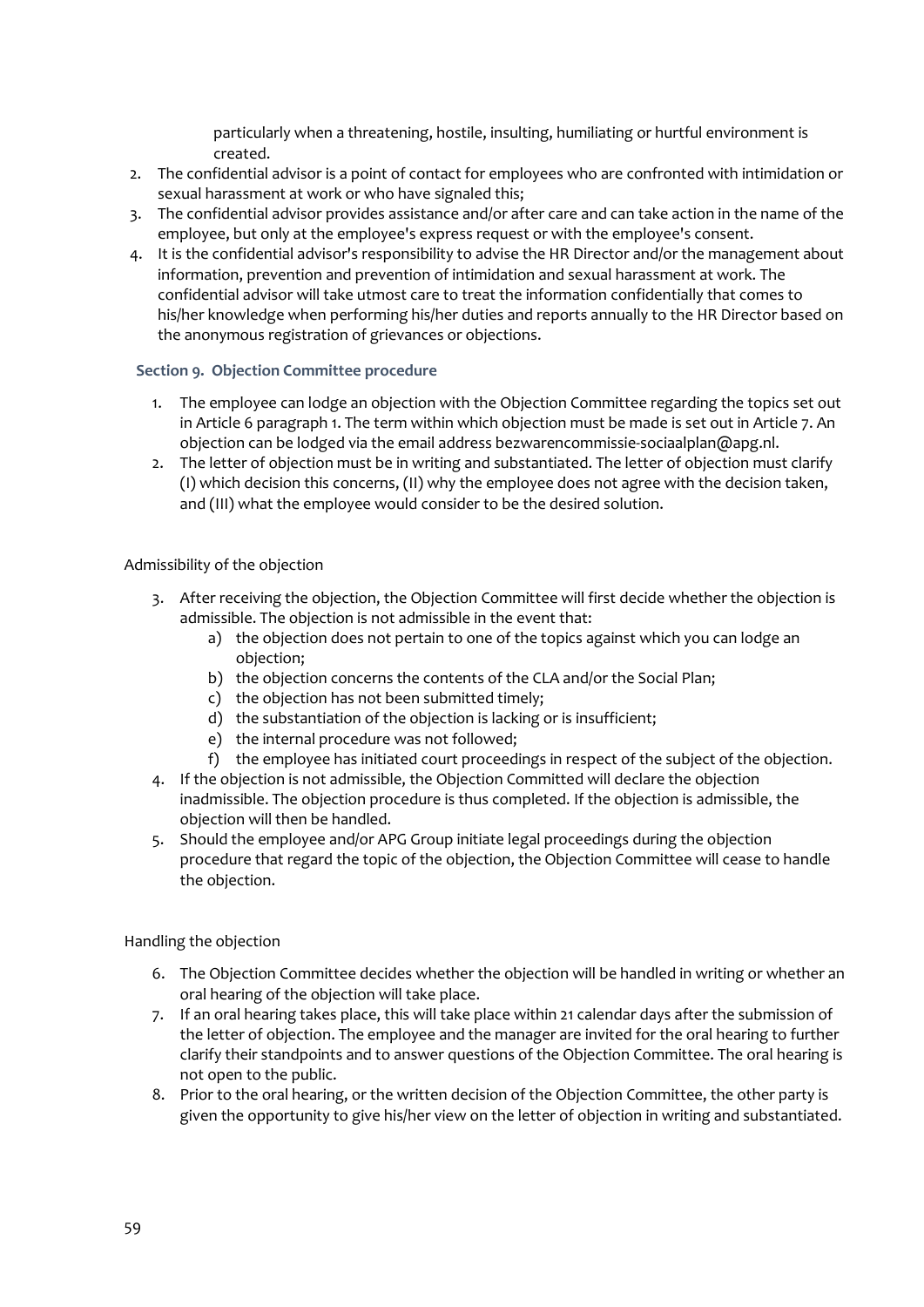particularly when a threatening, hostile, insulting, humiliating or hurtful environment is created.

2. The confidential advisor is a point of contact for employees who are confronted with intimidation or sexual harassment at work or who have signaled this;
3. The confidential advisor provides assistance and/or after care and can take action in the name of the employee, but only at the employee's express request or with the employee's consent.
4. It is the confidential advisor's responsibility to advise the HR Director and/or the management about information, prevention and prevention of intimidation and sexual harassment at work. The confidential advisor will take utmost care to treat the information confidentially that comes to his/her knowledge when performing his/her duties and reports annually to the HR Director based on the anonymous registration of grievances or objections.

### Section 9. Objection Committee procedure

1. The employee can lodge an objection with the Objection Committee regarding the topics set out in Article 6 paragraph 1. The term within which objection must be made is set out in Article 7. An objection can be lodged via the email address bezwarencommissie-sociaalplan@apg.nl.
2. The letter of objection must be in writing and substantiated. The letter of objection must clarify (I) which decision this concerns, (II) why the employee does not agree with the decision taken, and (III) what the employee would consider to be the desired solution.

Admissibility of the objection

3. After receiving the objection, the Objection Committee will first decide whether the objection is admissible. The objection is not admissible in the event that:
   a) the objection does not pertain to one of the topics against which you can lodge an objection;
   b) the objection concerns the contents of the CLA and/or the Social Plan;
   c) the objection has not been submitted timely;
   d) the substantiation of the objection is lacking or is insufficient;
   e) the internal procedure was not followed;
   f) the employee has initiated court proceedings in respect of the subject of the objection.
4. If the objection is not admissible, the Objection Committed will declare the objection inadmissible. The objection procedure is thus completed. If the objection is admissible, the objection will then be handled.
5. Should the employee and/or APG Group initiate legal proceedings during the objection procedure that regard the topic of the objection, the Objection Committee will cease to handle the objection.

Handling the objection

6. The Objection Committee decides whether the objection will be handled in writing or whether an oral hearing of the objection will take place.
7. If an oral hearing takes place, this will take place within 21 calendar days after the submission of the letter of objection. The employee and the manager are invited for the oral hearing to further clarify their standpoints and to answer questions of the Objection Committee. The oral hearing is not open to the public.
8. Prior to the oral hearing, or the written decision of the Objection Committee, the other party is given the opportunity to give his/her view on the letter of objection in writing and substantiated.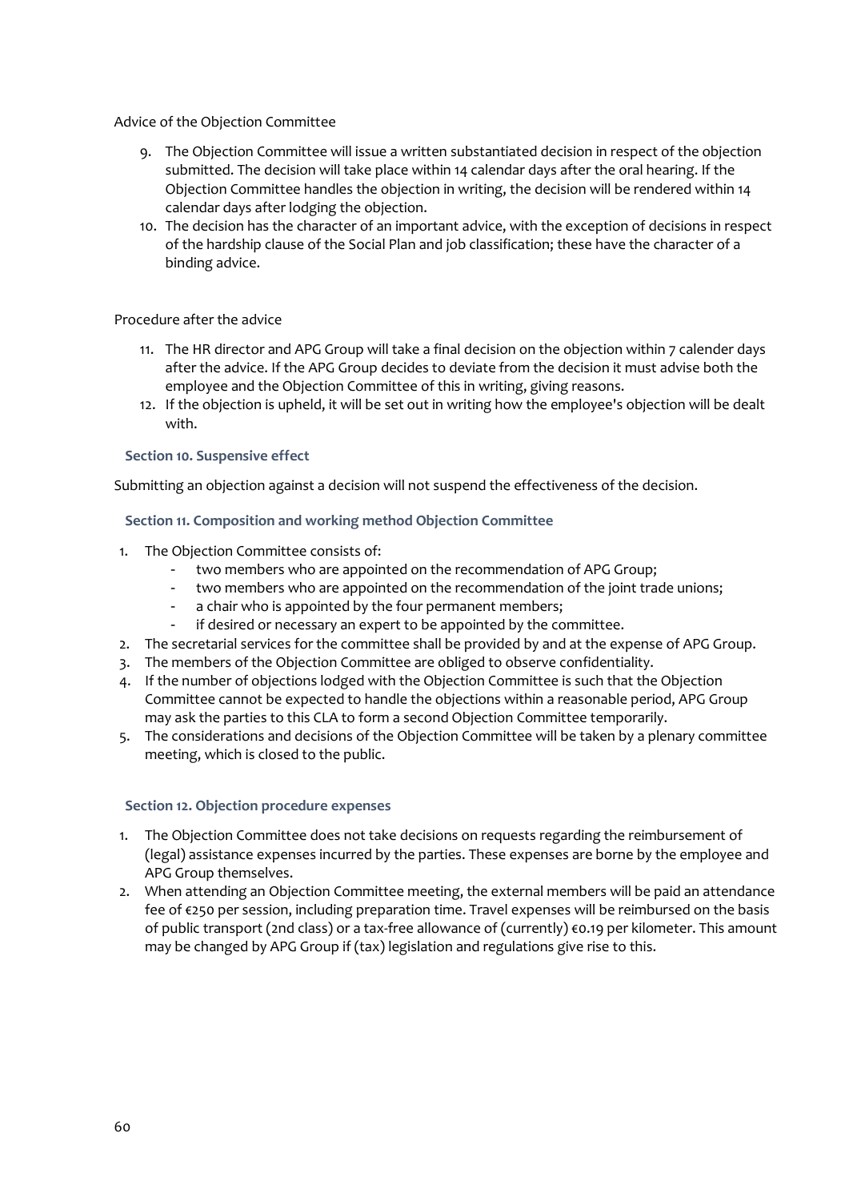Advice of the Objection Committee

9. The Objection Committee will issue a written substantiated decision in respect of the objection submitted. The decision will take place within 14 calendar days after the oral hearing. If the Objection Committee handles the objection in writing, the decision will be rendered within 14 calendar days after lodging the objection.
10. The decision has the character of an important advice, with the exception of decisions in respect of the hardship clause of the Social Plan and job classification; these have the character of a binding advice.

Procedure after the advice

11. The HR director and APG Group will take a final decision on the objection within 7 calender days after the advice. If the APG Group decides to deviate from the decision it must advise both the employee and the Objection Committee of this in writing, giving reasons.
12. If the objection is upheld, it will be set out in writing how the employee's objection will be dealt with.

### Section 10. Suspensive effect

Submitting an objection against a decision will not suspend the effectiveness of the decision.

### Section 11. Composition and working method Objection Committee

1. The Objection Committee consists of:
   - two members who are appointed on the recommendation of APG Group;
   - two members who are appointed on the recommendation of the joint trade unions;
   - a chair who is appointed by the four permanent members;
   - if desired or necessary an expert to be appointed by the committee.
2. The secretarial services for the committee shall be provided by and at the expense of APG Group.
3. The members of the Objection Committee are obliged to observe confidentiality.
4. If the number of objections lodged with the Objection Committee is such that the Objection Committee cannot be expected to handle the objections within a reasonable period, APG Group may ask the parties to this CLA to form a second Objection Committee temporarily.
5. The considerations and decisions of the Objection Committee will be taken by a plenary committee meeting, which is closed to the public.

### Section 12. Objection procedure expenses

1. The Objection Committee does not take decisions on requests regarding the reimbursement of (legal) assistance expenses incurred by the parties. These expenses are borne by the employee and APG Group themselves.
2. When attending an Objection Committee meeting, the external members will be paid an attendance fee of €250 per session, including preparation time. Travel expenses will be reimbursed on the basis of public transport (2nd class) or a tax-free allowance of (currently) €0.19 per kilometer. This amount may be changed by APG Group if (tax) legislation and regulations give rise to this.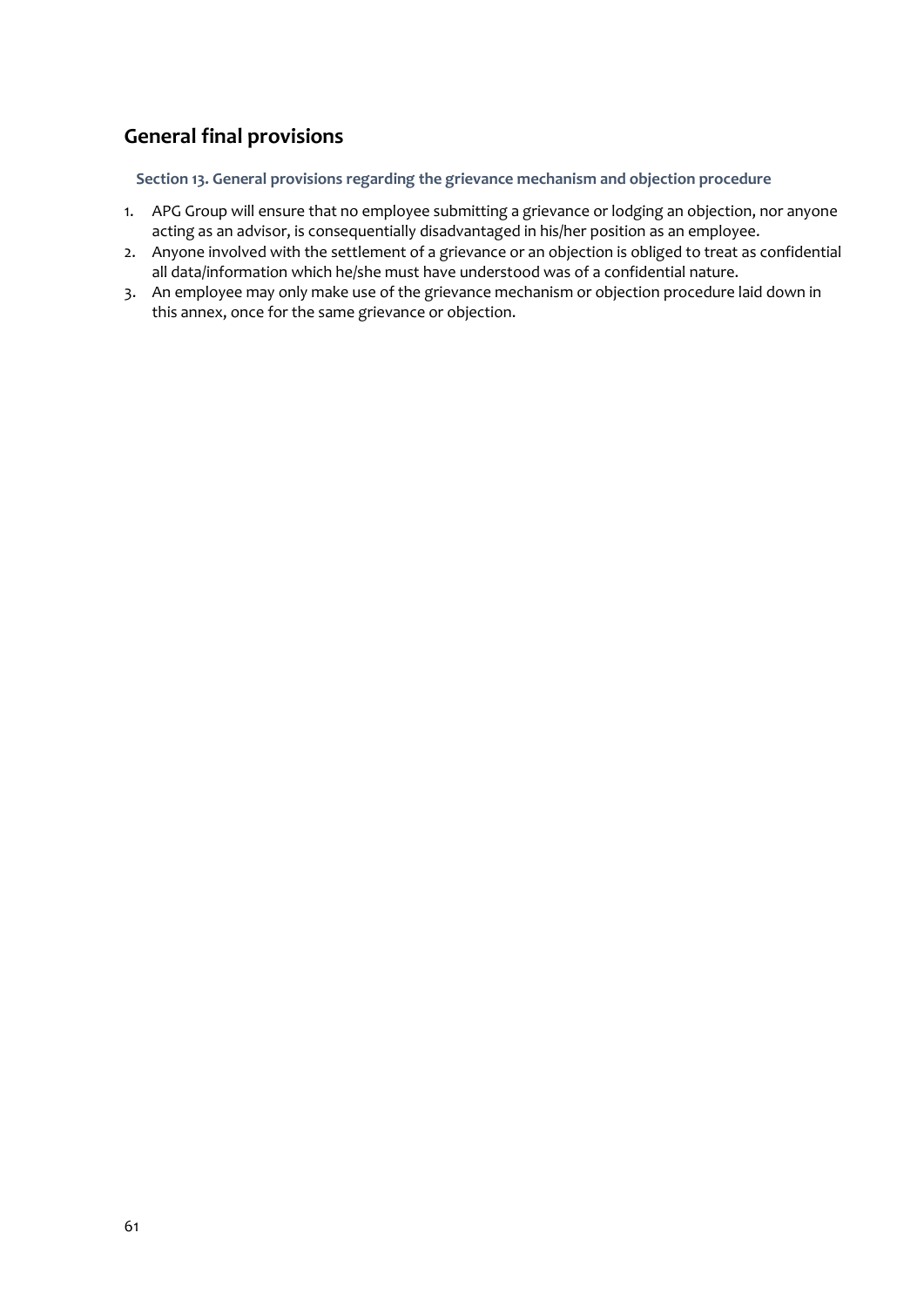## General final provisions

### Section 13. General provisions regarding the grievance mechanism and objection procedure

1. APG Group will ensure that no employee submitting a grievance or lodging an objection, nor anyone acting as an advisor, is consequentially disadvantaged in his/her position as an employee.
2. Anyone involved with the settlement of a grievance or an objection is obliged to treat as confidential all data/information which he/she must have understood was of a confidential nature.
3. An employee may only make use of the grievance mechanism or objection procedure laid down in this annex, once for the same grievance or objection.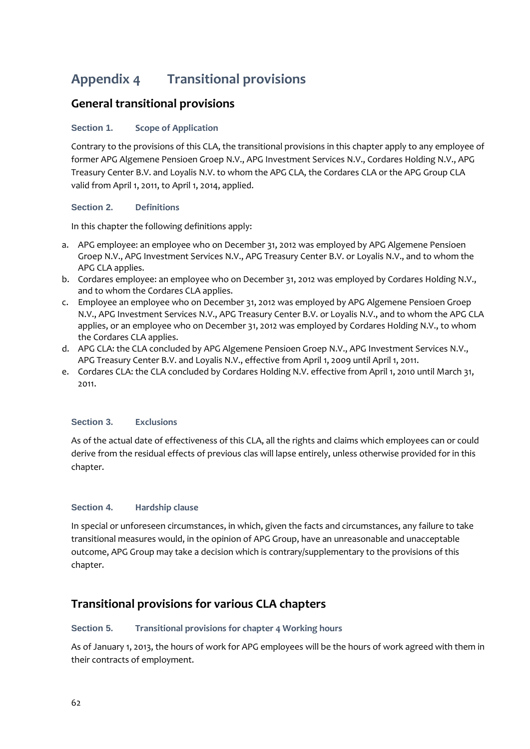# Appendix 4 Transitional provisions

## General transitional provisions

### Section 1. Scope of Application

Contrary to the provisions of this CLA, the transitional provisions in this chapter apply to any employee of former APG Algemene Pensioen Groep N.V., APG Investment Services N.V., Cordares Holding N.V., APG Treasury Center B.V. and Loyalis N.V. to whom the APG CLA, the Cordares CLA or the APG Group CLA valid from April 1, 2011, to April 1, 2014, applied.

### Section 2. Definitions

In this chapter the following definitions apply:

a. APG employee: an employee who on December 31, 2012 was employed by APG Algemene Pensioen Groep N.V., APG Investment Services N.V., APG Treasury Center B.V. or Loyalis N.V., and to whom the APG CLA applies.
b. Cordares employee: an employee who on December 31, 2012 was employed by Cordares Holding N.V., and to whom the Cordares CLA applies.
c. Employee an employee who on December 31, 2012 was employed by APG Algemene Pensioen Groep N.V., APG Investment Services N.V., APG Treasury Center B.V. or Loyalis N.V., and to whom the APG CLA applies, or an employee who on December 31, 2012 was employed by Cordares Holding N.V., to whom the Cordares CLA applies.
d. APG CLA: the CLA concluded by APG Algemene Pensioen Groep N.V., APG Investment Services N.V., APG Treasury Center B.V. and Loyalis N.V., effective from April 1, 2009 until April 1, 2011.
e. Cordares CLA: the CLA concluded by Cordares Holding N.V. effective from April 1, 2010 until March 31, 2011.

### Section 3. Exclusions

As of the actual date of effectiveness of this CLA, all the rights and claims which employees can or could derive from the residual effects of previous clas will lapse entirely, unless otherwise provided for in this chapter.

### Section 4. Hardship clause

In special or unforeseen circumstances, in which, given the facts and circumstances, any failure to take transitional measures would, in the opinion of APG Group, have an unreasonable and unacceptable outcome, APG Group may take a decision which is contrary/supplementary to the provisions of this chapter.

## Transitional provisions for various CLA chapters

### Section 5. Transitional provisions for chapter 4 Working hours

As of January 1, 2013, the hours of work for APG employees will be the hours of work agreed with them in their contracts of employment.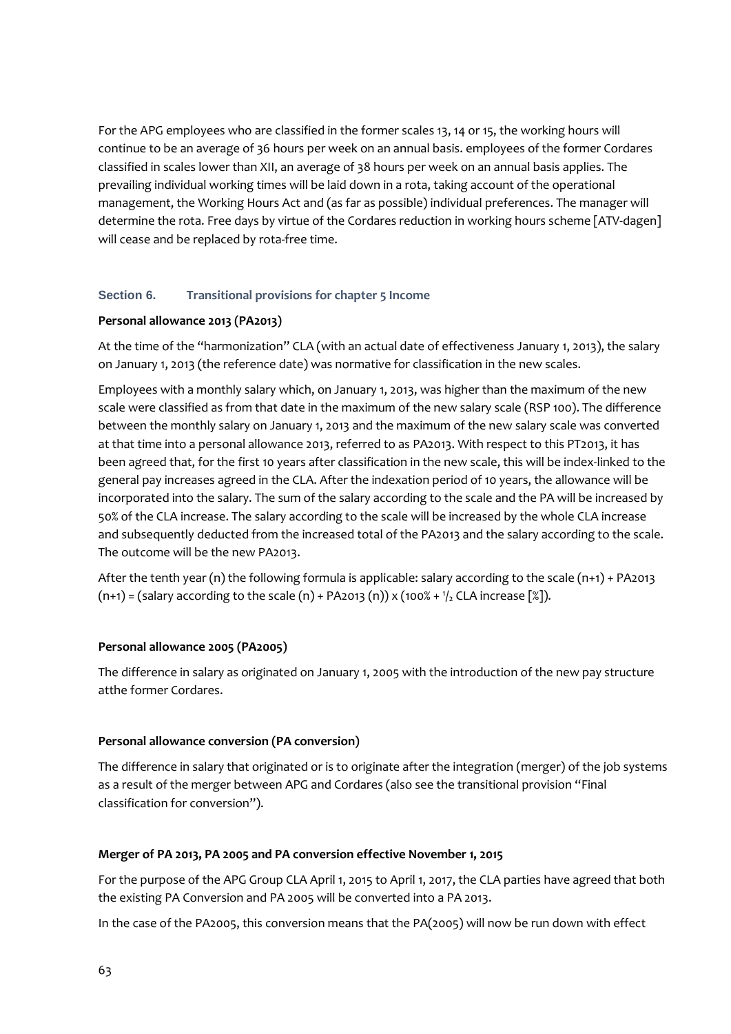For the APG employees who are classified in the former scales 13, 14 or 15, the working hours will continue to be an average of 36 hours per week on an annual basis. employees of the former Cordares classified in scales lower than XII, an average of 38 hours per week on an annual basis applies. The prevailing individual working times will be laid down in a rota, taking account of the operational management, the Working Hours Act and (as far as possible) individual preferences. The manager will determine the rota. Free days by virtue of the Cordares reduction in working hours scheme [ATV-dagen] will cease and be replaced by rota-free time.

### Section 6. Transitional provisions for chapter 5 Income

**Personal allowance 2013 (PA2013)**

At the time of the "harmonization" CLA (with an actual date of effectiveness January 1, 2013), the salary on January 1, 2013 (the reference date) was normative for classification in the new scales.

Employees with a monthly salary which, on January 1, 2013, was higher than the maximum of the new scale were classified as from that date in the maximum of the new salary scale (RSP 100). The difference between the monthly salary on January 1, 2013 and the maximum of the new salary scale was converted at that time into a personal allowance 2013, referred to as PA2013. With respect to this PT2013, it has been agreed that, for the first 10 years after classification in the new scale, this will be index-linked to the general pay increases agreed in the CLA. After the indexation period of 10 years, the allowance will be incorporated into the salary. The sum of the salary according to the scale and the PA will be increased by 50% of the CLA increase. The salary according to the scale will be increased by the whole CLA increase and subsequently deducted from the increased total of the PA2013 and the salary according to the scale. The outcome will be the new PA2013.

After the tenth year (n) the following formula is applicable: salary according to the scale (n+1) + PA2013 (n+1) = (salary according to the scale (n) + PA2013 (n)) x (100% + $^{1}/_{2}$ CLA increase [%]).

**Personal allowance 2005 (PA2005)**

The difference in salary as originated on January 1, 2005 with the introduction of the new pay structure atthe former Cordares.

**Personal allowance conversion (PA conversion)**

The difference in salary that originated or is to originate after the integration (merger) of the job systems as a result of the merger between APG and Cordares (also see the transitional provision "Final classification for conversion").

**Merger of PA 2013, PA 2005 and PA conversion effective November 1, 2015**

For the purpose of the APG Group CLA April 1, 2015 to April 1, 2017, the CLA parties have agreed that both the existing PA Conversion and PA 2005 will be converted into a PA 2013.

In the case of the PA2005, this conversion means that the PA(2005) will now be run down with effect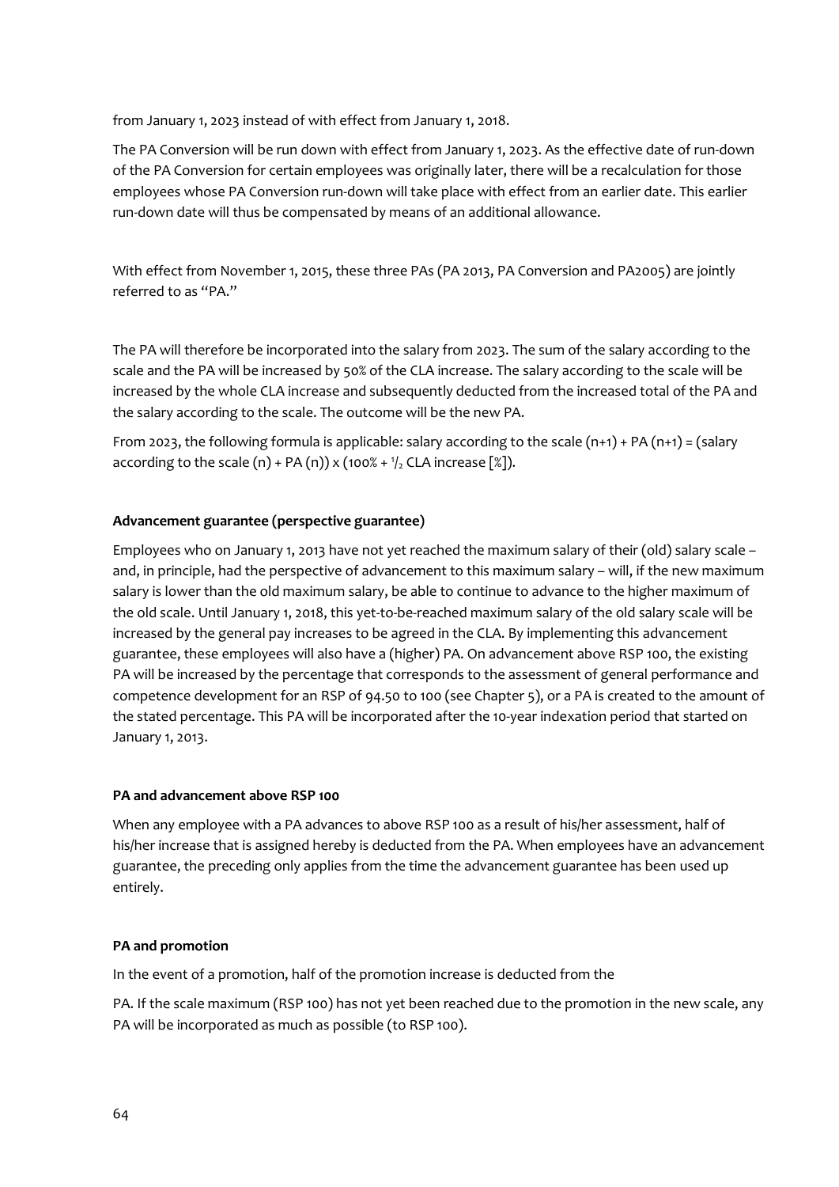from January 1, 2023 instead of with effect from January 1, 2018.

The PA Conversion will be run down with effect from January 1, 2023. As the effective date of run-down of the PA Conversion for certain employees was originally later, there will be a recalculation for those employees whose PA Conversion run-down will take place with effect from an earlier date. This earlier run-down date will thus be compensated by means of an additional allowance.

With effect from November 1, 2015, these three PAs (PA 2013, PA Conversion and PA2005) are jointly referred to as "PA."

The PA will therefore be incorporated into the salary from 2023. The sum of the salary according to the scale and the PA will be increased by 50% of the CLA increase. The salary according to the scale will be increased by the whole CLA increase and subsequently deducted from the increased total of the PA and the salary according to the scale. The outcome will be the new PA.

From 2023, the following formula is applicable: salary according to the scale (n+1) + PA (n+1) = (salary according to the scale (n) + PA (n)) x (100% + $^1/_2$ CLA increase [%]).

**Advancement guarantee (perspective guarantee)**

Employees who on January 1, 2013 have not yet reached the maximum salary of their (old) salary scale – and, in principle, had the perspective of advancement to this maximum salary – will, if the new maximum salary is lower than the old maximum salary, be able to continue to advance to the higher maximum of the old scale. Until January 1, 2018, this yet-to-be-reached maximum salary of the old salary scale will be increased by the general pay increases to be agreed in the CLA. By implementing this advancement guarantee, these employees will also have a (higher) PA. On advancement above RSP 100, the existing PA will be increased by the percentage that corresponds to the assessment of general performance and competence development for an RSP of 94.50 to 100 (see Chapter 5), or a PA is created to the amount of the stated percentage. This PA will be incorporated after the 10-year indexation period that started on January 1, 2013.

**PA and advancement above RSP 100**

When any employee with a PA advances to above RSP 100 as a result of his/her assessment, half of his/her increase that is assigned hereby is deducted from the PA. When employees have an advancement guarantee, the preceding only applies from the time the advancement guarantee has been used up entirely.

**PA and promotion**

In the event of a promotion, half of the promotion increase is deducted from the

PA. If the scale maximum (RSP 100) has not yet been reached due to the promotion in the new scale, any PA will be incorporated as much as possible (to RSP 100).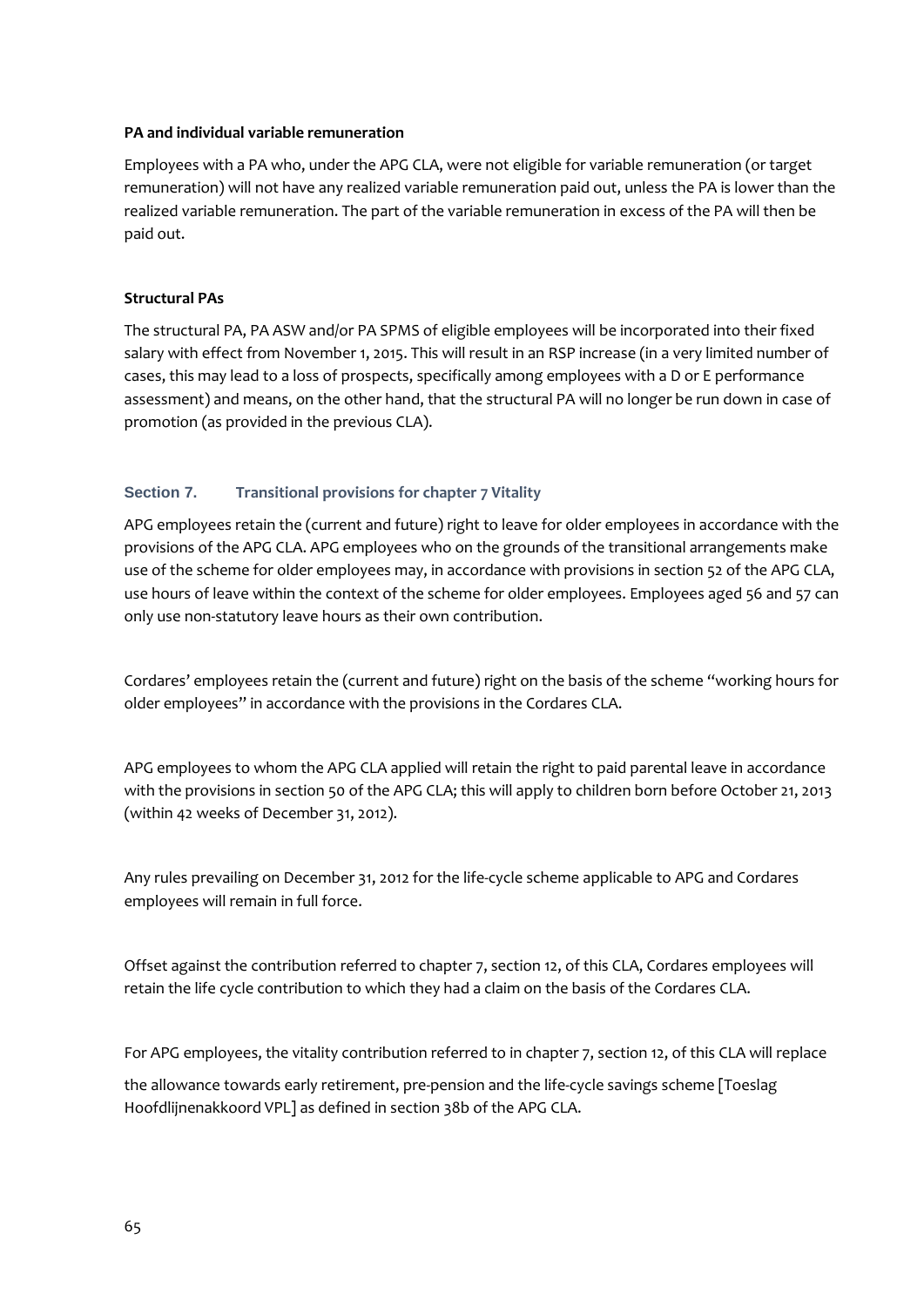**PA and individual variable remuneration**

Employees with a PA who, under the APG CLA, were not eligible for variable remuneration (or target remuneration) will not have any realized variable remuneration paid out, unless the PA is lower than the realized variable remuneration. The part of the variable remuneration in excess of the PA will then be paid out.

**Structural PAs**

The structural PA, PA ASW and/or PA SPMS of eligible employees will be incorporated into their fixed salary with effect from November 1, 2015. This will result in an RSP increase (in a very limited number of cases, this may lead to a loss of prospects, specifically among employees with a D or E performance assessment) and means, on the other hand, that the structural PA will no longer be run down in case of promotion (as provided in the previous CLA).

### Section 7. Transitional provisions for chapter 7 Vitality

APG employees retain the (current and future) right to leave for older employees in accordance with the provisions of the APG CLA. APG employees who on the grounds of the transitional arrangements make use of the scheme for older employees may, in accordance with provisions in section 52 of the APG CLA, use hours of leave within the context of the scheme for older employees. Employees aged 56 and 57 can only use non-statutory leave hours as their own contribution.

Cordares' employees retain the (current and future) right on the basis of the scheme "working hours for older employees" in accordance with the provisions in the Cordares CLA.

APG employees to whom the APG CLA applied will retain the right to paid parental leave in accordance with the provisions in section 50 of the APG CLA; this will apply to children born before October 21, 2013 (within 42 weeks of December 31, 2012).

Any rules prevailing on December 31, 2012 for the life-cycle scheme applicable to APG and Cordares employees will remain in full force.

Offset against the contribution referred to chapter 7, section 12, of this CLA, Cordares employees will retain the life cycle contribution to which they had a claim on the basis of the Cordares CLA.

For APG employees, the vitality contribution referred to in chapter 7, section 12, of this CLA will replace

the allowance towards early retirement, pre-pension and the life-cycle savings scheme [Toeslag Hoofdlijnenakkoord VPL] as defined in section 38b of the APG CLA.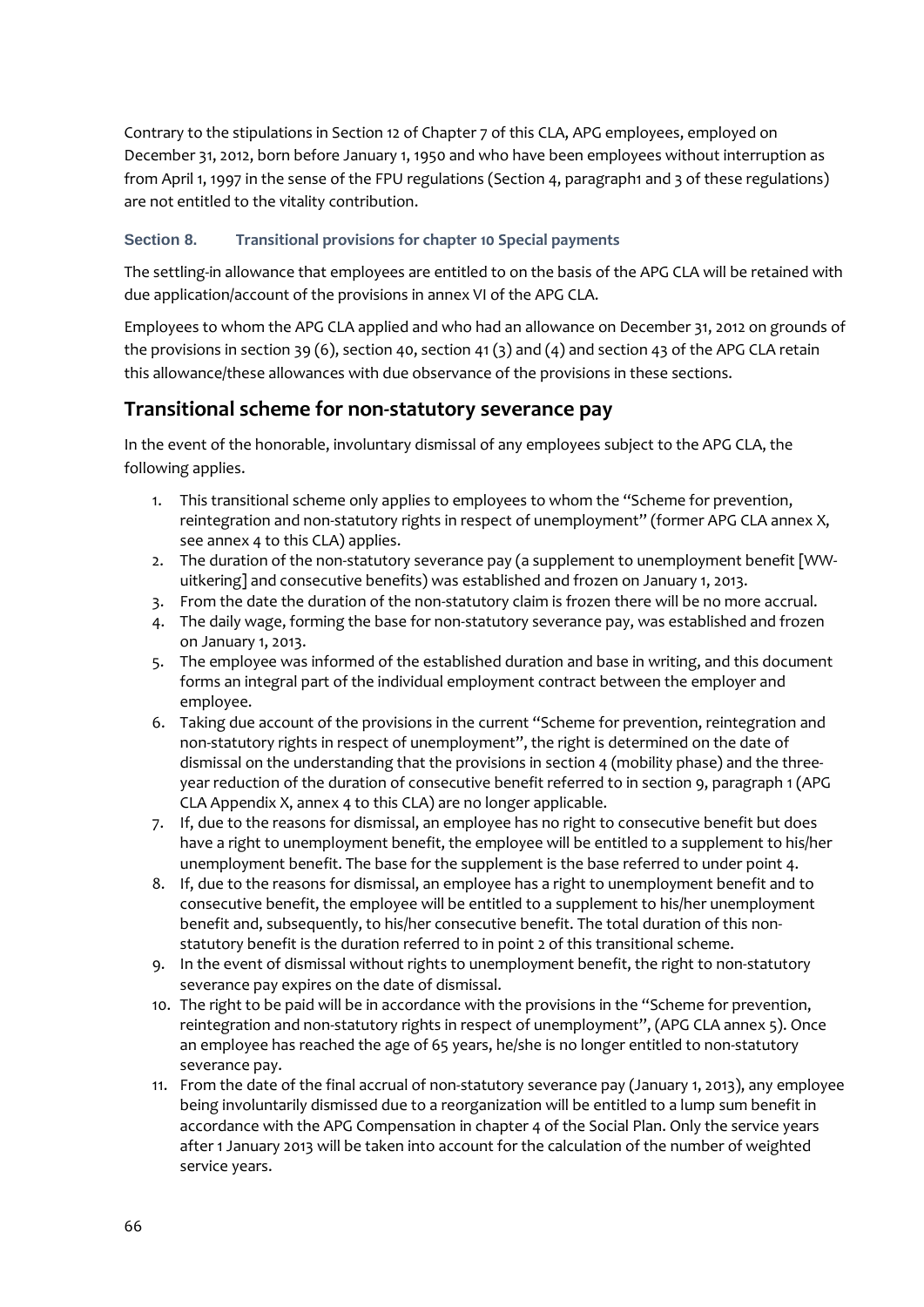Contrary to the stipulations in Section 12 of Chapter 7 of this CLA, APG employees, employed on December 31, 2012, born before January 1, 1950 and who have been employees without interruption as from April 1, 1997 in the sense of the FPU regulations (Section 4, paragraph1 and 3 of these regulations) are not entitled to the vitality contribution.

### Section 8. Transitional provisions for chapter 10 Special payments

The settling-in allowance that employees are entitled to on the basis of the APG CLA will be retained with due application/account of the provisions in annex VI of the APG CLA.

Employees to whom the APG CLA applied and who had an allowance on December 31, 2012 on grounds of the provisions in section 39 (6), section 40, section 41 (3) and (4) and section 43 of the APG CLA retain this allowance/these allowances with due observance of the provisions in these sections.

## Transitional scheme for non-statutory severance pay

In the event of the honorable, involuntary dismissal of any employees subject to the APG CLA, the following applies.

1. This transitional scheme only applies to employees to whom the "Scheme for prevention, reintegration and non-statutory rights in respect of unemployment" (former APG CLA annex X, see annex 4 to this CLA) applies.
2. The duration of the non-statutory severance pay (a supplement to unemployment benefit [WW-uitkering] and consecutive benefits) was established and frozen on January 1, 2013.
3. From the date the duration of the non-statutory claim is frozen there will be no more accrual.
4. The daily wage, forming the base for non-statutory severance pay, was established and frozen on January 1, 2013.
5. The employee was informed of the established duration and base in writing, and this document forms an integral part of the individual employment contract between the employer and employee.
6. Taking due account of the provisions in the current "Scheme for prevention, reintegration and non-statutory rights in respect of unemployment", the right is determined on the date of dismissal on the understanding that the provisions in section 4 (mobility phase) and the three-year reduction of the duration of consecutive benefit referred to in section 9, paragraph 1 (APG CLA Appendix X, annex 4 to this CLA) are no longer applicable.
7. If, due to the reasons for dismissal, an employee has no right to consecutive benefit but does have a right to unemployment benefit, the employee will be entitled to a supplement to his/her unemployment benefit. The base for the supplement is the base referred to under point 4.
8. If, due to the reasons for dismissal, an employee has a right to unemployment benefit and to consecutive benefit, the employee will be entitled to a supplement to his/her unemployment benefit and, subsequently, to his/her consecutive benefit. The total duration of this non-statutory benefit is the duration referred to in point 2 of this transitional scheme.
9. In the event of dismissal without rights to unemployment benefit, the right to non-statutory severance pay expires on the date of dismissal.
10. The right to be paid will be in accordance with the provisions in the "Scheme for prevention, reintegration and non-statutory rights in respect of unemployment", (APG CLA annex 5). Once an employee has reached the age of 65 years, he/she is no longer entitled to non-statutory severance pay.
11. From the date of the final accrual of non-statutory severance pay (January 1, 2013), any employee being involuntarily dismissed due to a reorganization will be entitled to a lump sum benefit in accordance with the APG Compensation in chapter 4 of the Social Plan. Only the service years after 1 January 2013 will be taken into account for the calculation of the number of weighted service years.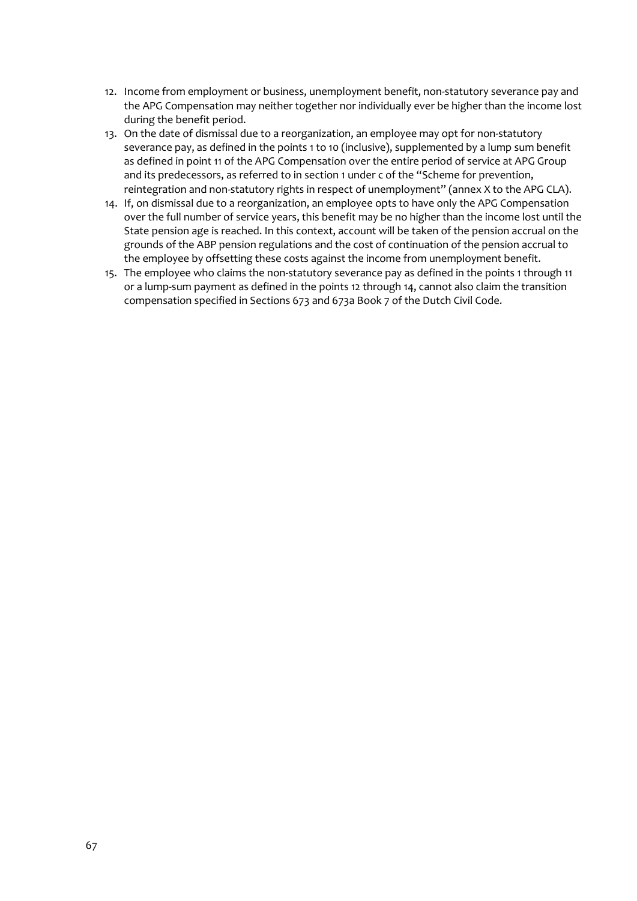12. Income from employment or business, unemployment benefit, non-statutory severance pay and the APG Compensation may neither together nor individually ever be higher than the income lost during the benefit period.
13. On the date of dismissal due to a reorganization, an employee may opt for non-statutory severance pay, as defined in the points 1 to 10 (inclusive), supplemented by a lump sum benefit as defined in point 11 of the APG Compensation over the entire period of service at APG Group and its predecessors, as referred to in section 1 under c of the "Scheme for prevention, reintegration and non-statutory rights in respect of unemployment" (annex X to the APG CLA).
14. If, on dismissal due to a reorganization, an employee opts to have only the APG Compensation over the full number of service years, this benefit may be no higher than the income lost until the State pension age is reached. In this context, account will be taken of the pension accrual on the grounds of the ABP pension regulations and the cost of continuation of the pension accrual to the employee by offsetting these costs against the income from unemployment benefit.
15. The employee who claims the non-statutory severance pay as defined in the points 1 through 11 or a lump-sum payment as defined in the points 12 through 14, cannot also claim the transition compensation specified in Sections 673 and 673a Book 7 of the Dutch Civil Code.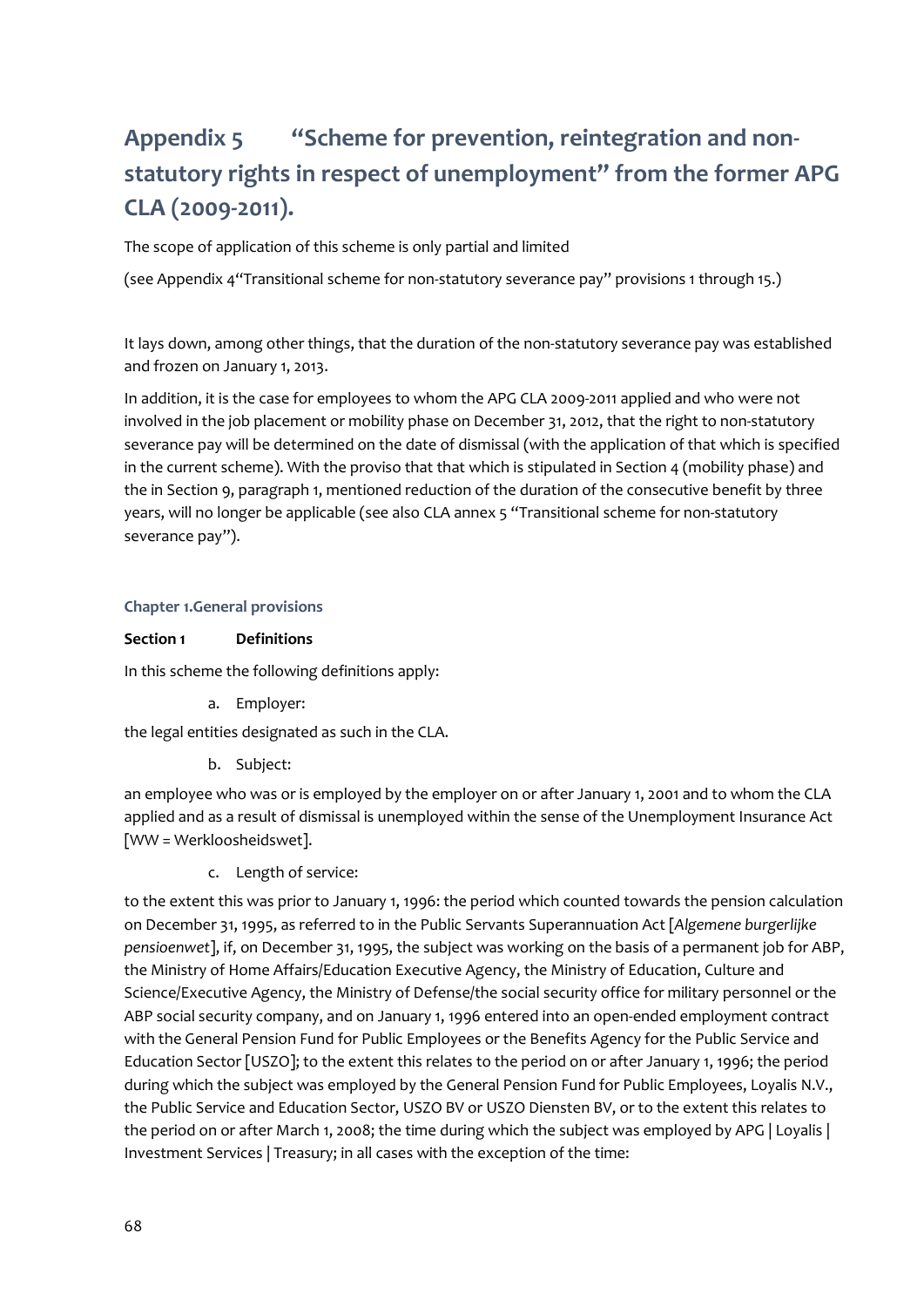# Appendix 5 "Scheme for prevention, reintegration and non-statutory rights in respect of unemployment" from the former APG CLA (2009-2011).

The scope of application of this scheme is only partial and limited

(see Appendix 4"Transitional scheme for non-statutory severance pay" provisions 1 through 15.)

It lays down, among other things, that the duration of the non-statutory severance pay was established and frozen on January 1, 2013.

In addition, it is the case for employees to whom the APG CLA 2009-2011 applied and who were not involved in the job placement or mobility phase on December 31, 2012, that the right to non-statutory severance pay will be determined on the date of dismissal (with the application of that which is specified in the current scheme). With the proviso that that which is stipulated in Section 4 (mobility phase) and the in Section 9, paragraph 1, mentioned reduction of the duration of the consecutive benefit by three years, will no longer be applicable (see also CLA annex 5 "Transitional scheme for non-statutory severance pay").

### Chapter 1.General provisions

**Section 1 Definitions**

In this scheme the following definitions apply:

a. Employer:

the legal entities designated as such in the CLA.

b. Subject:

an employee who was or is employed by the employer on or after January 1, 2001 and to whom the CLA applied and as a result of dismissal is unemployed within the sense of the Unemployment Insurance Act [WW = Werkloosheidswet].

c. Length of service:

to the extent this was prior to January 1, 1996: the period which counted towards the pension calculation on December 31, 1995, as referred to in the Public Servants Superannuation Act [*Algemene burgerlijke pensioenwet*], if, on December 31, 1995, the subject was working on the basis of a permanent job for ABP, the Ministry of Home Affairs/Education Executive Agency, the Ministry of Education, Culture and Science/Executive Agency, the Ministry of Defense/the social security office for military personnel or the ABP social security company, and on January 1, 1996 entered into an open-ended employment contract with the General Pension Fund for Public Employees or the Benefits Agency for the Public Service and Education Sector [USZO]; to the extent this relates to the period on or after January 1, 1996; the period during which the subject was employed by the General Pension Fund for Public Employees, Loyalis N.V., the Public Service and Education Sector, USZO BV or USZO Diensten BV, or to the extent this relates to the period on or after March 1, 2008; the time during which the subject was employed by APG | Loyalis | Investment Services | Treasury; in all cases with the exception of the time: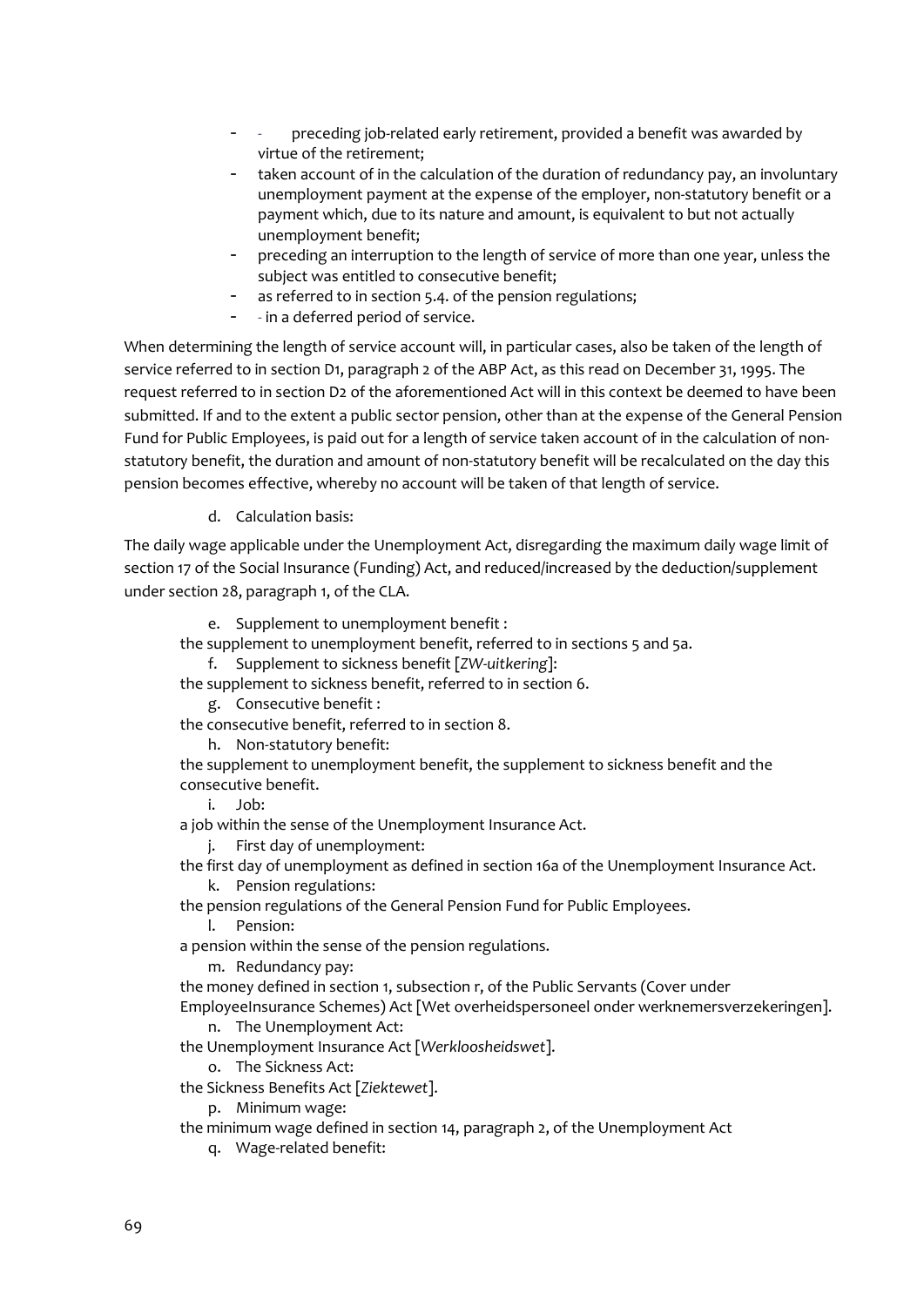- preceding job-related early retirement, provided a benefit was awarded by virtue of the retirement;
- taken account of in the calculation of the duration of redundancy pay, an involuntary unemployment payment at the expense of the employer, non-statutory benefit or a payment which, due to its nature and amount, is equivalent to but not actually unemployment benefit;
- preceding an interruption to the length of service of more than one year, unless the subject was entitled to consecutive benefit;
- as referred to in section 5.4. of the pension regulations;
- in a deferred period of service.

When determining the length of service account will, in particular cases, also be taken of the length of service referred to in section D1, paragraph 2 of the ABP Act, as this read on December 31, 1995. The request referred to in section D2 of the aforementioned Act will in this context be deemed to have been submitted. If and to the extent a public sector pension, other than at the expense of the General Pension Fund for Public Employees, is paid out for a length of service taken account of in the calculation of non-statutory benefit, the duration and amount of non-statutory benefit will be recalculated on the day this pension becomes effective, whereby no account will be taken of that length of service.

d. Calculation basis:

The daily wage applicable under the Unemployment Act, disregarding the maximum daily wage limit of section 17 of the Social Insurance (Funding) Act, and reduced/increased by the deduction/supplement under section 28, paragraph 1, of the CLA.

e. Supplement to unemployment benefit :

the supplement to unemployment benefit, referred to in sections 5 and 5a.

f. Supplement to sickness benefit [*ZW-uitkering*]:

the supplement to sickness benefit, referred to in section 6.

g. Consecutive benefit :

the consecutive benefit, referred to in section 8.

h. Non-statutory benefit:

the supplement to unemployment benefit, the supplement to sickness benefit and the consecutive benefit.

i. Job:

a job within the sense of the Unemployment Insurance Act.

j. First day of unemployment:

the first day of unemployment as defined in section 16a of the Unemployment Insurance Act.

k. Pension regulations:

the pension regulations of the General Pension Fund for Public Employees.

l. Pension:

a pension within the sense of the pension regulations.

m. Redundancy pay:

the money defined in section 1, subsection r, of the Public Servants (Cover under EmployeeInsurance Schemes) Act [Wet overheidspersoneel onder werknemersverzekeringen].

n. The Unemployment Act:

the Unemployment Insurance Act [*Werkloosheidswet*].

o. The Sickness Act:

the Sickness Benefits Act [*Ziektewet*].

p. Minimum wage:

the minimum wage defined in section 14, paragraph 2, of the Unemployment Act

q. Wage-related benefit: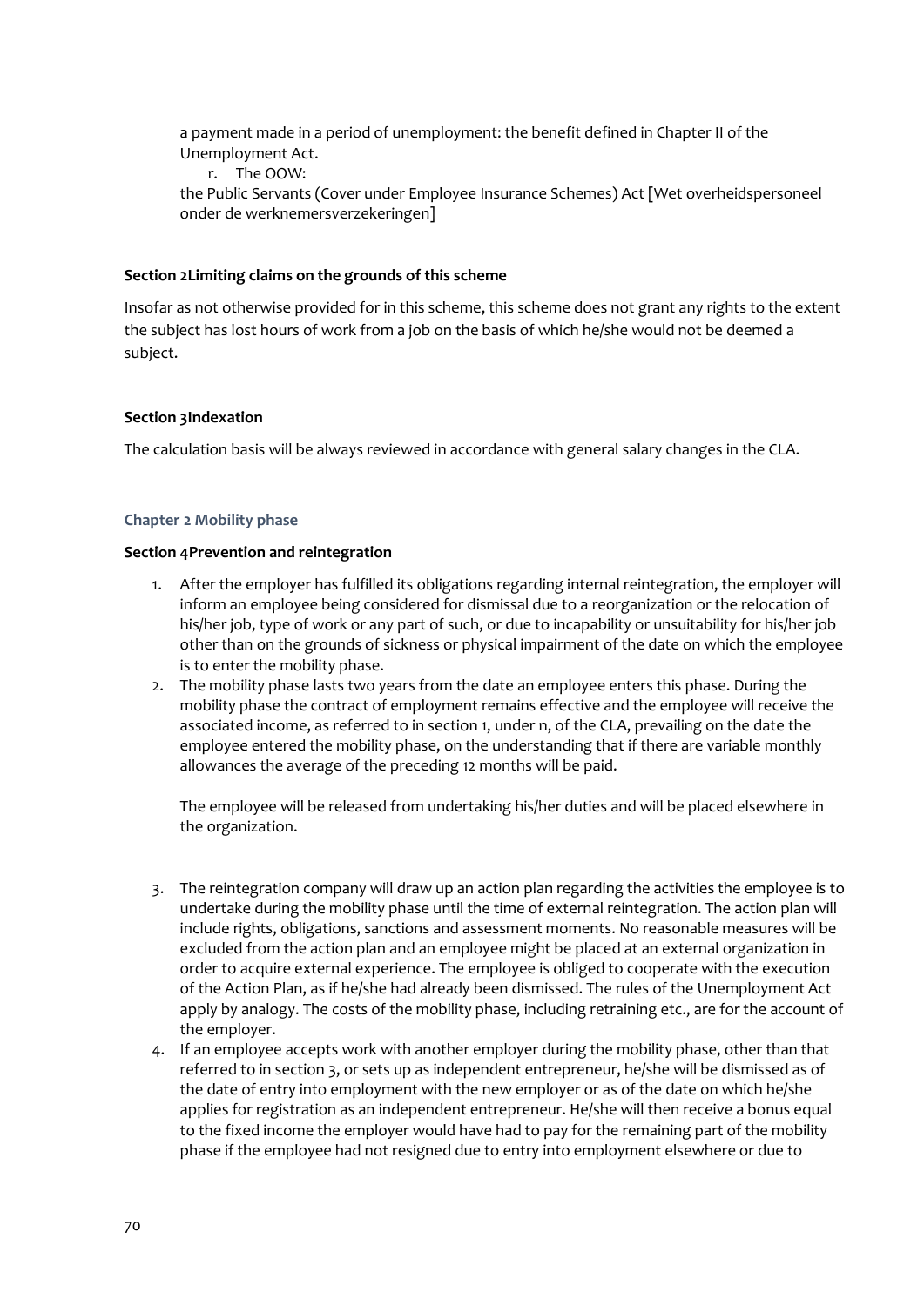a payment made in a period of unemployment: the benefit defined in Chapter II of the Unemployment Act.

r. The OOW:

the Public Servants (Cover under Employee Insurance Schemes) Act [Wet overheidspersoneel onder de werknemersverzekeringen]

**Section 2Limiting claims on the grounds of this scheme**

Insofar as not otherwise provided for in this scheme, this scheme does not grant any rights to the extent the subject has lost hours of work from a job on the basis of which he/she would not be deemed a subject.

**Section 3Indexation**

The calculation basis will be always reviewed in accordance with general salary changes in the CLA.

## Chapter 2 Mobility phase

**Section 4Prevention and reintegration**

1. After the employer has fulfilled its obligations regarding internal reintegration, the employer will inform an employee being considered for dismissal due to a reorganization or the relocation of his/her job, type of work or any part of such, or due to incapability or unsuitability for his/her job other than on the grounds of sickness or physical impairment of the date on which the employee is to enter the mobility phase.
2. The mobility phase lasts two years from the date an employee enters this phase. During the mobility phase the contract of employment remains effective and the employee will receive the associated income, as referred to in section 1, under n, of the CLA, prevailing on the date the employee entered the mobility phase, on the understanding that if there are variable monthly allowances the average of the preceding 12 months will be paid.

   The employee will be released from undertaking his/her duties and will be placed elsewhere in the organization.

3. The reintegration company will draw up an action plan regarding the activities the employee is to undertake during the mobility phase until the time of external reintegration. The action plan will include rights, obligations, sanctions and assessment moments. No reasonable measures will be excluded from the action plan and an employee might be placed at an external organization in order to acquire external experience. The employee is obliged to cooperate with the execution of the Action Plan, as if he/she had already been dismissed. The rules of the Unemployment Act apply by analogy. The costs of the mobility phase, including retraining etc., are for the account of the employer.
4. If an employee accepts work with another employer during the mobility phase, other than that referred to in section 3, or sets up as independent entrepreneur, he/she will be dismissed as of the date of entry into employment with the new employer or as of the date on which he/she applies for registration as an independent entrepreneur. He/she will then receive a bonus equal to the fixed income the employer would have had to pay for the remaining part of the mobility phase if the employee had not resigned due to entry into employment elsewhere or due to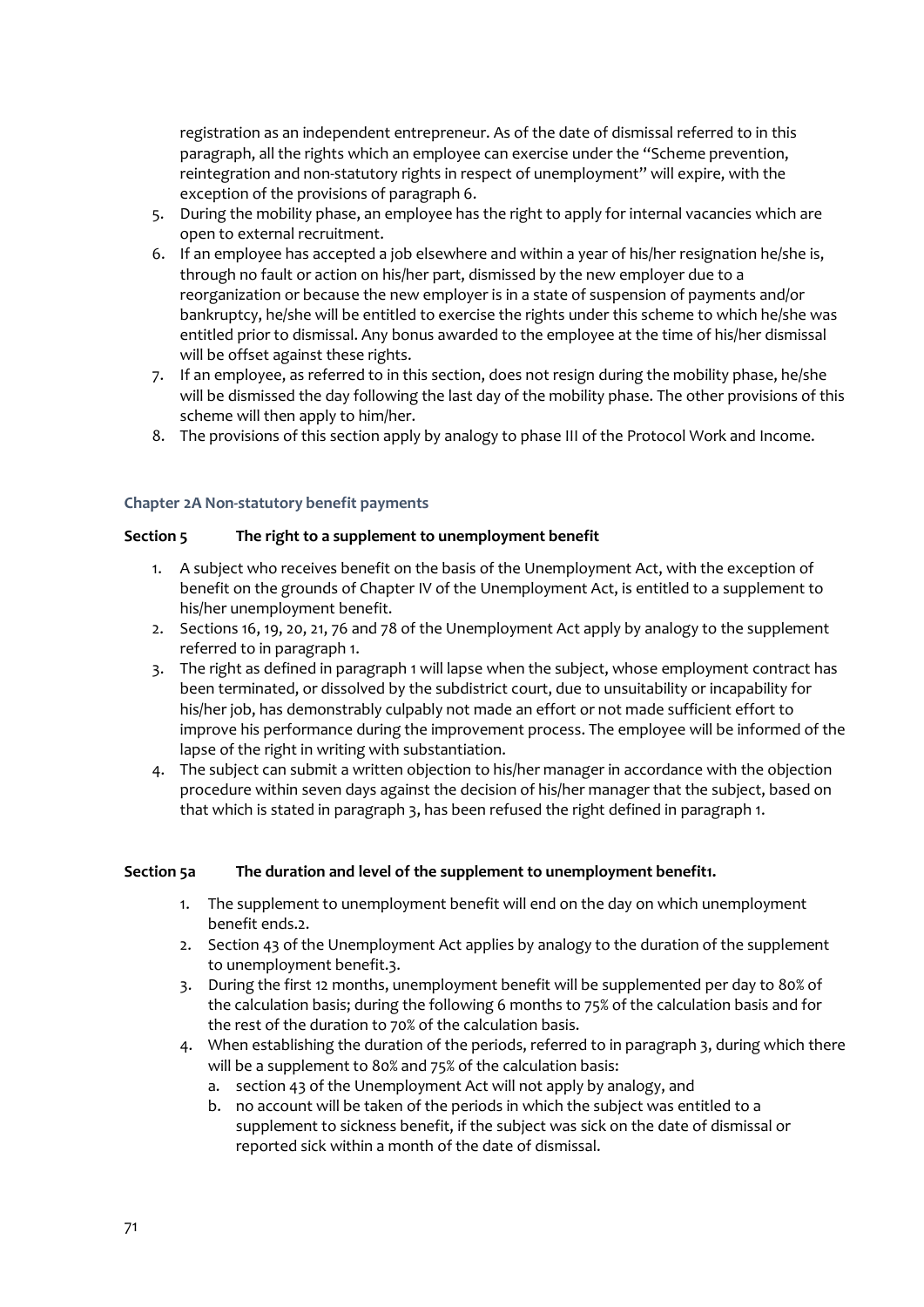registration as an independent entrepreneur. As of the date of dismissal referred to in this paragraph, all the rights which an employee can exercise under the "Scheme prevention, reintegration and non-statutory rights in respect of unemployment" will expire, with the exception of the provisions of paragraph 6.

5. During the mobility phase, an employee has the right to apply for internal vacancies which are open to external recruitment.
6. If an employee has accepted a job elsewhere and within a year of his/her resignation he/she is, through no fault or action on his/her part, dismissed by the new employer due to a reorganization or because the new employer is in a state of suspension of payments and/or bankruptcy, he/she will be entitled to exercise the rights under this scheme to which he/she was entitled prior to dismissal. Any bonus awarded to the employee at the time of his/her dismissal will be offset against these rights.
7. If an employee, as referred to in this section, does not resign during the mobility phase, he/she will be dismissed the day following the last day of the mobility phase. The other provisions of this scheme will then apply to him/her.
8. The provisions of this section apply by analogy to phase III of the Protocol Work and Income.

### Chapter 2A Non-statutory benefit payments

**Section 5 The right to a supplement to unemployment benefit**

1. A subject who receives benefit on the basis of the Unemployment Act, with the exception of benefit on the grounds of Chapter IV of the Unemployment Act, is entitled to a supplement to his/her unemployment benefit.
2. Sections 16, 19, 20, 21, 76 and 78 of the Unemployment Act apply by analogy to the supplement referred to in paragraph 1.
3. The right as defined in paragraph 1 will lapse when the subject, whose employment contract has been terminated, or dissolved by the subdistrict court, due to unsuitability or incapability for his/her job, has demonstrably culpably not made an effort or not made sufficient effort to improve his performance during the improvement process. The employee will be informed of the lapse of the right in writing with substantiation.
4. The subject can submit a written objection to his/her manager in accordance with the objection procedure within seven days against the decision of his/her manager that the subject, based on that which is stated in paragraph 3, has been refused the right defined in paragraph 1.

**Section 5a The duration and level of the supplement to unemployment benefit1.**

1. The supplement to unemployment benefit will end on the day on which unemployment benefit ends.2.
2. Section 43 of the Unemployment Act applies by analogy to the duration of the supplement to unemployment benefit.3.
3. During the first 12 months, unemployment benefit will be supplemented per day to 80% of the calculation basis; during the following 6 months to 75% of the calculation basis and for the rest of the duration to 70% of the calculation basis.
4. When establishing the duration of the periods, referred to in paragraph 3, during which there will be a supplement to 80% and 75% of the calculation basis:
   a. section 43 of the Unemployment Act will not apply by analogy, and
   b. no account will be taken of the periods in which the subject was entitled to a supplement to sickness benefit, if the subject was sick on the date of dismissal or reported sick within a month of the date of dismissal.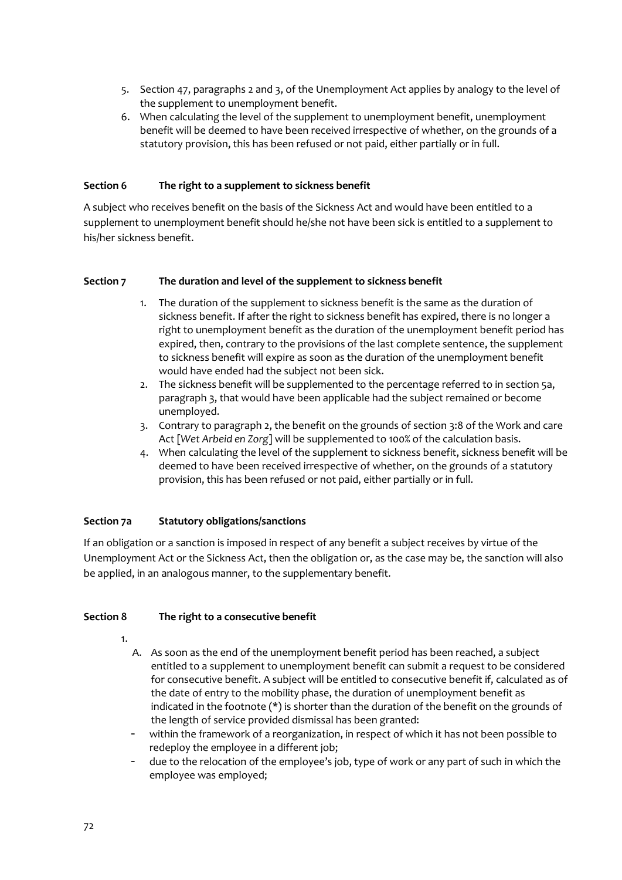5. Section 47, paragraphs 2 and 3, of the Unemployment Act applies by analogy to the level of the supplement to unemployment benefit.
6. When calculating the level of the supplement to unemployment benefit, unemployment benefit will be deemed to have been received irrespective of whether, on the grounds of a statutory provision, this has been refused or not paid, either partially or in full.

**Section 6 The right to a supplement to sickness benefit**

A subject who receives benefit on the basis of the Sickness Act and would have been entitled to a supplement to unemployment benefit should he/she not have been sick is entitled to a supplement to his/her sickness benefit.

**Section 7 The duration and level of the supplement to sickness benefit**

1. The duration of the supplement to sickness benefit is the same as the duration of sickness benefit. If after the right to sickness benefit has expired, there is no longer a right to unemployment benefit as the duration of the unemployment benefit period has expired, then, contrary to the provisions of the last complete sentence, the supplement to sickness benefit will expire as soon as the duration of the unemployment benefit would have ended had the subject not been sick.
2. The sickness benefit will be supplemented to the percentage referred to in section 5a, paragraph 3, that would have been applicable had the subject remained or become unemployed.
3. Contrary to paragraph 2, the benefit on the grounds of section 3:8 of the Work and care Act [*Wet Arbeid en Zorg*] will be supplemented to 100% of the calculation basis.
4. When calculating the level of the supplement to sickness benefit, sickness benefit will be deemed to have been received irrespective of whether, on the grounds of a statutory provision, this has been refused or not paid, either partially or in full.

**Section 7a Statutory obligations/sanctions**

If an obligation or a sanction is imposed in respect of any benefit a subject receives by virtue of the Unemployment Act or the Sickness Act, then the obligation or, as the case may be, the sanction will also be applied, in an analogous manner, to the supplementary benefit.

**Section 8 The right to a consecutive benefit**

1.
   A. As soon as the end of the unemployment benefit period has been reached, a subject entitled to a supplement to unemployment benefit can submit a request to be considered for consecutive benefit. A subject will be entitled to consecutive benefit if, calculated as of the date of entry to the mobility phase, the duration of unemployment benefit as indicated in the footnote (*) is shorter than the duration of the benefit on the grounds of the length of service provided dismissal has been granted:
   - within the framework of a reorganization, in respect of which it has not been possible to redeploy the employee in a different job;
   - due to the relocation of the employee's job, type of work or any part of such in which the employee was employed;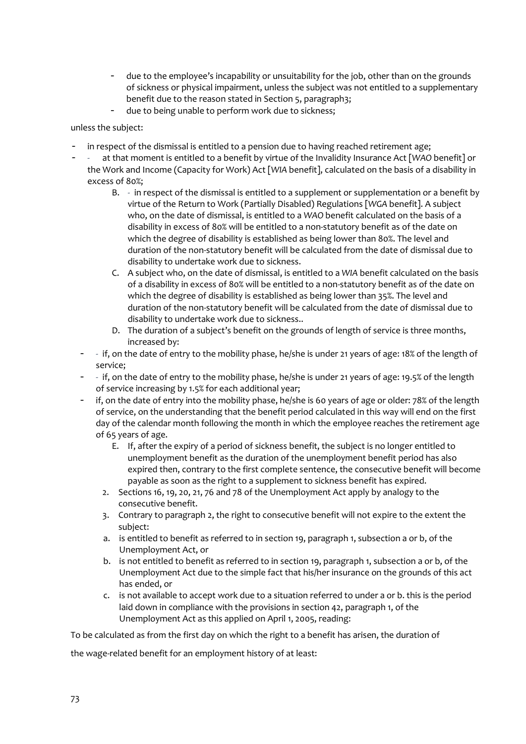- due to the employee's incapability or unsuitability for the job, other than on the grounds of sickness or physical impairment, unless the subject was not entitled to a supplementary benefit due to the reason stated in Section 5, paragraph3;
- due to being unable to perform work due to sickness;

unless the subject:

- in respect of the dismissal is entitled to a pension due to having reached retirement age;
- - at that moment is entitled to a benefit by virtue of the Invalidity Insurance Act [*WAO* benefit] or the Work and Income (Capacity for Work) Act [*WIA* benefit], calculated on the basis of a disability in excess of 80%;

  B. - in respect of the dismissal is entitled to a supplement or supplementation or a benefit by virtue of the Return to Work (Partially Disabled) Regulations [*WGA* benefit]. A subject who, on the date of dismissal, is entitled to a *WAO* benefit calculated on the basis of a disability in excess of 80% will be entitled to a non-statutory benefit as of the date on which the degree of disability is established as being lower than 80%. The level and duration of the non-statutory benefit will be calculated from the date of dismissal due to disability to undertake work due to sickness.

  C. A subject who, on the date of dismissal, is entitled to a *WIA* benefit calculated on the basis of a disability in excess of 80% will be entitled to a non-statutory benefit as of the date on which the degree of disability is established as being lower than 35%. The level and duration of the non-statutory benefit will be calculated from the date of dismissal due to disability to undertake work due to sickness..

  D. The duration of a subject's benefit on the grounds of length of service is three months, increased by:

- - if, on the date of entry to the mobility phase, he/she is under 21 years of age: 18% of the length of service;
- - if, on the date of entry to the mobility phase, he/she is under 21 years of age: 19.5% of the length of service increasing by 1.5% for each additional year;
- if, on the date of entry into the mobility phase, he/she is 60 years of age or older: 78% of the length of service, on the understanding that the benefit period calculated in this way will end on the first day of the calendar month following the month in which the employee reaches the retirement age of 65 years of age.

  E. If, after the expiry of a period of sickness benefit, the subject is no longer entitled to unemployment benefit as the duration of the unemployment benefit period has also expired then, contrary to the first complete sentence, the consecutive benefit will become payable as soon as the right to a supplement to sickness benefit has expired.

2. Sections 16, 19, 20, 21, 76 and 78 of the Unemployment Act apply by analogy to the consecutive benefit.
3. Contrary to paragraph 2, the right to consecutive benefit will not expire to the extent the subject:

   a. is entitled to benefit as referred to in section 19, paragraph 1, subsection a or b, of the Unemployment Act, or

   b. is not entitled to benefit as referred to in section 19, paragraph 1, subsection a or b, of the Unemployment Act due to the simple fact that his/her insurance on the grounds of this act has ended, or

   c. is not available to accept work due to a situation referred to under a or b. this is the period laid down in compliance with the provisions in section 42, paragraph 1, of the Unemployment Act as this applied on April 1, 2005, reading:

To be calculated as from the first day on which the right to a benefit has arisen, the duration of

the wage-related benefit for an employment history of at least: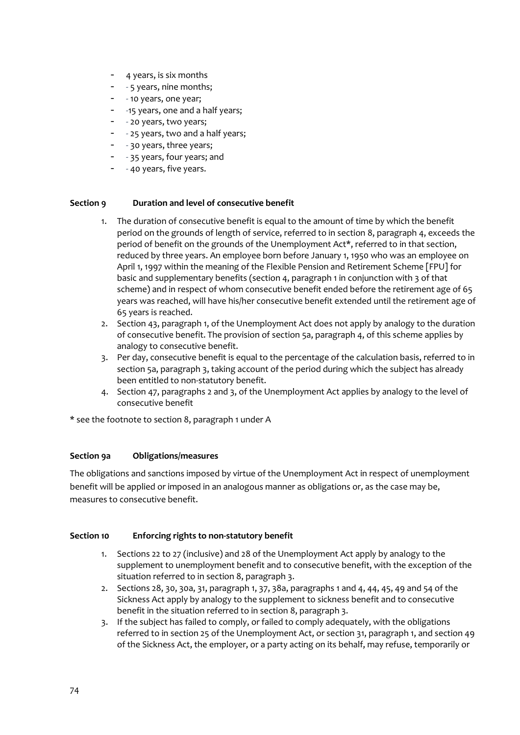- 4 years, is six months
- - 5 years, nine months;
- - 10 years, one year;
- -15 years, one and a half years;
- - 20 years, two years;
- - 25 years, two and a half years;
- - 30 years, three years;
- - 35 years, four years; and
- - 40 years, five years.

**Section 9 Duration and level of consecutive benefit**

1. The duration of consecutive benefit is equal to the amount of time by which the benefit period on the grounds of length of service, referred to in section 8, paragraph 4, exceeds the period of benefit on the grounds of the Unemployment Act*, referred to in that section, reduced by three years. An employee born before January 1, 1950 who was an employee on April 1, 1997 within the meaning of the Flexible Pension and Retirement Scheme [FPU] for basic and supplementary benefits (section 4, paragraph 1 in conjunction with 3 of that scheme) and in respect of whom consecutive benefit ended before the retirement age of 65 years was reached, will have his/her consecutive benefit extended until the retirement age of 65 years is reached.
2. Section 43, paragraph 1, of the Unemployment Act does not apply by analogy to the duration of consecutive benefit. The provision of section 5a, paragraph 4, of this scheme applies by analogy to consecutive benefit.
3. Per day, consecutive benefit is equal to the percentage of the calculation basis, referred to in section 5a, paragraph 3, taking account of the period during which the subject has already been entitled to non-statutory benefit.
4. Section 47, paragraphs 2 and 3, of the Unemployment Act applies by analogy to the level of consecutive benefit

* see the footnote to section 8, paragraph 1 under A

**Section 9a Obligations/measures**

The obligations and sanctions imposed by virtue of the Unemployment Act in respect of unemployment benefit will be applied or imposed in an analogous manner as obligations or, as the case may be, measures to consecutive benefit.

**Section 10 Enforcing rights to non-statutory benefit**

1. Sections 22 to 27 (inclusive) and 28 of the Unemployment Act apply by analogy to the supplement to unemployment benefit and to consecutive benefit, with the exception of the situation referred to in section 8, paragraph 3.
2. Sections 28, 30, 30a, 31, paragraph 1, 37, 38a, paragraphs 1 and 4, 44, 45, 49 and 54 of the Sickness Act apply by analogy to the supplement to sickness benefit and to consecutive benefit in the situation referred to in section 8, paragraph 3.
3. If the subject has failed to comply, or failed to comply adequately, with the obligations referred to in section 25 of the Unemployment Act, or section 31, paragraph 1, and section 49 of the Sickness Act, the employer, or a party acting on its behalf, may refuse, temporarily or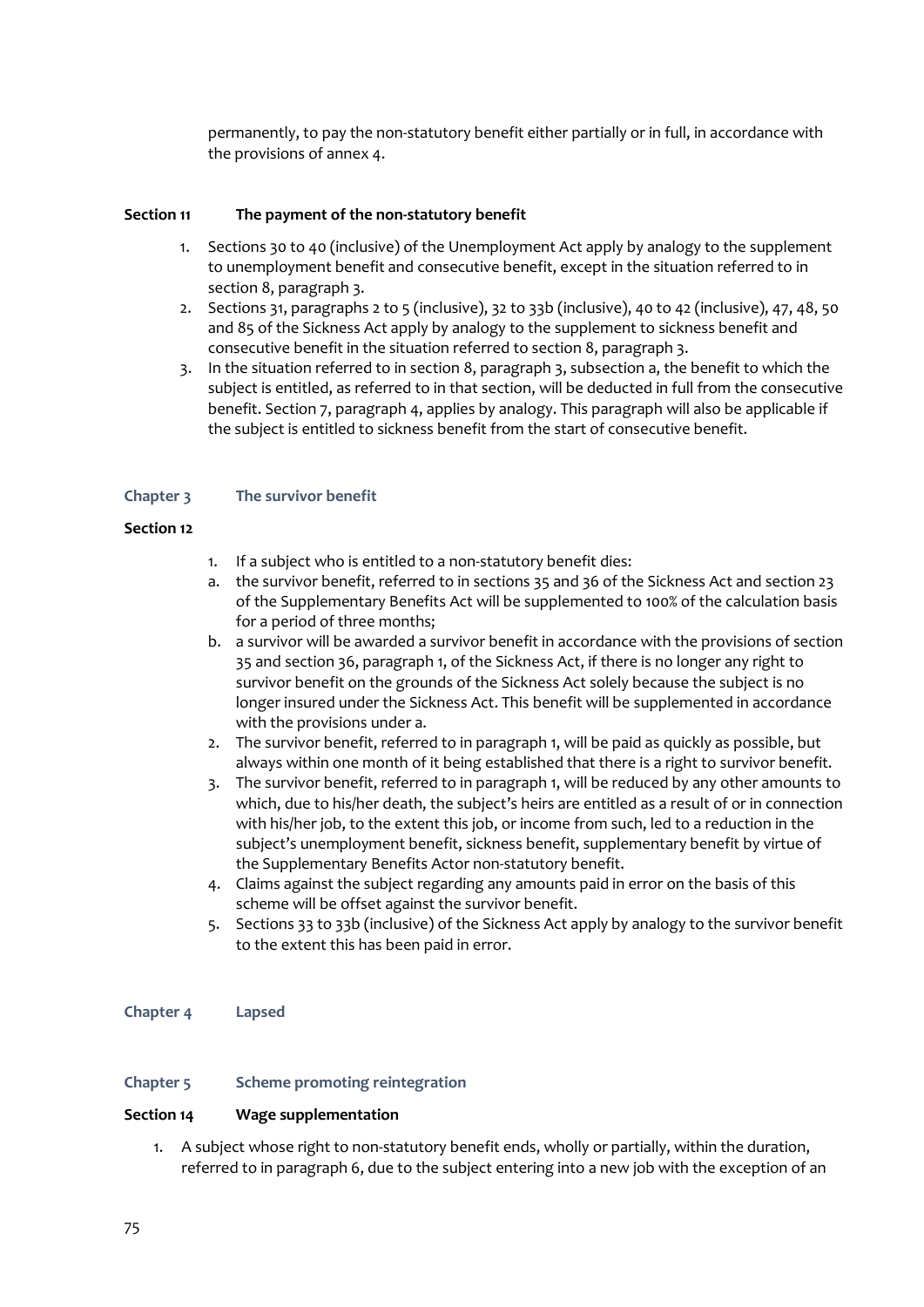permanently, to pay the non-statutory benefit either partially or in full, in accordance with the provisions of annex 4.

**Section 11 The payment of the non-statutory benefit**

1. Sections 30 to 40 (inclusive) of the Unemployment Act apply by analogy to the supplement to unemployment benefit and consecutive benefit, except in the situation referred to in section 8, paragraph 3.
2. Sections 31, paragraphs 2 to 5 (inclusive), 32 to 33b (inclusive), 40 to 42 (inclusive), 47, 48, 50 and 85 of the Sickness Act apply by analogy to the supplement to sickness benefit and consecutive benefit in the situation referred to section 8, paragraph 3.
3. In the situation referred to in section 8, paragraph 3, subsection a, the benefit to which the subject is entitled, as referred to in that section, will be deducted in full from the consecutive benefit. Section 7, paragraph 4, applies by analogy. This paragraph will also be applicable if the subject is entitled to sickness benefit from the start of consecutive benefit.

## Chapter 3 The survivor benefit

**Section 12**

1. If a subject who is entitled to a non-statutory benefit dies:
   a. the survivor benefit, referred to in sections 35 and 36 of the Sickness Act and section 23 of the Supplementary Benefits Act will be supplemented to 100% of the calculation basis for a period of three months;
   b. a survivor will be awarded a survivor benefit in accordance with the provisions of section 35 and section 36, paragraph 1, of the Sickness Act, if there is no longer any right to survivor benefit on the grounds of the Sickness Act solely because the subject is no longer insured under the Sickness Act. This benefit will be supplemented in accordance with the provisions under a.
2. The survivor benefit, referred to in paragraph 1, will be paid as quickly as possible, but always within one month of it being established that there is a right to survivor benefit.
3. The survivor benefit, referred to in paragraph 1, will be reduced by any other amounts to which, due to his/her death, the subject's heirs are entitled as a result of or in connection with his/her job, to the extent this job, or income from such, led to a reduction in the subject's unemployment benefit, sickness benefit, supplementary benefit by virtue of the Supplementary Benefits Actor non-statutory benefit.
4. Claims against the subject regarding any amounts paid in error on the basis of this scheme will be offset against the survivor benefit.
5. Sections 33 to 33b (inclusive) of the Sickness Act apply by analogy to the survivor benefit to the extent this has been paid in error.

## Chapter 4 Lapsed

## Chapter 5 Scheme promoting reintegration

**Section 14 Wage supplementation**

1. A subject whose right to non-statutory benefit ends, wholly or partially, within the duration, referred to in paragraph 6, due to the subject entering into a new job with the exception of an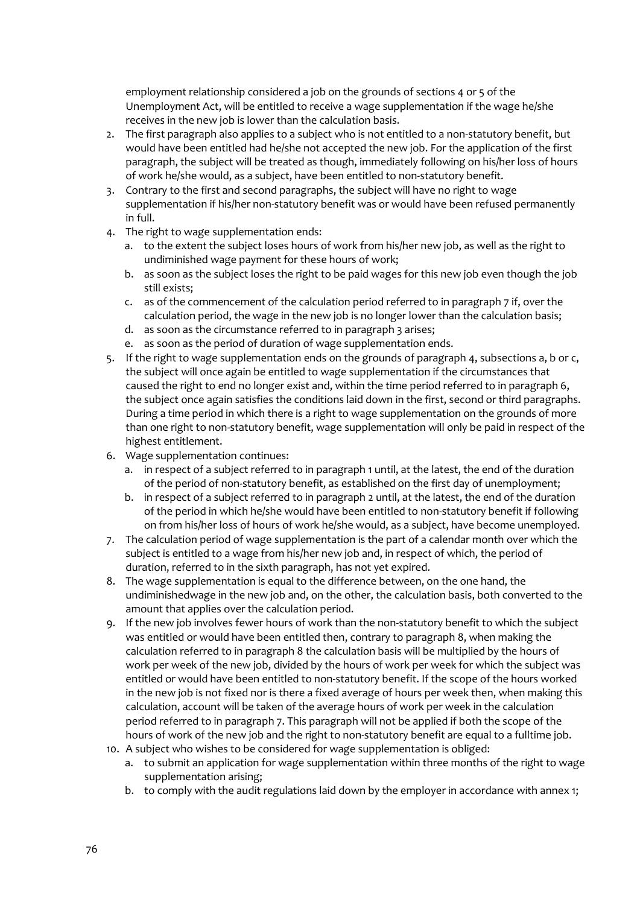employment relationship considered a job on the grounds of sections 4 or 5 of the Unemployment Act, will be entitled to receive a wage supplementation if the wage he/she receives in the new job is lower than the calculation basis.

2. The first paragraph also applies to a subject who is not entitled to a non-statutory benefit, but would have been entitled had he/she not accepted the new job. For the application of the first paragraph, the subject will be treated as though, immediately following on his/her loss of hours of work he/she would, as a subject, have been entitled to non-statutory benefit.
3. Contrary to the first and second paragraphs, the subject will have no right to wage supplementation if his/her non-statutory benefit was or would have been refused permanently in full.
4. The right to wage supplementation ends:
   a. to the extent the subject loses hours of work from his/her new job, as well as the right to undiminished wage payment for these hours of work;
   b. as soon as the subject loses the right to be paid wages for this new job even though the job still exists;
   c. as of the commencement of the calculation period referred to in paragraph 7 if, over the calculation period, the wage in the new job is no longer lower than the calculation basis;
   d. as soon as the circumstance referred to in paragraph 3 arises;
   e. as soon as the period of duration of wage supplementation ends.
5. If the right to wage supplementation ends on the grounds of paragraph 4, subsections a, b or c, the subject will once again be entitled to wage supplementation if the circumstances that caused the right to end no longer exist and, within the time period referred to in paragraph 6, the subject once again satisfies the conditions laid down in the first, second or third paragraphs. During a time period in which there is a right to wage supplementation on the grounds of more than one right to non-statutory benefit, wage supplementation will only be paid in respect of the highest entitlement.
6. Wage supplementation continues:
   a. in respect of a subject referred to in paragraph 1 until, at the latest, the end of the duration of the period of non-statutory benefit, as established on the first day of unemployment;
   b. in respect of a subject referred to in paragraph 2 until, at the latest, the end of the duration of the period in which he/she would have been entitled to non-statutory benefit if following on from his/her loss of hours of work he/she would, as a subject, have become unemployed.
7. The calculation period of wage supplementation is the part of a calendar month over which the subject is entitled to a wage from his/her new job and, in respect of which, the period of duration, referred to in the sixth paragraph, has not yet expired.
8. The wage supplementation is equal to the difference between, on the one hand, the undiminishedwage in the new job and, on the other, the calculation basis, both converted to the amount that applies over the calculation period.
9. If the new job involves fewer hours of work than the non-statutory benefit to which the subject was entitled or would have been entitled then, contrary to paragraph 8, when making the calculation referred to in paragraph 8 the calculation basis will be multiplied by the hours of work per week of the new job, divided by the hours of work per week for which the subject was entitled or would have been entitled to non-statutory benefit. If the scope of the hours worked in the new job is not fixed nor is there a fixed average of hours per week then, when making this calculation, account will be taken of the average hours of work per week in the calculation period referred to in paragraph 7. This paragraph will not be applied if both the scope of the hours of work of the new job and the right to non-statutory benefit are equal to a fulltime job.
10. A subject who wishes to be considered for wage supplementation is obliged:
    a. to submit an application for wage supplementation within three months of the right to wage supplementation arising;
    b. to comply with the audit regulations laid down by the employer in accordance with annex 1;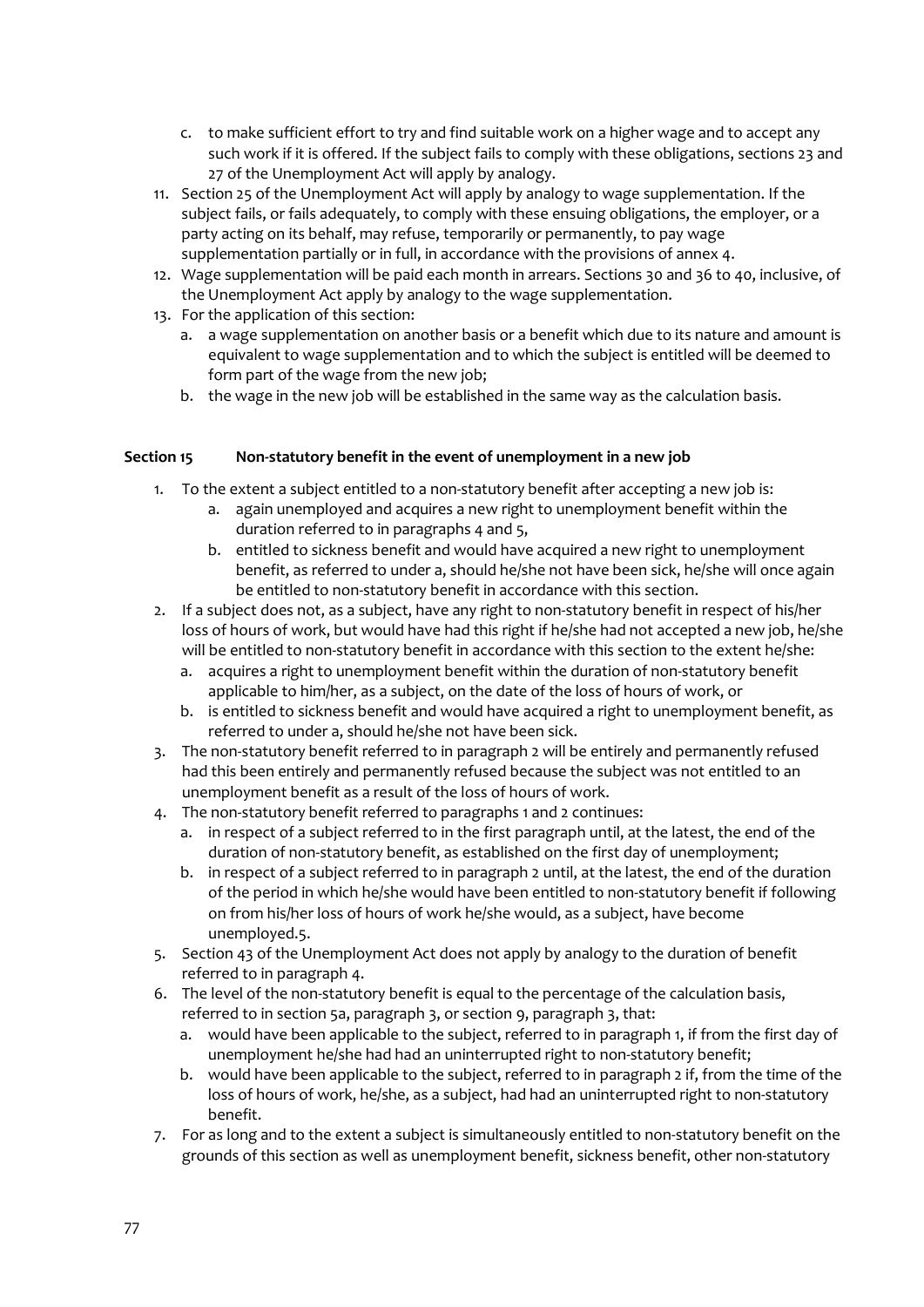c. to make sufficient effort to try and find suitable work on a higher wage and to accept any such work if it is offered. If the subject fails to comply with these obligations, sections 23 and 27 of the Unemployment Act will apply by analogy.

11. Section 25 of the Unemployment Act will apply by analogy to wage supplementation. If the subject fails, or fails adequately, to comply with these ensuing obligations, the employer, or a party acting on its behalf, may refuse, temporarily or permanently, to pay wage supplementation partially or in full, in accordance with the provisions of annex 4.
12. Wage supplementation will be paid each month in arrears. Sections 30 and 36 to 40, inclusive, of the Unemployment Act apply by analogy to the wage supplementation.
13. For the application of this section:
    a. a wage supplementation on another basis or a benefit which due to its nature and amount is equivalent to wage supplementation and to which the subject is entitled will be deemed to form part of the wage from the new job;
    b. the wage in the new job will be established in the same way as the calculation basis.

**Section 15 Non-statutory benefit in the event of unemployment in a new job**

1. To the extent a subject entitled to a non-statutory benefit after accepting a new job is:
    a. again unemployed and acquires a new right to unemployment benefit within the duration referred to in paragraphs 4 and 5,
    b. entitled to sickness benefit and would have acquired a new right to unemployment benefit, as referred to under a, should he/she not have been sick, he/she will once again be entitled to non-statutory benefit in accordance with this section.
2. If a subject does not, as a subject, have any right to non-statutory benefit in respect of his/her loss of hours of work, but would have had this right if he/she had not accepted a new job, he/she will be entitled to non-statutory benefit in accordance with this section to the extent he/she:
    a. acquires a right to unemployment benefit within the duration of non-statutory benefit applicable to him/her, as a subject, on the date of the loss of hours of work, or
    b. is entitled to sickness benefit and would have acquired a right to unemployment benefit, as referred to under a, should he/she not have been sick.
3. The non-statutory benefit referred to in paragraph 2 will be entirely and permanently refused had this been entirely and permanently refused because the subject was not entitled to an unemployment benefit as a result of the loss of hours of work.
4. The non-statutory benefit referred to paragraphs 1 and 2 continues:
    a. in respect of a subject referred to in the first paragraph until, at the latest, the end of the duration of non-statutory benefit, as established on the first day of unemployment;
    b. in respect of a subject referred to in paragraph 2 until, at the latest, the end of the duration of the period in which he/she would have been entitled to non-statutory benefit if following on from his/her loss of hours of work he/she would, as a subject, have become unemployed.5.
5. Section 43 of the Unemployment Act does not apply by analogy to the duration of benefit referred to in paragraph 4.
6. The level of the non-statutory benefit is equal to the percentage of the calculation basis, referred to in section 5a, paragraph 3, or section 9, paragraph 3, that:
    a. would have been applicable to the subject, referred to in paragraph 1, if from the first day of unemployment he/she had had an uninterrupted right to non-statutory benefit;
    b. would have been applicable to the subject, referred to in paragraph 2 if, from the time of the loss of hours of work, he/she, as a subject, had had an uninterrupted right to non-statutory benefit.
7. For as long and to the extent a subject is simultaneously entitled to non-statutory benefit on the grounds of this section as well as unemployment benefit, sickness benefit, other non-statutory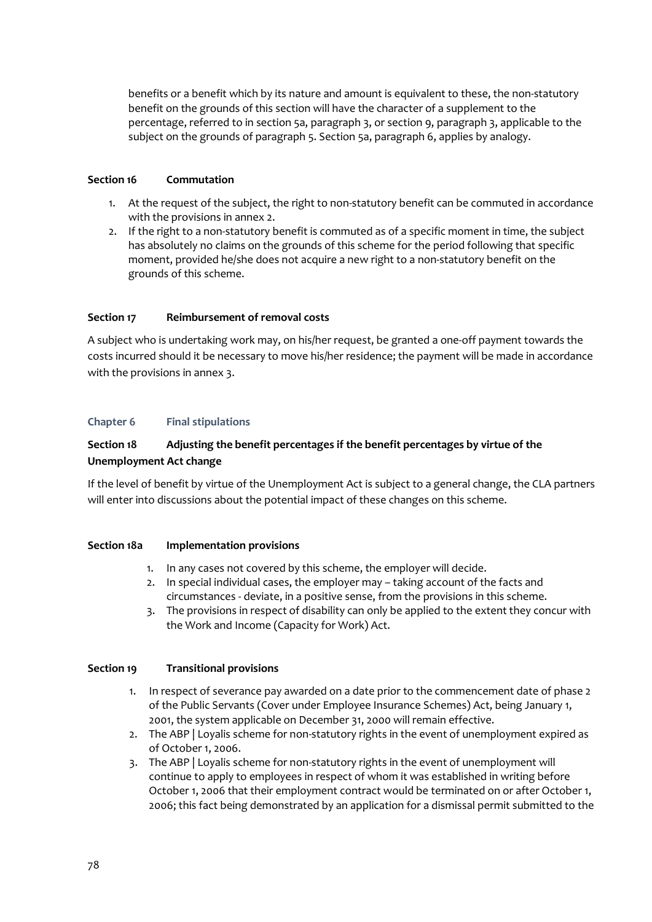benefits or a benefit which by its nature and amount is equivalent to these, the non-statutory benefit on the grounds of this section will have the character of a supplement to the percentage, referred to in section 5a, paragraph 3, or section 9, paragraph 3, applicable to the subject on the grounds of paragraph 5. Section 5a, paragraph 6, applies by analogy.

### Section 16 Commutation

1. At the request of the subject, the right to non-statutory benefit can be commuted in accordance with the provisions in annex 2.
2. If the right to a non-statutory benefit is commuted as of a specific moment in time, the subject has absolutely no claims on the grounds of this scheme for the period following that specific moment, provided he/she does not acquire a new right to a non-statutory benefit on the grounds of this scheme.

### Section 17 Reimbursement of removal costs

A subject who is undertaking work may, on his/her request, be granted a one-off payment towards the costs incurred should it be necessary to move his/her residence; the payment will be made in accordance with the provisions in annex 3.

## Chapter 6 Final stipulations

### Section 18 Adjusting the benefit percentages if the benefit percentages by virtue of the Unemployment Act change

If the level of benefit by virtue of the Unemployment Act is subject to a general change, the CLA partners will enter into discussions about the potential impact of these changes on this scheme.

### Section 18a Implementation provisions

1. In any cases not covered by this scheme, the employer will decide.
2. In special individual cases, the employer may – taking account of the facts and circumstances - deviate, in a positive sense, from the provisions in this scheme.
3. The provisions in respect of disability can only be applied to the extent they concur with the Work and Income (Capacity for Work) Act.

### Section 19 Transitional provisions

1. In respect of severance pay awarded on a date prior to the commencement date of phase 2 of the Public Servants (Cover under Employee Insurance Schemes) Act, being January 1, 2001, the system applicable on December 31, 2000 will remain effective.
2. The ABP | Loyalis scheme for non-statutory rights in the event of unemployment expired as of October 1, 2006.
3. The ABP | Loyalis scheme for non-statutory rights in the event of unemployment will continue to apply to employees in respect of whom it was established in writing before October 1, 2006 that their employment contract would be terminated on or after October 1, 2006; this fact being demonstrated by an application for a dismissal permit submitted to the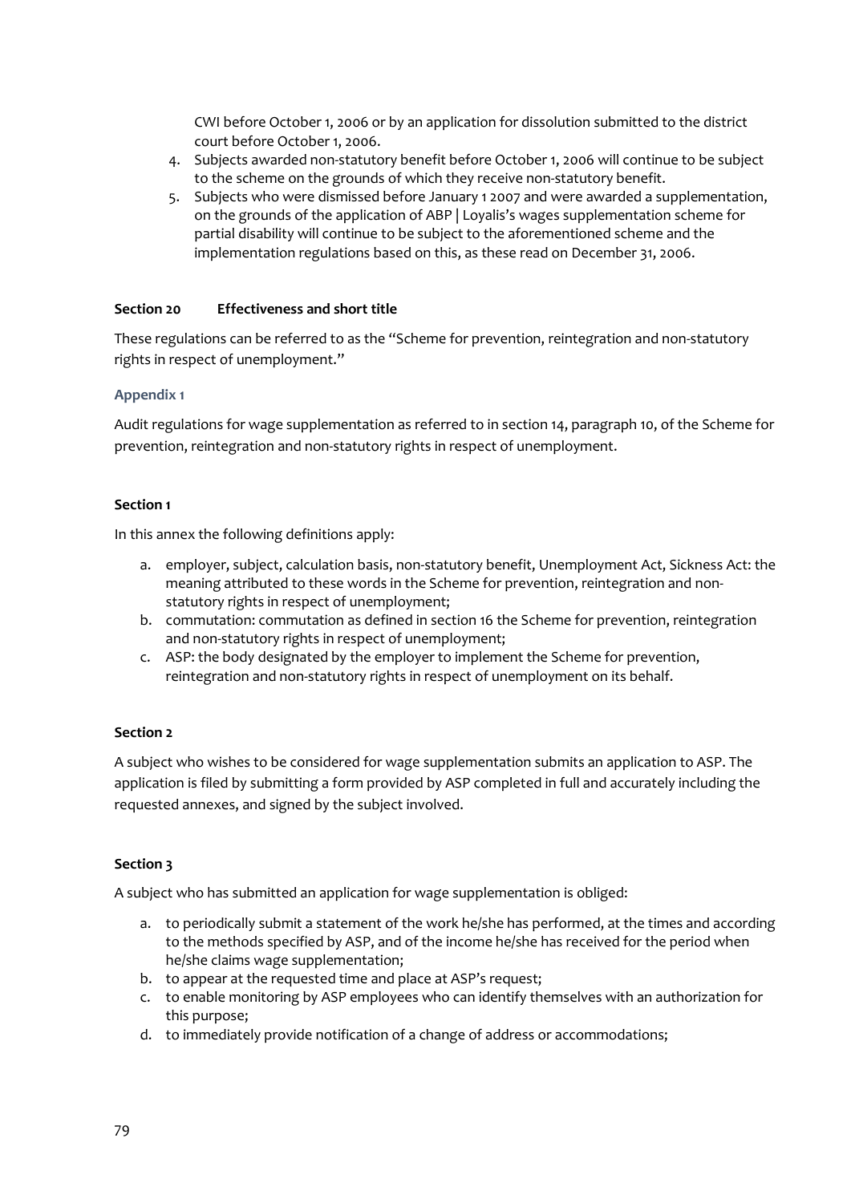CWI before October 1, 2006 or by an application for dissolution submitted to the district court before October 1, 2006.

4. Subjects awarded non-statutory benefit before October 1, 2006 will continue to be subject to the scheme on the grounds of which they receive non-statutory benefit.
5. Subjects who were dismissed before January 1 2007 and were awarded a supplementation, on the grounds of the application of ABP | Loyalis's wages supplementation scheme for partial disability will continue to be subject to the aforementioned scheme and the implementation regulations based on this, as these read on December 31, 2006.

#### Section 20 Effectiveness and short title

These regulations can be referred to as the "Scheme for prevention, reintegration and non-statutory rights in respect of unemployment."

### Appendix 1

Audit regulations for wage supplementation as referred to in section 14, paragraph 10, of the Scheme for prevention, reintegration and non-statutory rights in respect of unemployment.

#### Section 1

In this annex the following definitions apply:

a. employer, subject, calculation basis, non-statutory benefit, Unemployment Act, Sickness Act: the meaning attributed to these words in the Scheme for prevention, reintegration and non-statutory rights in respect of unemployment;
b. commutation: commutation as defined in section 16 the Scheme for prevention, reintegration and non-statutory rights in respect of unemployment;
c. ASP: the body designated by the employer to implement the Scheme for prevention, reintegration and non-statutory rights in respect of unemployment on its behalf.

#### Section 2

A subject who wishes to be considered for wage supplementation submits an application to ASP. The application is filed by submitting a form provided by ASP completed in full and accurately including the requested annexes, and signed by the subject involved.

#### Section 3

A subject who has submitted an application for wage supplementation is obliged:

a. to periodically submit a statement of the work he/she has performed, at the times and according to the methods specified by ASP, and of the income he/she has received for the period when he/she claims wage supplementation;
b. to appear at the requested time and place at ASP's request;
c. to enable monitoring by ASP employees who can identify themselves with an authorization for this purpose;
d. to immediately provide notification of a change of address or accommodations;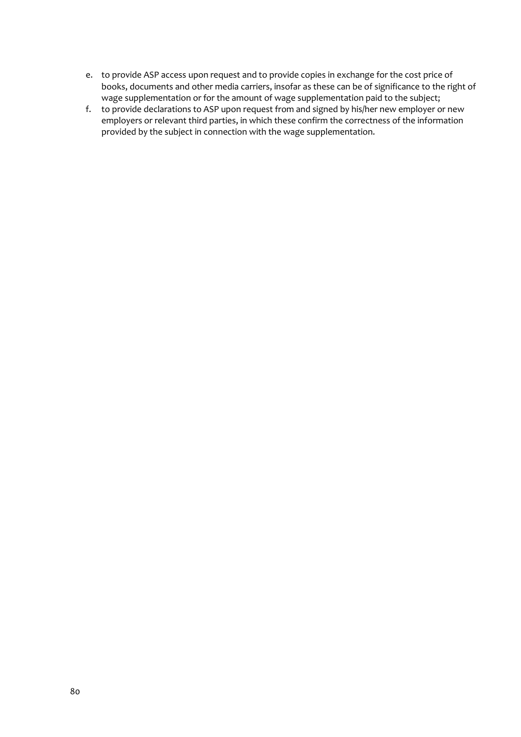e. to provide ASP access upon request and to provide copies in exchange for the cost price of books, documents and other media carriers, insofar as these can be of significance to the right of wage supplementation or for the amount of wage supplementation paid to the subject;
f. to provide declarations to ASP upon request from and signed by his/her new employer or new employers or relevant third parties, in which these confirm the correctness of the information provided by the subject in connection with the wage supplementation.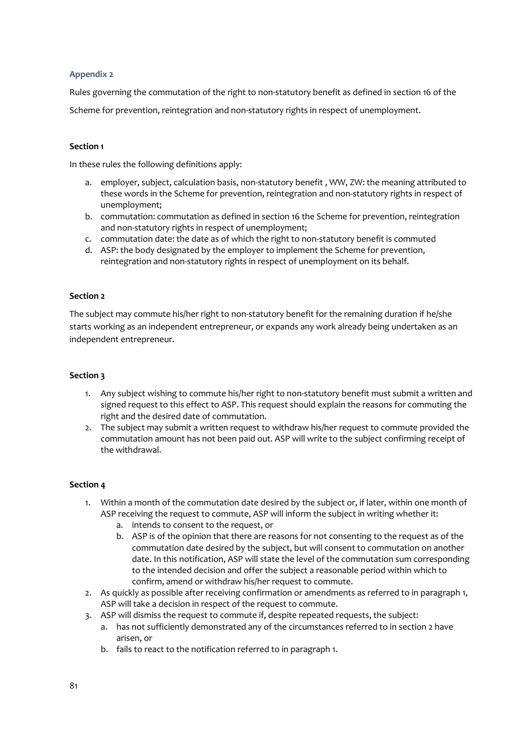### Appendix 2

Rules governing the commutation of the right to non-statutory benefit as defined in section 16 of the Scheme for prevention, reintegration and non-statutory rights in respect of unemployment.

**Section 1**

In these rules the following definitions apply:

a. employer, subject, calculation basis, non-statutory benefit , WW, ZW: the meaning attributed to these words in the Scheme for prevention, reintegration and non-statutory rights in respect of unemployment;
b. commutation: commutation as defined in section 16 the Scheme for prevention, reintegration and non-statutory rights in respect of unemployment;
c. commutation date: the date as of which the right to non-statutory benefit is commuted
d. ASP: the body designated by the employer to implement the Scheme for prevention, reintegration and non-statutory rights in respect of unemployment on its behalf.

**Section 2**

The subject may commute his/her right to non-statutory benefit for the remaining duration if he/she starts working as an independent entrepreneur, or expands any work already being undertaken as an independent entrepreneur.

**Section 3**

1. Any subject wishing to commute his/her right to non-statutory benefit must submit a written and signed request to this effect to ASP. This request should explain the reasons for commuting the right and the desired date of commutation.
2. The subject may submit a written request to withdraw his/her request to commute provided the commutation amount has not been paid out. ASP will write to the subject confirming receipt of the withdrawal.

**Section 4**

1. Within a month of the commutation date desired by the subject or, if later, within one month of ASP receiving the request to commute, ASP will inform the subject in writing whether it:
   a. intends to consent to the request, or
   b. ASP is of the opinion that there are reasons for not consenting to the request as of the commutation date desired by the subject, but will consent to commutation on another date. In this notification, ASP will state the level of the commutation sum corresponding to the intended decision and offer the subject a reasonable period within which to confirm, amend or withdraw his/her request to commute.
2. As quickly as possible after receiving confirmation or amendments as referred to in paragraph 1, ASP will take a decision in respect of the request to commute.
3. ASP will dismiss the request to commute if, despite repeated requests, the subject:
   a. has not sufficiently demonstrated any of the circumstances referred to in section 2 have arisen, or
   b. fails to react to the notification referred to in paragraph 1.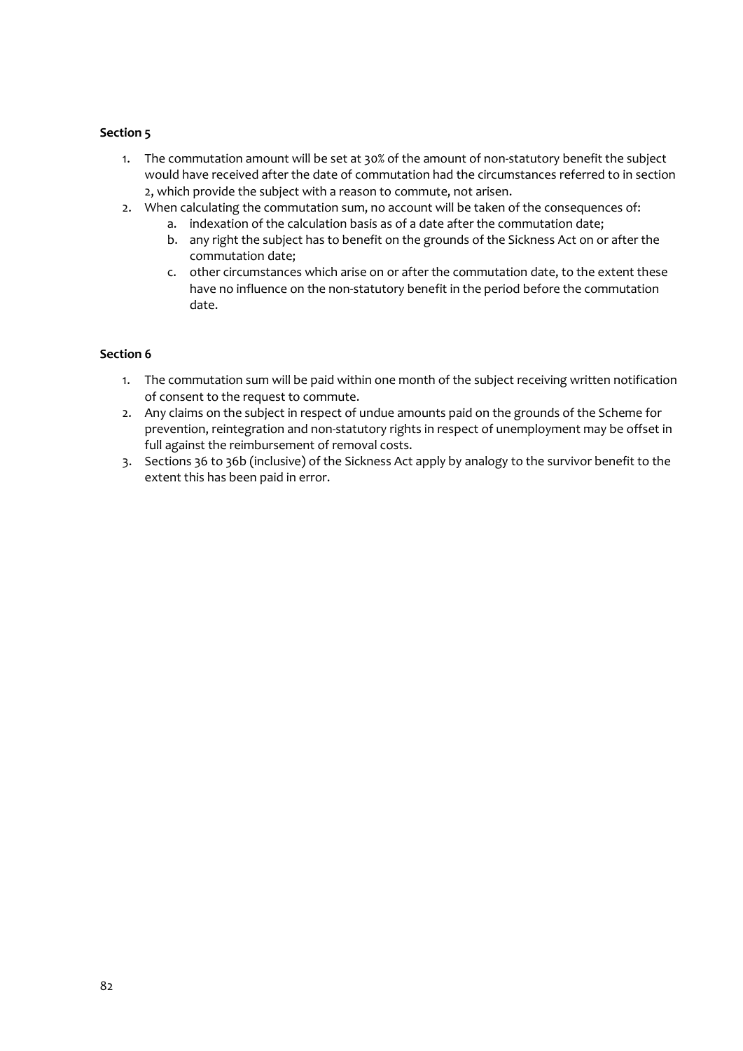**Section 5**

1. The commutation amount will be set at 30% of the amount of non-statutory benefit the subject would have received after the date of commutation had the circumstances referred to in section 2, which provide the subject with a reason to commute, not arisen.
2. When calculating the commutation sum, no account will be taken of the consequences of:
   a. indexation of the calculation basis as of a date after the commutation date;
   b. any right the subject has to benefit on the grounds of the Sickness Act on or after the commutation date;
   c. other circumstances which arise on or after the commutation date, to the extent these have no influence on the non-statutory benefit in the period before the commutation date.

**Section 6**

1. The commutation sum will be paid within one month of the subject receiving written notification of consent to the request to commute.
2. Any claims on the subject in respect of undue amounts paid on the grounds of the Scheme for prevention, reintegration and non-statutory rights in respect of unemployment may be offset in full against the reimbursement of removal costs.
3. Sections 36 to 36b (inclusive) of the Sickness Act apply by analogy to the survivor benefit to the extent this has been paid in error.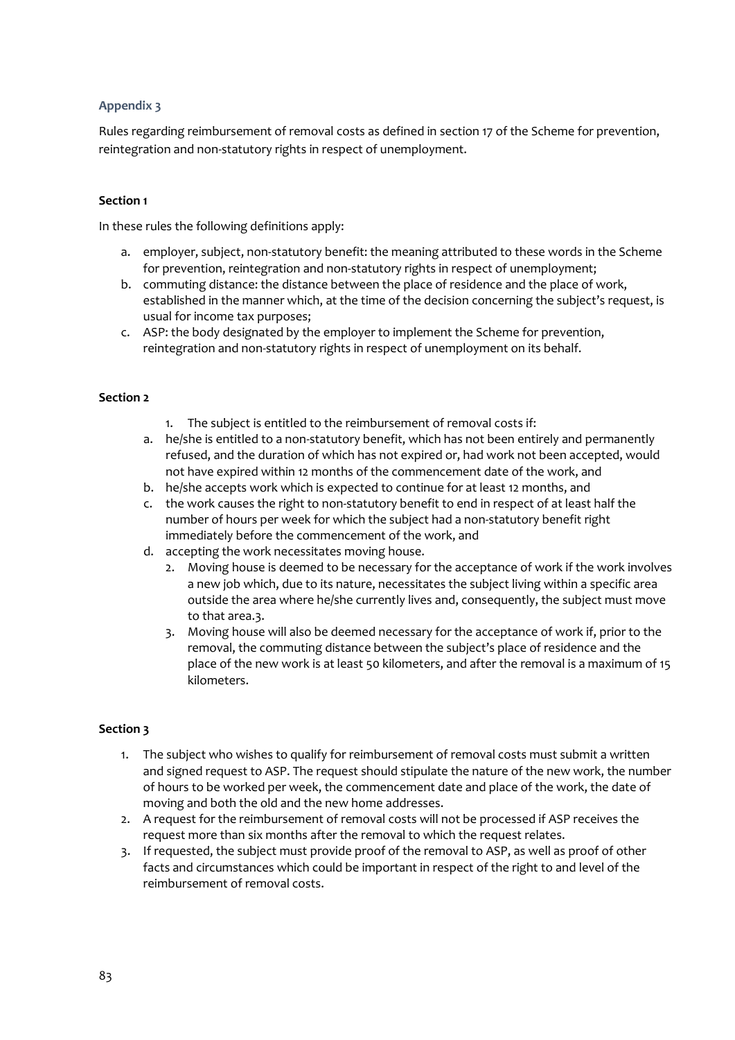### Appendix 3

Rules regarding reimbursement of removal costs as defined in section 17 of the Scheme for prevention, reintegration and non-statutory rights in respect of unemployment.

**Section 1**

In these rules the following definitions apply:

a. employer, subject, non-statutory benefit: the meaning attributed to these words in the Scheme for prevention, reintegration and non-statutory rights in respect of unemployment;
b. commuting distance: the distance between the place of residence and the place of work, established in the manner which, at the time of the decision concerning the subject's request, is usual for income tax purposes;
c. ASP: the body designated by the employer to implement the Scheme for prevention, reintegration and non-statutory rights in respect of unemployment on its behalf.

**Section 2**

1. The subject is entitled to the reimbursement of removal costs if:

a. he/she is entitled to a non-statutory benefit, which has not been entirely and permanently refused, and the duration of which has not expired or, had work not been accepted, would not have expired within 12 months of the commencement date of the work, and
b. he/she accepts work which is expected to continue for at least 12 months, and
c. the work causes the right to non-statutory benefit to end in respect of at least half the number of hours per week for which the subject had a non-statutory benefit right immediately before the commencement of the work, and
d. accepting the work necessitates moving house.

2. Moving house is deemed to be necessary for the acceptance of work if the work involves a new job which, due to its nature, necessitates the subject living within a specific area outside the area where he/she currently lives and, consequently, the subject must move to that area.3.
3. Moving house will also be deemed necessary for the acceptance of work if, prior to the removal, the commuting distance between the subject's place of residence and the place of the new work is at least 50 kilometers, and after the removal is a maximum of 15 kilometers.

**Section 3**

1. The subject who wishes to qualify for reimbursement of removal costs must submit a written and signed request to ASP. The request should stipulate the nature of the new work, the number of hours to be worked per week, the commencement date and place of the work, the date of moving and both the old and the new home addresses.
2. A request for the reimbursement of removal costs will not be processed if ASP receives the request more than six months after the removal to which the request relates.
3. If requested, the subject must provide proof of the removal to ASP, as well as proof of other facts and circumstances which could be important in respect of the right to and level of the reimbursement of removal costs.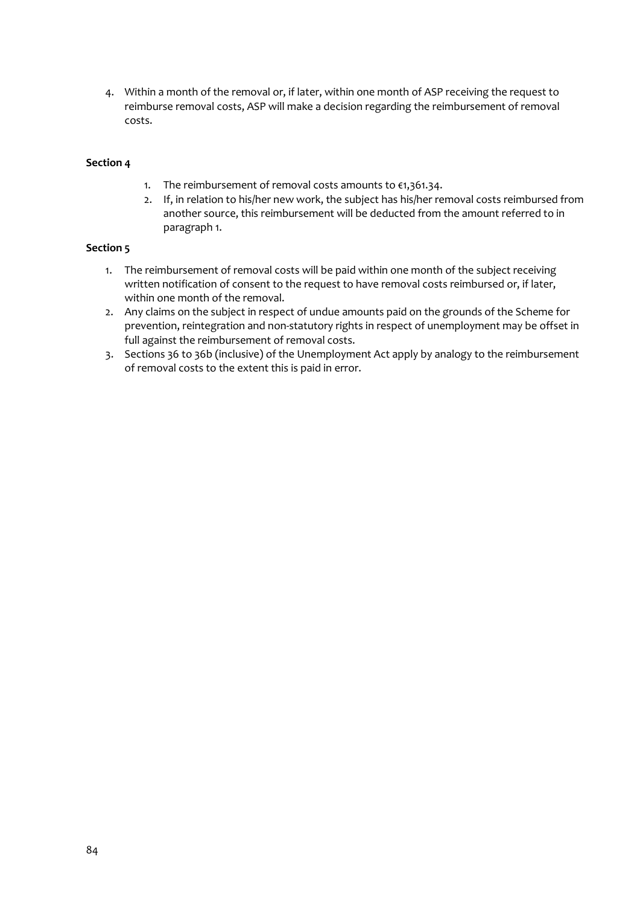4. Within a month of the removal or, if later, within one month of ASP receiving the request to reimburse removal costs, ASP will make a decision regarding the reimbursement of removal costs.

**Section 4**

1. The reimbursement of removal costs amounts to €1,361.34.
2. If, in relation to his/her new work, the subject has his/her removal costs reimbursed from another source, this reimbursement will be deducted from the amount referred to in paragraph 1.

**Section 5**

1. The reimbursement of removal costs will be paid within one month of the subject receiving written notification of consent to the request to have removal costs reimbursed or, if later, within one month of the removal.
2. Any claims on the subject in respect of undue amounts paid on the grounds of the Scheme for prevention, reintegration and non-statutory rights in respect of unemployment may be offset in full against the reimbursement of removal costs.
3. Sections 36 to 36b (inclusive) of the Unemployment Act apply by analogy to the reimbursement of removal costs to the extent this is paid in error.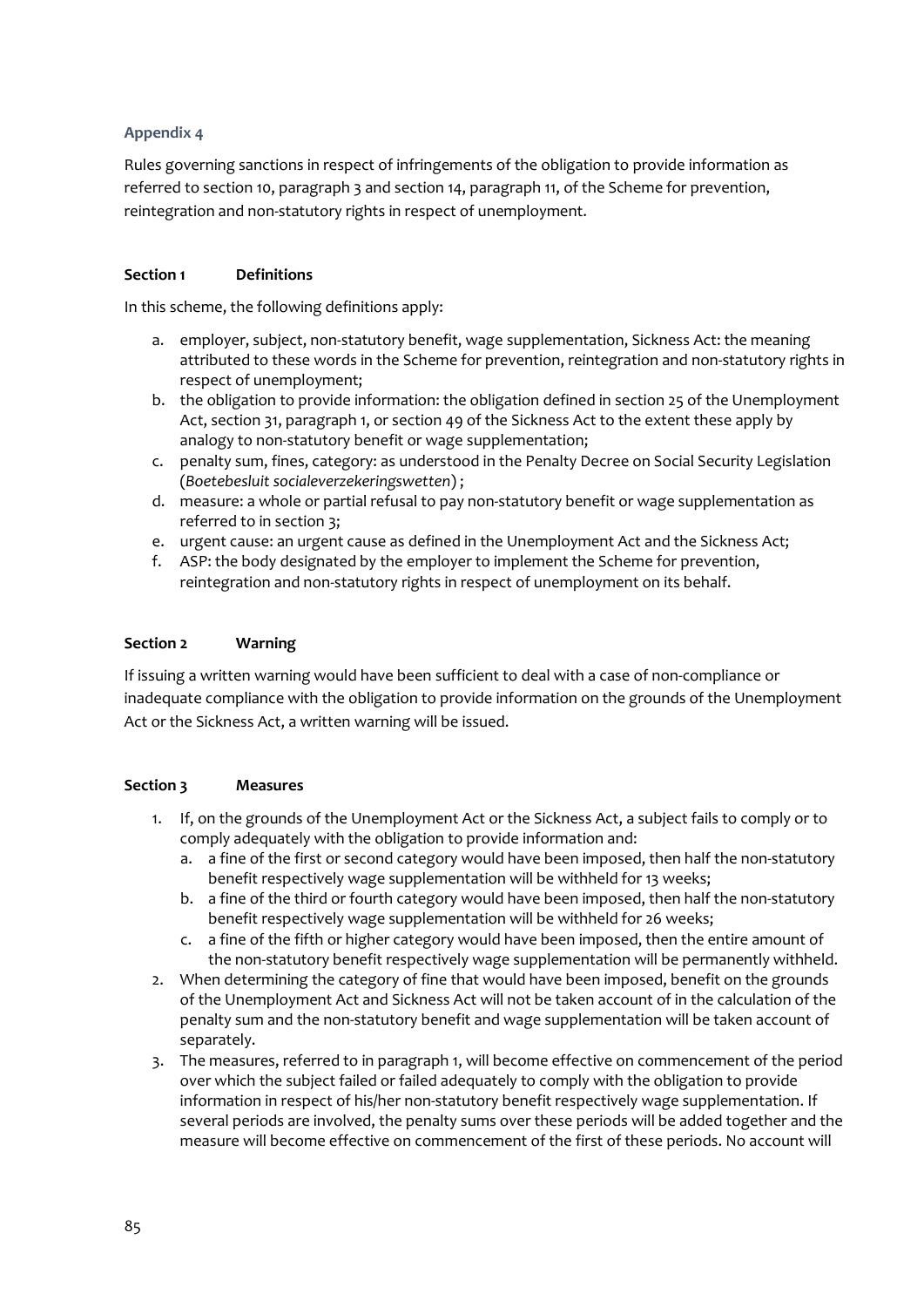## Appendix 4

Rules governing sanctions in respect of infringements of the obligation to provide information as referred to section 10, paragraph 3 and section 14, paragraph 11, of the Scheme for prevention, reintegration and non-statutory rights in respect of unemployment.

### Section 1 Definitions

In this scheme, the following definitions apply:

a. employer, subject, non-statutory benefit, wage supplementation, Sickness Act: the meaning attributed to these words in the Scheme for prevention, reintegration and non-statutory rights in respect of unemployment;
b. the obligation to provide information: the obligation defined in section 25 of the Unemployment Act, section 31, paragraph 1, or section 49 of the Sickness Act to the extent these apply by analogy to non-statutory benefit or wage supplementation;
c. penalty sum, fines, category: as understood in the Penalty Decree on Social Security Legislation (*Boetebesluit socialeverzekeringswetten*) ;
d. measure: a whole or partial refusal to pay non-statutory benefit or wage supplementation as referred to in section 3;
e. urgent cause: an urgent cause as defined in the Unemployment Act and the Sickness Act;
f. ASP: the body designated by the employer to implement the Scheme for prevention, reintegration and non-statutory rights in respect of unemployment on its behalf.

### Section 2 Warning

If issuing a written warning would have been sufficient to deal with a case of non-compliance or inadequate compliance with the obligation to provide information on the grounds of the Unemployment Act or the Sickness Act, a written warning will be issued.

### Section 3 Measures

1. If, on the grounds of the Unemployment Act or the Sickness Act, a subject fails to comply or to comply adequately with the obligation to provide information and:
   a. a fine of the first or second category would have been imposed, then half the non-statutory benefit respectively wage supplementation will be withheld for 13 weeks;
   b. a fine of the third or fourth category would have been imposed, then half the non-statutory benefit respectively wage supplementation will be withheld for 26 weeks;
   c. a fine of the fifth or higher category would have been imposed, then the entire amount of the non-statutory benefit respectively wage supplementation will be permanently withheld.
2. When determining the category of fine that would have been imposed, benefit on the grounds of the Unemployment Act and Sickness Act will not be taken account of in the calculation of the penalty sum and the non-statutory benefit and wage supplementation will be taken account of separately.
3. The measures, referred to in paragraph 1, will become effective on commencement of the period over which the subject failed or failed adequately to comply with the obligation to provide information in respect of his/her non-statutory benefit respectively wage supplementation. If several periods are involved, the penalty sums over these periods will be added together and the measure will become effective on commencement of the first of these periods. No account will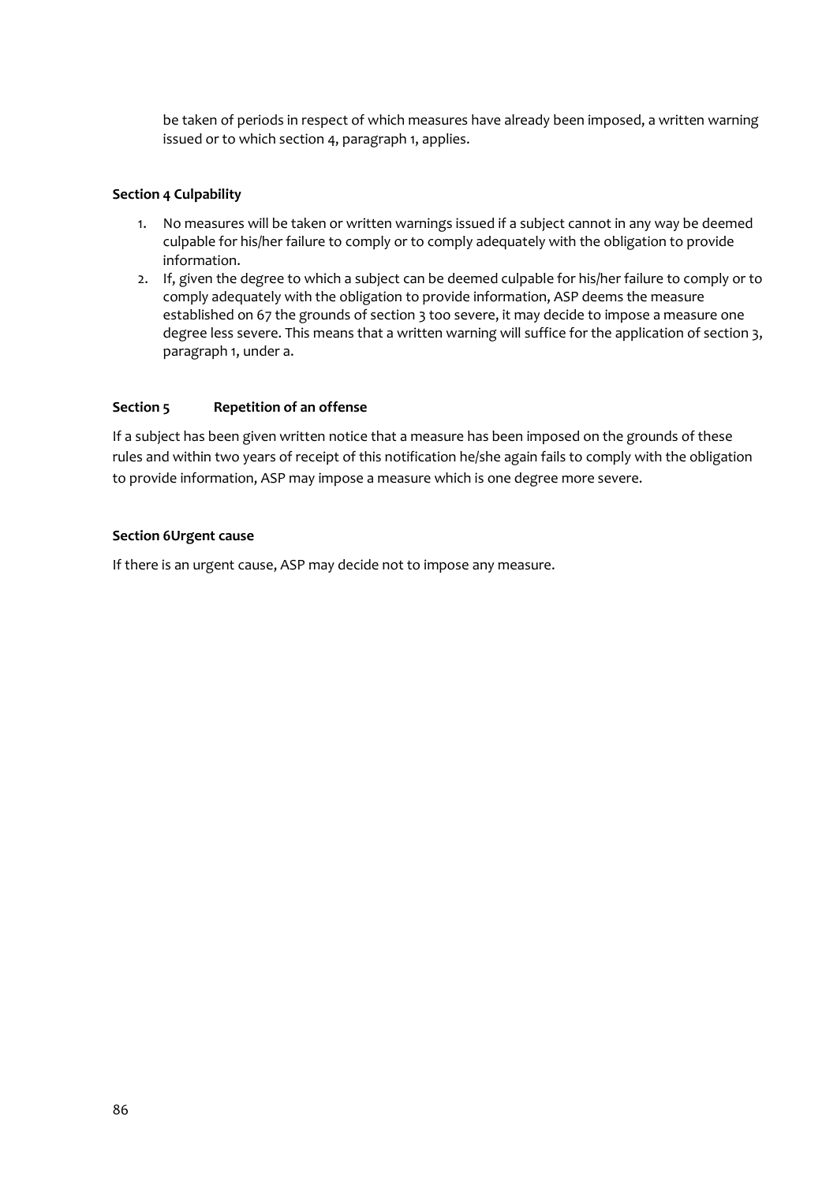be taken of periods in respect of which measures have already been imposed, a written warning issued or to which section 4, paragraph 1, applies.

**Section 4 Culpability**

1. No measures will be taken or written warnings issued if a subject cannot in any way be deemed culpable for his/her failure to comply or to comply adequately with the obligation to provide information.
2. If, given the degree to which a subject can be deemed culpable for his/her failure to comply or to comply adequately with the obligation to provide information, ASP deems the measure established on 67 the grounds of section 3 too severe, it may decide to impose a measure one degree less severe. This means that a written warning will suffice for the application of section 3, paragraph 1, under a.

**Section 5 Repetition of an offense**

If a subject has been given written notice that a measure has been imposed on the grounds of these rules and within two years of receipt of this notification he/she again fails to comply with the obligation to provide information, ASP may impose a measure which is one degree more severe.

**Section 6Urgent cause**

If there is an urgent cause, ASP may decide not to impose any measure.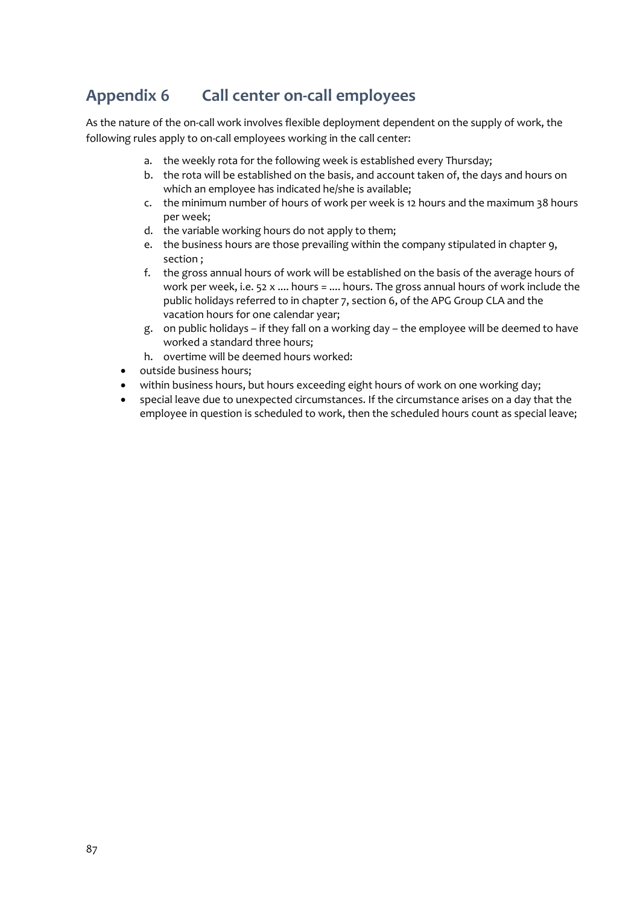## Appendix 6 Call center on-call employees

As the nature of the on-call work involves flexible deployment dependent on the supply of work, the following rules apply to on-call employees working in the call center:

a. the weekly rota for the following week is established every Thursday;
b. the rota will be established on the basis, and account taken of, the days and hours on which an employee has indicated he/she is available;
c. the minimum number of hours of work per week is 12 hours and the maximum 38 hours per week;
d. the variable working hours do not apply to them;
e. the business hours are those prevailing within the company stipulated in chapter 9, section ;
f. the gross annual hours of work will be established on the basis of the average hours of work per week, i.e. 52 x .... hours = .... hours. The gross annual hours of work include the public holidays referred to in chapter 7, section 6, of the APG Group CLA and the vacation hours for one calendar year;
g. on public holidays – if they fall on a working day – the employee will be deemed to have worked a standard three hours;
h. overtime will be deemed hours worked:

- outside business hours;
- within business hours, but hours exceeding eight hours of work on one working day;
- special leave due to unexpected circumstances. If the circumstance arises on a day that the employee in question is scheduled to work, then the scheduled hours count as special leave;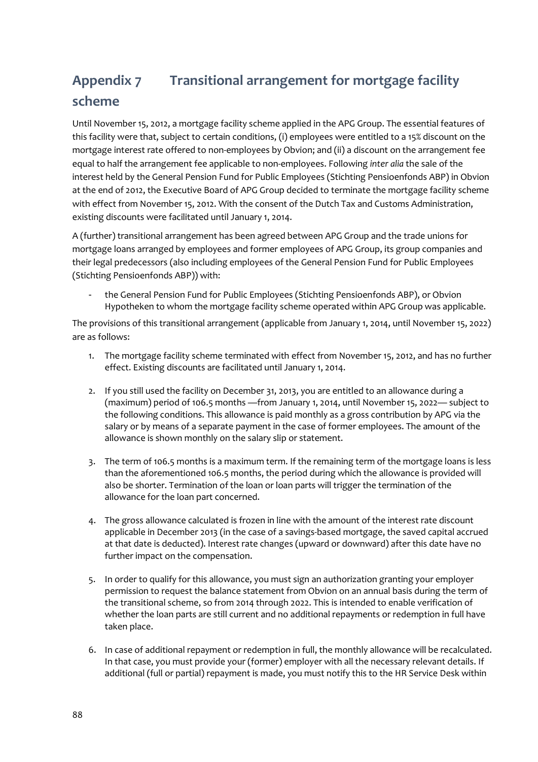# Appendix 7 Transitional arrangement for mortgage facility scheme

Until November 15, 2012, a mortgage facility scheme applied in the APG Group. The essential features of this facility were that, subject to certain conditions, (i) employees were entitled to a 15% discount on the mortgage interest rate offered to non-employees by Obvion; and (ii) a discount on the arrangement fee equal to half the arrangement fee applicable to non-employees. Following *inter alia* the sale of the interest held by the General Pension Fund for Public Employees (Stichting Pensioenfonds ABP) in Obvion at the end of 2012, the Executive Board of APG Group decided to terminate the mortgage facility scheme with effect from November 15, 2012. With the consent of the Dutch Tax and Customs Administration, existing discounts were facilitated until January 1, 2014.

A (further) transitional arrangement has been agreed between APG Group and the trade unions for mortgage loans arranged by employees and former employees of APG Group, its group companies and their legal predecessors (also including employees of the General Pension Fund for Public Employees (Stichting Pensioenfonds ABP)) with:

- the General Pension Fund for Public Employees (Stichting Pensioenfonds ABP), or Obvion Hypotheken to whom the mortgage facility scheme operated within APG Group was applicable.

The provisions of this transitional arrangement (applicable from January 1, 2014, until November 15, 2022) are as follows:

1. The mortgage facility scheme terminated with effect from November 15, 2012, and has no further effect. Existing discounts are facilitated until January 1, 2014.

2. If you still used the facility on December 31, 2013, you are entitled to an allowance during a (maximum) period of 106.5 months —from January 1, 2014, until November 15, 2022— subject to the following conditions. This allowance is paid monthly as a gross contribution by APG via the salary or by means of a separate payment in the case of former employees. The amount of the allowance is shown monthly on the salary slip or statement.

3. The term of 106.5 months is a maximum term. If the remaining term of the mortgage loans is less than the aforementioned 106.5 months, the period during which the allowance is provided will also be shorter. Termination of the loan or loan parts will trigger the termination of the allowance for the loan part concerned.

4. The gross allowance calculated is frozen in line with the amount of the interest rate discount applicable in December 2013 (in the case of a savings-based mortgage, the saved capital accrued at that date is deducted). Interest rate changes (upward or downward) after this date have no further impact on the compensation.

5. In order to qualify for this allowance, you must sign an authorization granting your employer permission to request the balance statement from Obvion on an annual basis during the term of the transitional scheme, so from 2014 through 2022. This is intended to enable verification of whether the loan parts are still current and no additional repayments or redemption in full have taken place.

6. In case of additional repayment or redemption in full, the monthly allowance will be recalculated. In that case, you must provide your (former) employer with all the necessary relevant details. If additional (full or partial) repayment is made, you must notify this to the HR Service Desk within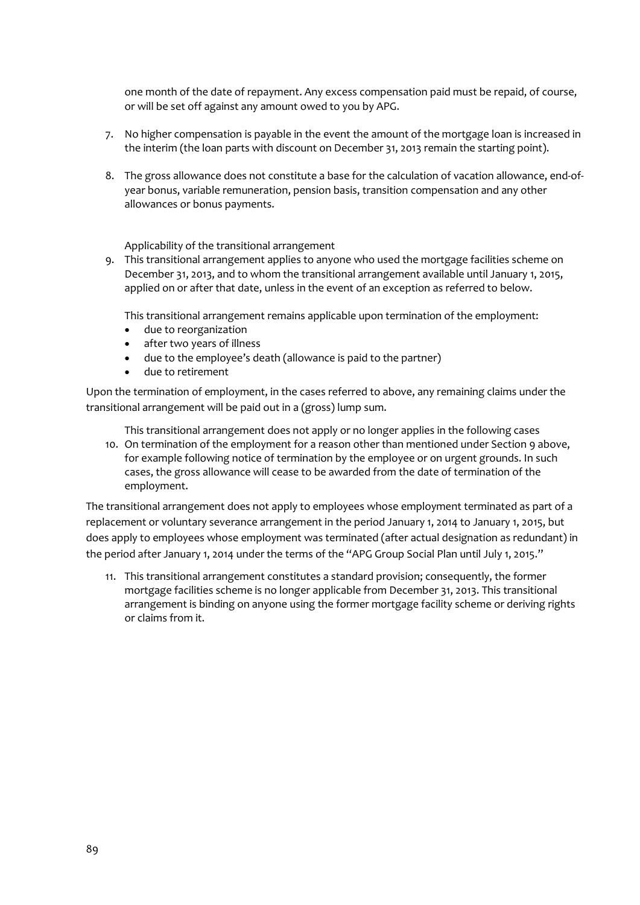one month of the date of repayment. Any excess compensation paid must be repaid, of course, or will be set off against any amount owed to you by APG.

7. No higher compensation is payable in the event the amount of the mortgage loan is increased in the interim (the loan parts with discount on December 31, 2013 remain the starting point).

8. The gross allowance does not constitute a base for the calculation of vacation allowance, end-of-year bonus, variable remuneration, pension basis, transition compensation and any other allowances or bonus payments.

Applicability of the transitional arrangement

9. This transitional arrangement applies to anyone who used the mortgage facilities scheme on December 31, 2013, and to whom the transitional arrangement available until January 1, 2015, applied on or after that date, unless in the event of an exception as referred to below.

   This transitional arrangement remains applicable upon termination of the employment:
   - due to reorganization
   - after two years of illness
   - due to the employee's death (allowance is paid to the partner)
   - due to retirement

Upon the termination of employment, in the cases referred to above, any remaining claims under the transitional arrangement will be paid out in a (gross) lump sum.

This transitional arrangement does not apply or no longer applies in the following cases

10. On termination of the employment for a reason other than mentioned under Section 9 above, for example following notice of termination by the employee or on urgent grounds. In such cases, the gross allowance will cease to be awarded from the date of termination of the employment.

The transitional arrangement does not apply to employees whose employment terminated as part of a replacement or voluntary severance arrangement in the period January 1, 2014 to January 1, 2015, but does apply to employees whose employment was terminated (after actual designation as redundant) in the period after January 1, 2014 under the terms of the "APG Group Social Plan until July 1, 2015."

11. This transitional arrangement constitutes a standard provision; consequently, the former mortgage facilities scheme is no longer applicable from December 31, 2013. This transitional arrangement is binding on anyone using the former mortgage facility scheme or deriving rights or claims from it.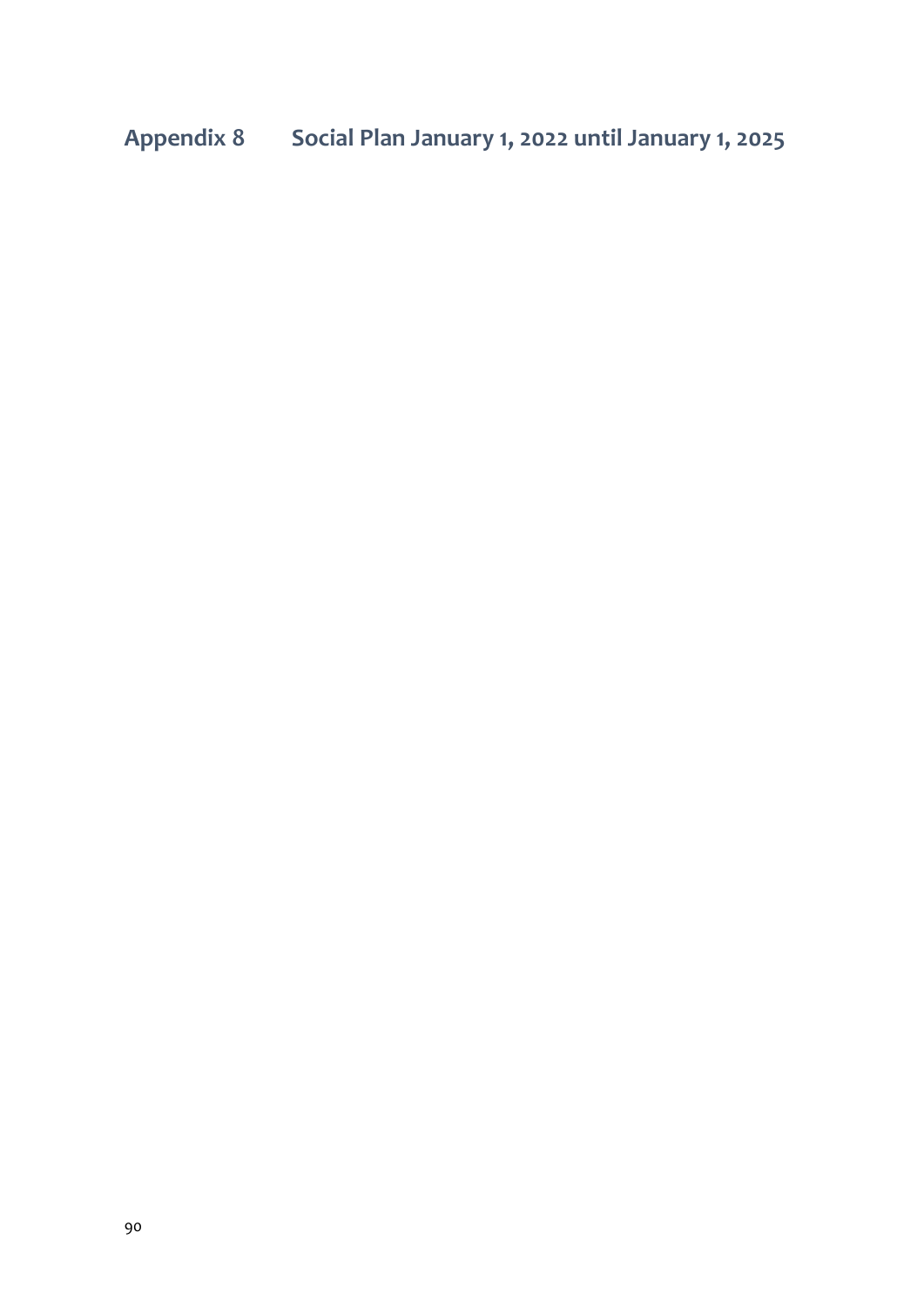# Appendix 8 Social Plan January 1, 2022 until January 1, 2025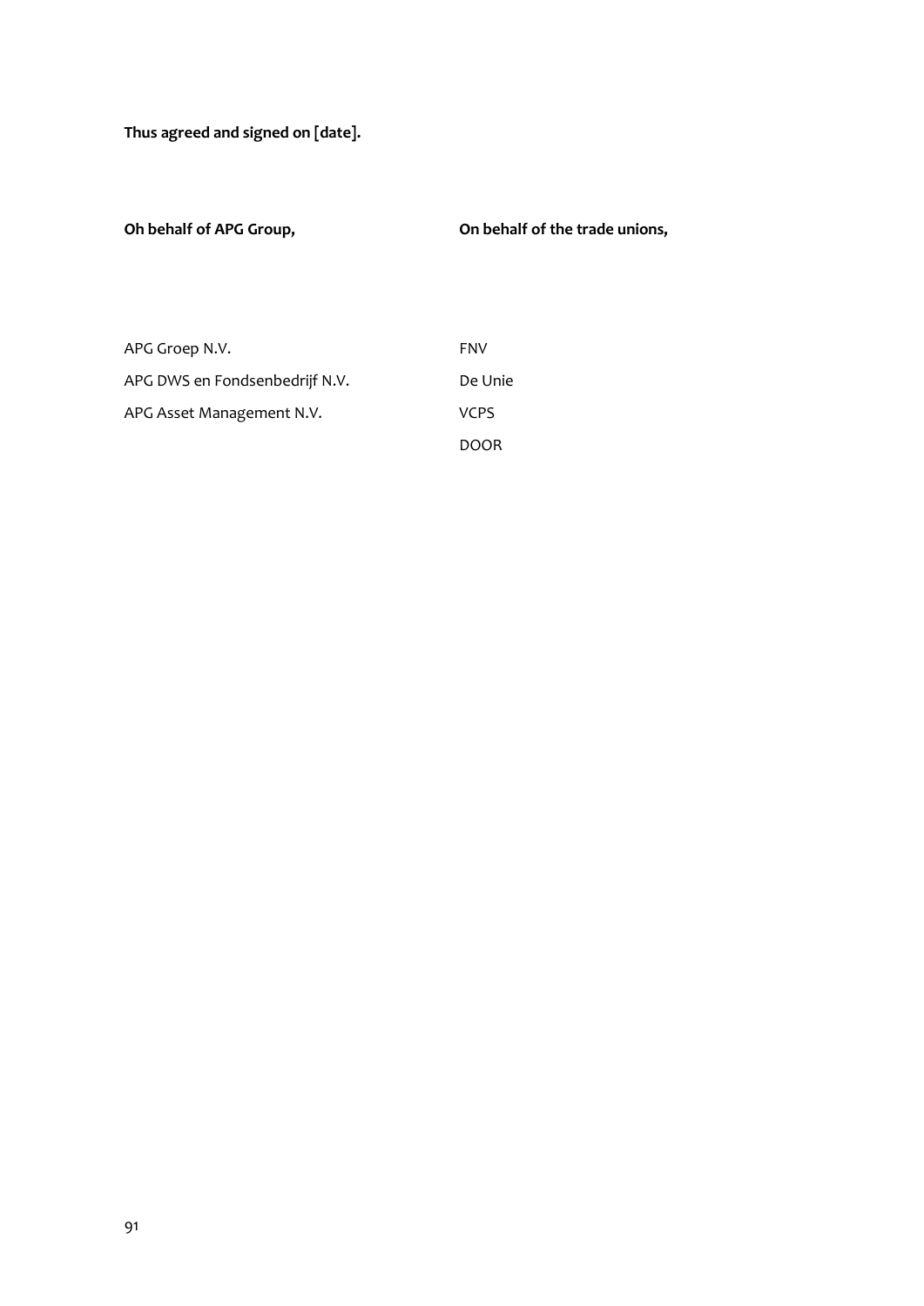**Thus agreed and signed on [date].**

| | |
|---|---|
| **Oh behalf of APG Group,** | **On behalf of the trade unions,** |
| | |
| APG Groep N.V. | FNV |
| APG DWS en Fondsenbedrijf N.V. | De Unie |
| APG Asset Management N.V. | VCPS |
| | DOOR |